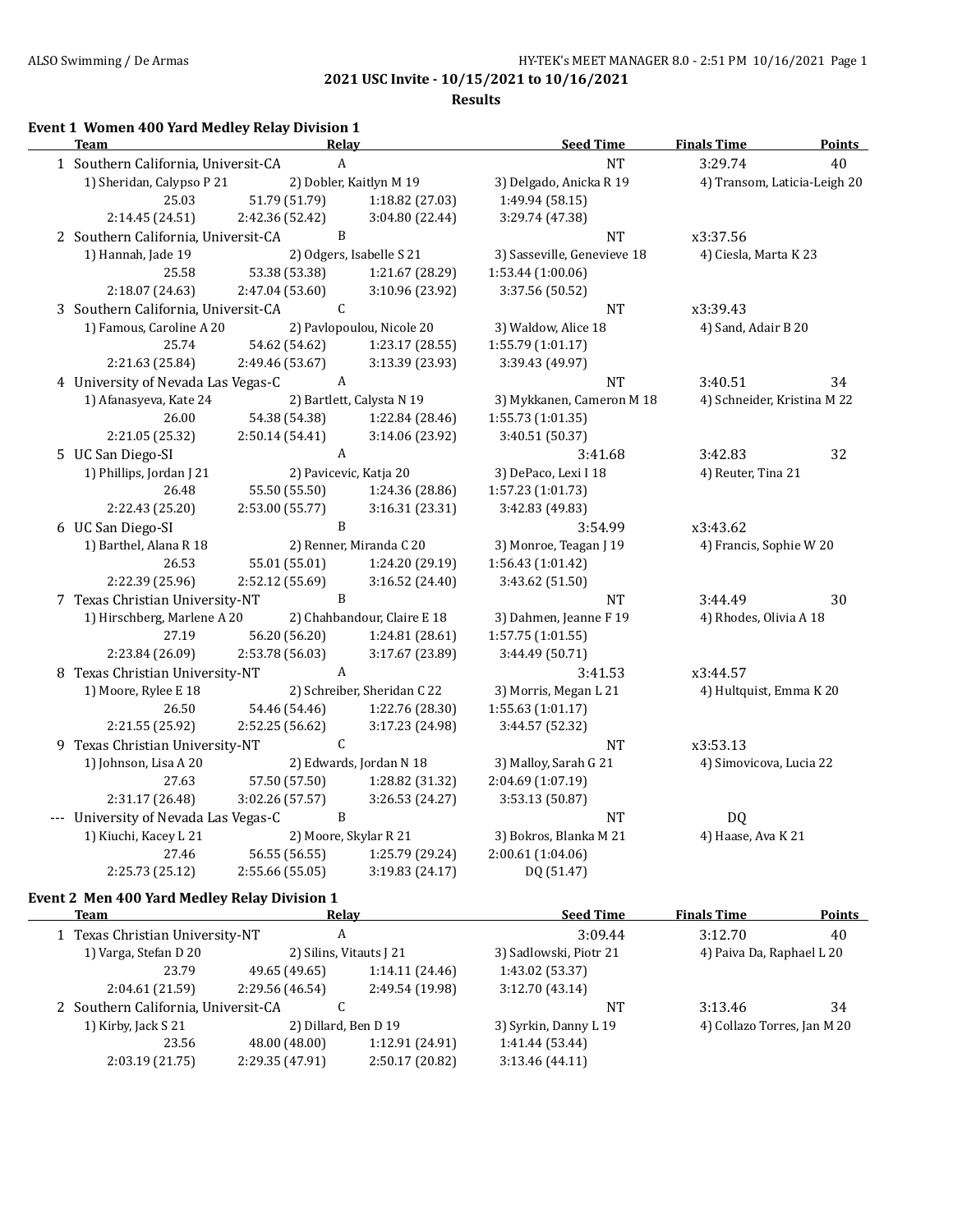## 2021 USC Invite - 10/15/2021 to 10/16/2021

### Results

#### Event 1 Women 400 Yard Medley Relay Division 1

| | Team | Relay | Seed Time | Finals Time | Points |
|---|---|---|---|---|---|
| 1 | Southern California, Universit-CA | A | NT | 3:29.74 | 40 |
| | 1) Sheridan, Calypso P 21 | 2) Dobler, Kaitlyn M 19 | 3) Delgado, Anicka R 19 | 4) Transom, Laticia-Leigh 20 | |
| | 25.03 | 51.79 (51.79) | 1:18.82 (27.03) | 1:49.94 (58.15) | |
| | 2:14.45 (24.51) | 2:42.36 (52.42) | 3:04.80 (22.44) | 3:29.74 (47.38) | |
| 2 | Southern California, Universit-CA | B | NT | x3:37.56 | |
| | 1) Hannah, Jade 19 | 2) Odgers, Isabelle S 21 | 3) Sasseville, Genevieve 18 | 4) Ciesla, Marta K 23 | |
| | 25.58 | 53.38 (53.38) | 1:21.67 (28.29) | 1:53.44 (1:00.06) | |
| | 2:18.07 (24.63) | 2:47.04 (53.60) | 3:10.96 (23.92) | 3:37.56 (50.52) | |
| 3 | Southern California, Universit-CA | C | NT | x3:39.43 | |
| | 1) Famous, Caroline A 20 | 2) Pavlopoulou, Nicole 20 | 3) Waldow, Alice 18 | 4) Sand, Adair B 20 | |
| | 25.74 | 54.62 (54.62) | 1:23.17 (28.55) | 1:55.79 (1:01.17) | |
| | 2:21.63 (25.84) | 2:49.46 (53.67) | 3:13.39 (23.93) | 3:39.43 (49.97) | |
| 4 | University of Nevada Las Vegas-C | A | NT | 3:40.51 | 34 |
| | 1) Afanasyeva, Kate 24 | 2) Bartlett, Calysta N 19 | 3) Mykkanen, Cameron M 18 | 4) Schneider, Kristina M 22 | |
| | 26.00 | 54.38 (54.38) | 1:22.84 (28.46) | 1:55.73 (1:01.35) | |
| | 2:21.05 (25.32) | 2:50.14 (54.41) | 3:14.06 (23.92) | 3:40.51 (50.37) | |
| 5 | UC San Diego-SI | A | 3:41.68 | 3:42.83 | 32 |
| | 1) Phillips, Jordan J 21 | 2) Pavicevic, Katja 20 | 3) DePaco, Lexi I 18 | 4) Reuter, Tina 21 | |
| | 26.48 | 55.50 (55.50) | 1:24.36 (28.86) | 1:57.23 (1:01.73) | |
| | 2:22.43 (25.20) | 2:53.00 (55.77) | 3:16.31 (23.31) | 3:42.83 (49.83) | |
| 6 | UC San Diego-SI | B | 3:54.99 | x3:43.62 | |
| | 1) Barthel, Alana R 18 | 2) Renner, Miranda C 20 | 3) Monroe, Teagan J 19 | 4) Francis, Sophie W 20 | |
| | 26.53 | 55.01 (55.01) | 1:24.20 (29.19) | 1:56.43 (1:01.42) | |
| | 2:22.39 (25.96) | 2:52.12 (55.69) | 3:16.52 (24.40) | 3:43.62 (51.50) | |
| 7 | Texas Christian University-NT | B | NT | 3:44.49 | 30 |
| | 1) Hirschberg, Marlene A 20 | 2) Chahbandour, Claire E 18 | 3) Dahmen, Jeanne F 19 | 4) Rhodes, Olivia A 18 | |
| | 27.19 | 56.20 (56.20) | 1:24.81 (28.61) | 1:57.75 (1:01.55) | |
| | 2:23.84 (26.09) | 2:53.78 (56.03) | 3:17.67 (23.89) | 3:44.49 (50.71) | |
| 8 | Texas Christian University-NT | A | 3:41.53 | x3:44.57 | |
| | 1) Moore, Rylee E 18 | 2) Schreiber, Sheridan C 22 | 3) Morris, Megan L 21 | 4) Hultquist, Emma K 20 | |
| | 26.50 | 54.46 (54.46) | 1:22.76 (28.30) | 1:55.63 (1:01.17) | |
| | 2:21.55 (25.92) | 2:52.25 (56.62) | 3:17.23 (24.98) | 3:44.57 (52.32) | |
| 9 | Texas Christian University-NT | C | NT | x3:53.13 | |
| | 1) Johnson, Lisa A 20 | 2) Edwards, Jordan N 18 | 3) Malloy, Sarah G 21 | 4) Simovicova, Lucia 22 | |
| | 27.63 | 57.50 (57.50) | 1:28.82 (31.32) | 2:04.69 (1:07.19) | |
| | 2:31.17 (26.48) | 3:02.26 (57.57) | 3:26.53 (24.27) | 3:53.13 (50.87) | |
| --- | University of Nevada Las Vegas-C | B | NT | DQ | |
| | 1) Kiuchi, Kacey L 21 | 2) Moore, Skylar R 21 | 3) Bokros, Blanka M 21 | 4) Haase, Ava K 21 | |
| | 27.46 | 56.55 (56.55) | 1:25.79 (29.24) | 2:00.61 (1:04.06) | |
| | 2:25.73 (25.12) | 2:55.66 (55.05) | 3:19.83 (24.17) | DQ (51.47) | |

#### Event 2 Men 400 Yard Medley Relay Division 1

| | Team | Relay | Seed Time | Finals Time | Points |
|---|---|---|---|---|---|
| 1 | Texas Christian University-NT | A | 3:09.44 | 3:12.70 | 40 |
| | 1) Varga, Stefan D 20 | 2) Silins, Vitauts J 21 | 3) Sadlowski, Piotr 21 | 4) Paiva Da, Raphael L 20 | |
| | 23.79 | 49.65 (49.65) | 1:14.11 (24.46) | 1:43.02 (53.37) | |
| | 2:04.61 (21.59) | 2:29.56 (46.54) | 2:49.54 (19.98) | 3:12.70 (43.14) | |
| 2 | Southern California, Universit-CA | C | NT | 3:13.46 | 34 |
| | 1) Kirby, Jack S 21 | 2) Dillard, Ben D 19 | 3) Syrkin, Danny L 19 | 4) Collazo Torres, Jan M 20 | |
| | 23.56 | 48.00 (48.00) | 1:12.91 (24.91) | 1:41.44 (53.44) | |
| | 2:03.19 (21.75) | 2:29.35 (47.91) | 2:50.17 (20.82) | 3:13.46 (44.11) | |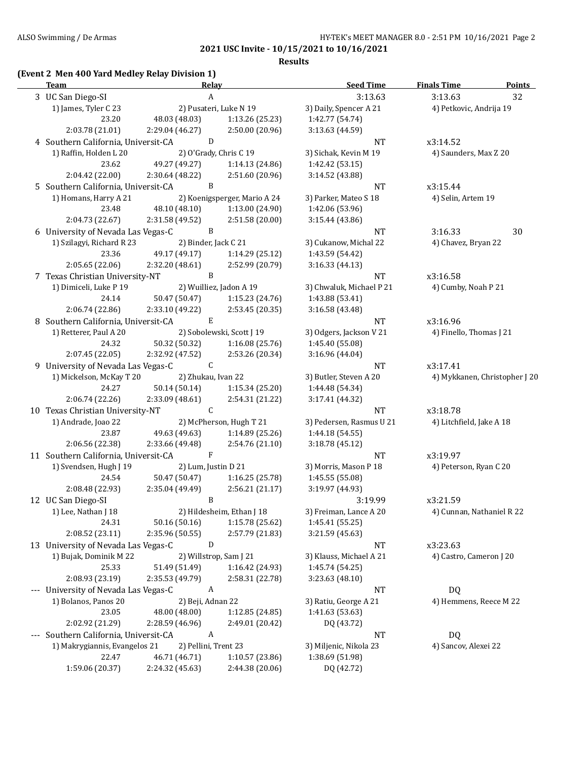**2021 USC Invite - 10/15/2021 to 10/16/2021**

**Results**

**(Event 2 Men 400 Yard Medley Relay Division 1)**

| Team | Relay | Seed Time | Finals Time | Points |
|---|---|---|---|---|
| 3 UC San Diego-SI | A | 3:13.63 | 3:13.63 | 32 |
| 1) James, Tyler C 23 | 2) Pusateri, Luke N 19 | 3) Daily, Spencer A 21 | 4) Petkovic, Andrija 19 | |
| 23.20 | 48.03 (48.03) | 1:13.26 (25.23) | 1:42.77 (54.74) | |
| 2:03.78 (21.01) | 2:29.04 (46.27) | 2:50.00 (20.96) | 3:13.63 (44.59) | |
| 4 Southern California, Universit-CA | D | NT | x3:14.52 | |
| 1) Raffin, Holden L 20 | 2) O'Grady, Chris C 19 | 3) Sichak, Kevin M 19 | 4) Saunders, Max Z 20 | |
| 23.62 | 49.27 (49.27) | 1:14.13 (24.86) | 1:42.42 (53.15) | |
| 2:04.42 (22.00) | 2:30.64 (48.22) | 2:51.60 (20.96) | 3:14.52 (43.88) | |
| 5 Southern California, Universit-CA | B | NT | x3:15.44 | |
| 1) Homans, Harry A 21 | 2) Koenigsperger, Mario A 24 | 3) Parker, Mateo S 18 | 4) Selin, Artem 19 | |
| 23.48 | 48.10 (48.10) | 1:13.00 (24.90) | 1:42.06 (53.96) | |
| 2:04.73 (22.67) | 2:31.58 (49.52) | 2:51.58 (20.00) | 3:15.44 (43.86) | |
| 6 University of Nevada Las Vegas-C | B | NT | 3:16.33 | 30 |
| 1) Szilagyi, Richard R 23 | 2) Binder, Jack C 21 | 3) Cukanow, Michal 22 | 4) Chavez, Bryan 22 | |
| 23.36 | 49.17 (49.17) | 1:14.29 (25.12) | 1:43.59 (54.42) | |
| 2:05.65 (22.06) | 2:32.20 (48.61) | 2:52.99 (20.79) | 3:16.33 (44.13) | |
| 7 Texas Christian University-NT | B | NT | x3:16.58 | |
| 1) Dimiceli, Luke P 19 | 2) Wuilliez, Jadon A 19 | 3) Chwaluk, Michael P 21 | 4) Cumby, Noah P 21 | |
| 24.14 | 50.47 (50.47) | 1:15.23 (24.76) | 1:43.88 (53.41) | |
| 2:06.74 (22.86) | 2:33.10 (49.22) | 2:53.45 (20.35) | 3:16.58 (43.48) | |
| 8 Southern California, Universit-CA | E | NT | x3:16.96 | |
| 1) Retterer, Paul A 20 | 2) Sobolewski, Scott J 19 | 3) Odgers, Jackson V 21 | 4) Finello, Thomas J 21 | |
| 24.32 | 50.32 (50.32) | 1:16.08 (25.76) | 1:45.40 (55.08) | |
| 2:07.45 (22.05) | 2:32.92 (47.52) | 2:53.26 (20.34) | 3:16.96 (44.04) | |
| 9 University of Nevada Las Vegas-C | C | NT | x3:17.41 | |
| 1) Mickelson, McKay T 20 | 2) Zhukau, Ivan 22 | 3) Butler, Steven A 20 | 4) Mykkanen, Christopher J 20 | |
| 24.27 | 50.14 (50.14) | 1:15.34 (25.20) | 1:44.48 (54.34) | |
| 2:06.74 (22.26) | 2:33.09 (48.61) | 2:54.31 (21.22) | 3:17.41 (44.32) | |
| 10 Texas Christian University-NT | C | NT | x3:18.78 | |
| 1) Andrade, Joao 22 | 2) McPherson, Hugh T 21 | 3) Pedersen, Rasmus U 21 | 4) Litchfield, Jake A 18 | |
| 23.87 | 49.63 (49.63) | 1:14.89 (25.26) | 1:44.18 (54.55) | |
| 2:06.56 (22.38) | 2:33.66 (49.48) | 2:54.76 (21.10) | 3:18.78 (45.12) | |
| 11 Southern California, Universit-CA | F | NT | x3:19.97 | |
| 1) Svendsen, Hugh J 19 | 2) Lum, Justin D 21 | 3) Morris, Mason P 18 | 4) Peterson, Ryan C 20 | |
| 24.54 | 50.47 (50.47) | 1:16.25 (25.78) | 1:45.55 (55.08) | |
| 2:08.48 (22.93) | 2:35.04 (49.49) | 2:56.21 (21.17) | 3:19.97 (44.93) | |
| 12 UC San Diego-SI | B | 3:19.99 | x3:21.59 | |
| 1) Lee, Nathan J 18 | 2) Hildesheim, Ethan J 18 | 3) Freiman, Lance A 20 | 4) Cunnan, Nathaniel R 22 | |
| 24.31 | 50.16 (50.16) | 1:15.78 (25.62) | 1:45.41 (55.25) | |
| 2:08.52 (23.11) | 2:35.96 (50.55) | 2:57.79 (21.83) | 3:21.59 (45.63) | |
| 13 University of Nevada Las Vegas-C | D | NT | x3:23.63 | |
| 1) Bujak, Dominik M 22 | 2) Willstrop, Sam J 21 | 3) Klauss, Michael A 21 | 4) Castro, Cameron J 20 | |
| 25.33 | 51.49 (51.49) | 1:16.42 (24.93) | 1:45.74 (54.25) | |
| 2:08.93 (23.19) | 2:35.53 (49.79) | 2:58.31 (22.78) | 3:23.63 (48.10) | |
| --- University of Nevada Las Vegas-C | A | NT | DQ | |
| 1) Bolanos, Panos 20 | 2) Beji, Adnan 22 | 3) Ratiu, George A 21 | 4) Hemmens, Reece M 22 | |
| 23.05 | 48.00 (48.00) | 1:12.85 (24.85) | 1:41.63 (53.63) | |
| 2:02.92 (21.29) | 2:28.59 (46.96) | 2:49.01 (20.42) | DQ (43.72) | |
| --- Southern California, Universit-CA | A | NT | DQ | |
| 1) Makrygiannis, Evangelos 21 | 2) Pellini, Trent 23 | 3) Miljenic, Nikola 23 | 4) Sancov, Alexei 22 | |
| 22.47 | 46.71 (46.71) | 1:10.57 (23.86) | 1:38.69 (51.98) | |
| 1:59.06 (20.37) | 2:24.32 (45.63) | 2:44.38 (20.06) | DQ (42.72) | |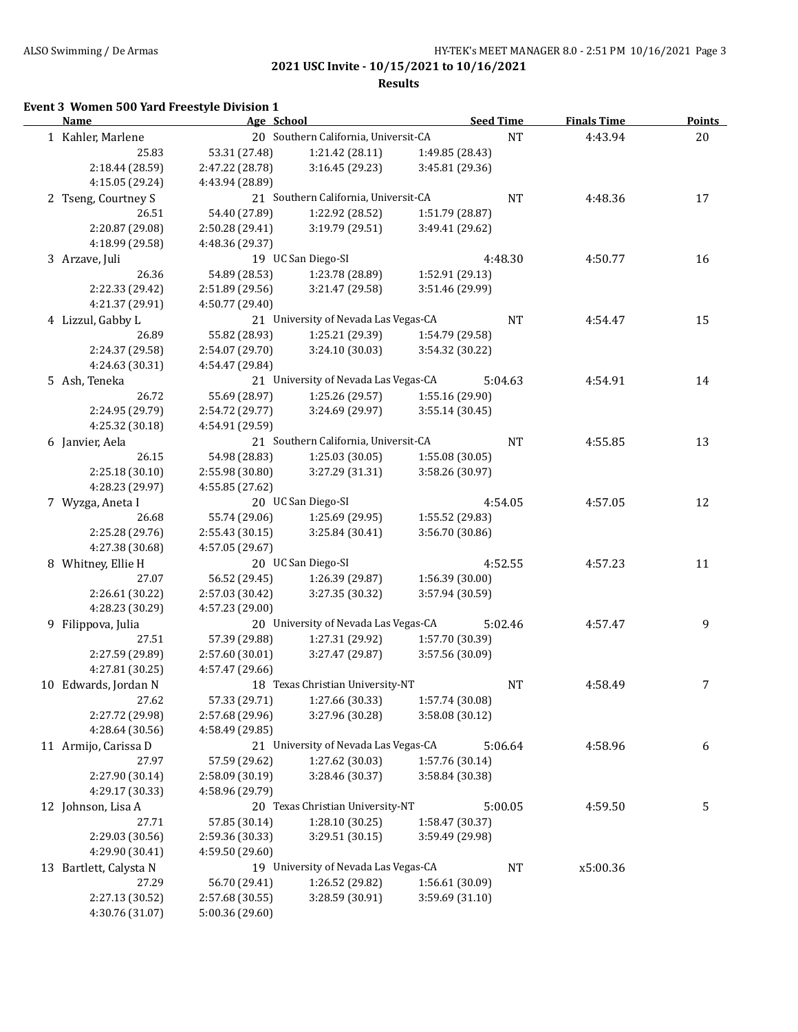## 2021 USC Invite - 10/15/2021 to 10/16/2021

### Results

#### Event 3 Women 500 Yard Freestyle Division 1

| | Name | Age | School | Seed Time | Finals Time | Points |
|---|---|---|---|---|---|---|
| 1 | Kahler, Marlene | 20 | Southern California, Universit-CA | NT | 4:43.94 | 20 |
| | 25.83 | 53.31 (27.48) | 1:21.42 (28.11) | 1:49.85 (28.43) | | |
| | 2:18.44 (28.59) | 2:47.22 (28.78) | 3:16.45 (29.23) | 3:45.81 (29.36) | | |
| | 4:15.05 (29.24) | 4:43.94 (28.89) | | | | |
| 2 | Tseng, Courtney S | 21 | Southern California, Universit-CA | NT | 4:48.36 | 17 |
| | 26.51 | 54.40 (27.89) | 1:22.92 (28.52) | 1:51.79 (28.87) | | |
| | 2:20.87 (29.08) | 2:50.28 (29.41) | 3:19.79 (29.51) | 3:49.41 (29.62) | | |
| | 4:18.99 (29.58) | 4:48.36 (29.37) | | | | |
| 3 | Arzave, Juli | 19 | UC San Diego-SI | 4:48.30 | 4:50.77 | 16 |
| | 26.36 | 54.89 (28.53) | 1:23.78 (28.89) | 1:52.91 (29.13) | | |
| | 2:22.33 (29.42) | 2:51.89 (29.56) | 3:21.47 (29.58) | 3:51.46 (29.99) | | |
| | 4:21.37 (29.91) | 4:50.77 (29.40) | | | | |
| 4 | Lizzul, Gabby L | 21 | University of Nevada Las Vegas-CA | NT | 4:54.47 | 15 |
| | 26.89 | 55.82 (28.93) | 1:25.21 (29.39) | 1:54.79 (29.58) | | |
| | 2:24.37 (29.58) | 2:54.07 (29.70) | 3:24.10 (30.03) | 3:54.32 (30.22) | | |
| | 4:24.63 (30.31) | 4:54.47 (29.84) | | | | |
| 5 | Ash, Teneka | 21 | University of Nevada Las Vegas-CA | 5:04.63 | 4:54.91 | 14 |
| | 26.72 | 55.69 (28.97) | 1:25.26 (29.57) | 1:55.16 (29.90) | | |
| | 2:24.95 (29.79) | 2:54.72 (29.77) | 3:24.69 (29.97) | 3:55.14 (30.45) | | |
| | 4:25.32 (30.18) | 4:54.91 (29.59) | | | | |
| 6 | Janvier, Aela | 21 | Southern California, Universit-CA | NT | 4:55.85 | 13 |
| | 26.15 | 54.98 (28.83) | 1:25.03 (30.05) | 1:55.08 (30.05) | | |
| | 2:25.18 (30.10) | 2:55.98 (30.80) | 3:27.29 (31.31) | 3:58.26 (30.97) | | |
| | 4:28.23 (29.97) | 4:55.85 (27.62) | | | | |
| 7 | Wyzga, Aneta I | 20 | UC San Diego-SI | 4:54.05 | 4:57.05 | 12 |
| | 26.68 | 55.74 (29.06) | 1:25.69 (29.95) | 1:55.52 (29.83) | | |
| | 2:25.28 (29.76) | 2:55.43 (30.15) | 3:25.84 (30.41) | 3:56.70 (30.86) | | |
| | 4:27.38 (30.68) | 4:57.05 (29.67) | | | | |
| 8 | Whitney, Ellie H | 20 | UC San Diego-SI | 4:52.55 | 4:57.23 | 11 |
| | 27.07 | 56.52 (29.45) | 1:26.39 (29.87) | 1:56.39 (30.00) | | |
| | 2:26.61 (30.22) | 2:57.03 (30.42) | 3:27.35 (30.32) | 3:57.94 (30.59) | | |
| | 4:28.23 (30.29) | 4:57.23 (29.00) | | | | |
| 9 | Filippova, Julia | 20 | University of Nevada Las Vegas-CA | 5:02.46 | 4:57.47 | 9 |
| | 27.51 | 57.39 (29.88) | 1:27.31 (29.92) | 1:57.70 (30.39) | | |
| | 2:27.59 (29.89) | 2:57.60 (30.01) | 3:27.47 (29.87) | 3:57.56 (30.09) | | |
| | 4:27.81 (30.25) | 4:57.47 (29.66) | | | | |
| 10 | Edwards, Jordan N | 18 | Texas Christian University-NT | NT | 4:58.49 | 7 |
| | 27.62 | 57.33 (29.71) | 1:27.66 (30.33) | 1:57.74 (30.08) | | |
| | 2:27.72 (29.98) | 2:57.68 (29.96) | 3:27.96 (30.28) | 3:58.08 (30.12) | | |
| | 4:28.64 (30.56) | 4:58.49 (29.85) | | | | |
| 11 | Armijo, Carissa D | 21 | University of Nevada Las Vegas-CA | 5:06.64 | 4:58.96 | 6 |
| | 27.97 | 57.59 (29.62) | 1:27.62 (30.03) | 1:57.76 (30.14) | | |
| | 2:27.90 (30.14) | 2:58.09 (30.19) | 3:28.46 (30.37) | 3:58.84 (30.38) | | |
| | 4:29.17 (30.33) | 4:58.96 (29.79) | | | | |
| 12 | Johnson, Lisa A | 20 | Texas Christian University-NT | 5:00.05 | 4:59.50 | 5 |
| | 27.71 | 57.85 (30.14) | 1:28.10 (30.25) | 1:58.47 (30.37) | | |
| | 2:29.03 (30.56) | 2:59.36 (30.33) | 3:29.51 (30.15) | 3:59.49 (29.98) | | |
| | 4:29.90 (30.41) | 4:59.50 (29.60) | | | | |
| 13 | Bartlett, Calysta N | 19 | University of Nevada Las Vegas-CA | NT | x5:00.36 | |
| | 27.29 | 56.70 (29.41) | 1:26.52 (29.82) | 1:56.61 (30.09) | | |
| | 2:27.13 (30.52) | 2:57.68 (30.55) | 3:28.59 (30.91) | 3:59.69 (31.10) | | |
| | 4:30.76 (31.07) | 5:00.36 (29.60) | | | | |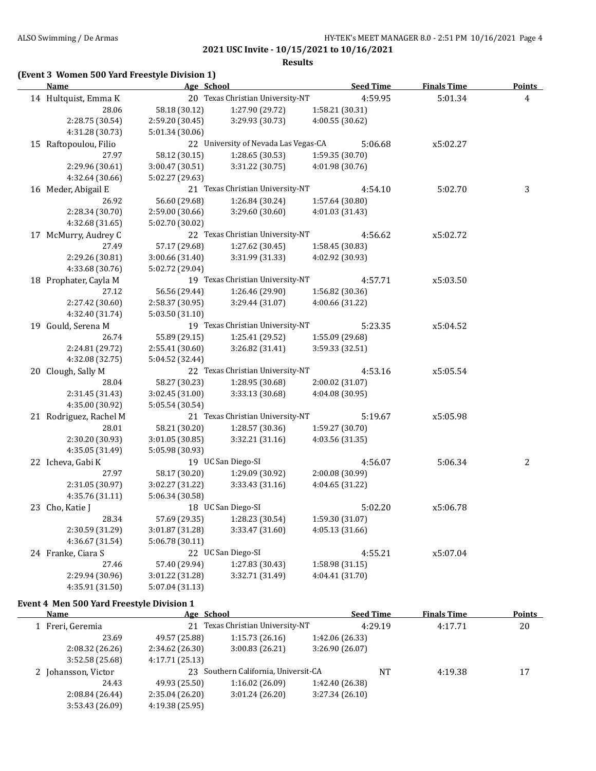## 2021 USC Invite - 10/15/2021 to 10/16/2021

### Results

#### (Event 3 Women 500 Yard Freestyle Division 1)

| Name | Age | School | Seed Time | Finals Time | Points |
|---|---|---|---|---|---|
| 14 Hultquist, Emma K | 20 | Texas Christian University-NT | 4:59.95 | 5:01.34 | 4 |
| 28.06 · 58.18 (30.12) · 1:27.90 (29.72) · 1:58.21 (30.31) · 2:28.75 (30.54) · 2:59.20 (30.45) · 3:29.93 (30.73) · 4:00.55 (30.62) · 4:31.28 (30.73) · 5:01.34 (30.06) | | | | | |
| 15 Raftopoulou, Filio | 22 | University of Nevada Las Vegas-CA | 5:06.68 | x5:02.27 | |
| 27.97 · 58.12 (30.15) · 1:28.65 (30.53) · 1:59.35 (30.70) · 2:29.96 (30.61) · 3:00.47 (30.51) · 3:31.22 (30.75) · 4:01.98 (30.76) · 4:32.64 (30.66) · 5:02.27 (29.63) | | | | | |
| 16 Meder, Abigail E | 21 | Texas Christian University-NT | 4:54.10 | 5:02.70 | 3 |
| 26.92 · 56.60 (29.68) · 1:26.84 (30.24) · 1:57.64 (30.80) · 2:28.34 (30.70) · 2:59.00 (30.66) · 3:29.60 (30.60) · 4:01.03 (31.43) · 4:32.68 (31.65) · 5:02.70 (30.02) | | | | | |
| 17 McMurry, Audrey C | 22 | Texas Christian University-NT | 4:56.62 | x5:02.72 | |
| 27.49 · 57.17 (29.68) · 1:27.62 (30.45) · 1:58.45 (30.83) · 2:29.26 (30.81) · 3:00.66 (31.40) · 3:31.99 (31.33) · 4:02.92 (30.93) · 4:33.68 (30.76) · 5:02.72 (29.04) | | | | | |
| 18 Prophater, Cayla M | 19 | Texas Christian University-NT | 4:57.71 | x5:03.50 | |
| 27.12 · 56.56 (29.44) · 1:26.46 (29.90) · 1:56.82 (30.36) · 2:27.42 (30.60) · 2:58.37 (30.95) · 3:29.44 (31.07) · 4:00.66 (31.22) · 4:32.40 (31.74) · 5:03.50 (31.10) | | | | | |
| 19 Gould, Serena M | 19 | Texas Christian University-NT | 5:23.35 | x5:04.52 | |
| 26.74 · 55.89 (29.15) · 1:25.41 (29.52) · 1:55.09 (29.68) · 2:24.81 (29.72) · 2:55.41 (30.60) · 3:26.82 (31.41) · 3:59.33 (32.51) · 4:32.08 (32.75) · 5:04.52 (32.44) | | | | | |
| 20 Clough, Sally M | 22 | Texas Christian University-NT | 4:53.16 | x5:05.54 | |
| 28.04 · 58.27 (30.23) · 1:28.95 (30.68) · 2:00.02 (31.07) · 2:31.45 (31.43) · 3:02.45 (31.00) · 3:33.13 (30.68) · 4:04.08 (30.95) · 4:35.00 (30.92) · 5:05.54 (30.54) | | | | | |
| 21 Rodriguez, Rachel M | 21 | Texas Christian University-NT | 5:19.67 | x5:05.98 | |
| 28.01 · 58.21 (30.20) · 1:28.57 (30.36) · 1:59.27 (30.70) · 2:30.20 (30.93) · 3:01.05 (30.85) · 3:32.21 (31.16) · 4:03.56 (31.35) · 4:35.05 (31.49) · 5:05.98 (30.93) | | | | | |
| 22 Icheva, Gabi K | 19 | UC San Diego-SI | 4:56.07 | 5:06.34 | 2 |
| 27.97 · 58.17 (30.20) · 1:29.09 (30.92) · 2:00.08 (30.99) · 2:31.05 (30.97) · 3:02.27 (31.22) · 3:33.43 (31.16) · 4:04.65 (31.22) · 4:35.76 (31.11) · 5:06.34 (30.58) | | | | | |
| 23 Cho, Katie J | 18 | UC San Diego-SI | 5:02.20 | x5:06.78 | |
| 28.34 · 57.69 (29.35) · 1:28.23 (30.54) · 1:59.30 (31.07) · 2:30.59 (31.29) · 3:01.87 (31.28) · 3:33.47 (31.60) · 4:05.13 (31.66) · 4:36.67 (31.54) · 5:06.78 (30.11) | | | | | |
| 24 Franke, Ciara S | 22 | UC San Diego-SI | 4:55.21 | x5:07.04 | |
| 27.46 · 57.40 (29.94) · 1:27.83 (30.43) · 1:58.98 (31.15) · 2:29.94 (30.96) · 3:01.22 (31.28) · 3:32.71 (31.49) · 4:04.41 (31.70) · 4:35.91 (31.50) · 5:07.04 (31.13) | | | | | |

#### Event 4 Men 500 Yard Freestyle Division 1

| Name | Age | School | Seed Time | Finals Time | Points |
|---|---|---|---|---|---|
| 1 Freri, Geremia | 21 | Texas Christian University-NT | 4:29.19 | 4:17.71 | 20 |
| 23.69 · 49.57 (25.88) · 1:15.73 (26.16) · 1:42.06 (26.33) · 2:08.32 (26.26) · 2:34.62 (26.30) · 3:00.83 (26.21) · 3:26.90 (26.07) · 3:52.58 (25.68) · 4:17.71 (25.13) | | | | | |
| 2 Johansson, Victor | 23 | Southern California, Universit-CA | NT | 4:19.38 | 17 |
| 24.43 · 49.93 (25.50) · 1:16.02 (26.09) · 1:42.40 (26.38) · 2:08.84 (26.44) · 2:35.04 (26.20) · 3:01.24 (26.20) · 3:27.34 (26.10) · 3:53.43 (26.09) · 4:19.38 (25.95) | | | | | |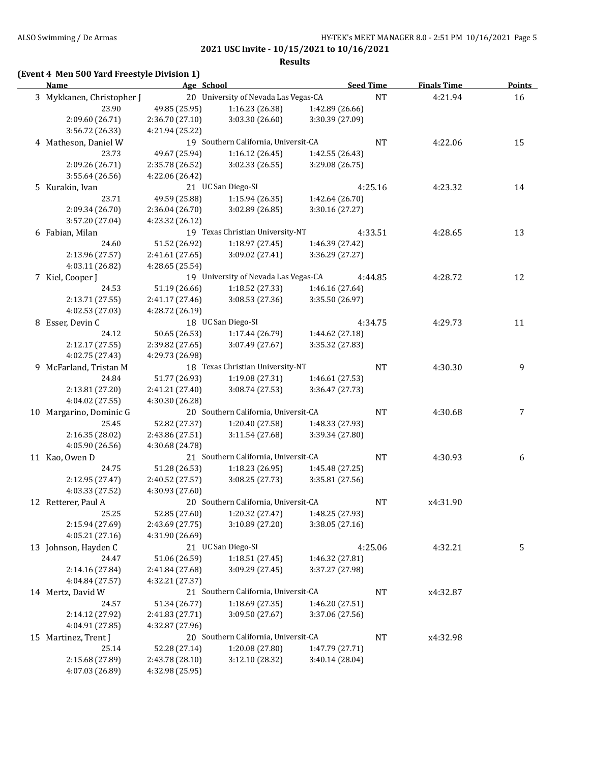## 2021 USC Invite - 10/15/2021 to 10/16/2021

### Results

**(Event 4 Men 500 Yard Freestyle Division 1)**

| Name | Age | School | Seed Time | Finals Time | Points |
|---|---|---|---|---|---|
| 3 Mykkanen, Christopher J | 20 | University of Nevada Las Vegas-CA | NT | 4:21.94 | 16 |
| 23.90 | 49.85 (25.95) | 1:16.23 (26.38) | 1:42.89 (26.66) | | |
| 2:09.60 (26.71) | 2:36.70 (27.10) | 3:03.30 (26.60) | 3:30.39 (27.09) | | |
| 3:56.72 (26.33) | 4:21.94 (25.22) | | | | |
| 4 Matheson, Daniel W | 19 | Southern California, Universit-CA | NT | 4:22.06 | 15 |
| 23.73 | 49.67 (25.94) | 1:16.12 (26.45) | 1:42.55 (26.43) | | |
| 2:09.26 (26.71) | 2:35.78 (26.52) | 3:02.33 (26.55) | 3:29.08 (26.75) | | |
| 3:55.64 (26.56) | 4:22.06 (26.42) | | | | |
| 5 Kurakin, Ivan | 21 | UC San Diego-SI | 4:25.16 | 4:23.32 | 14 |
| 23.71 | 49.59 (25.88) | 1:15.94 (26.35) | 1:42.64 (26.70) | | |
| 2:09.34 (26.70) | 2:36.04 (26.70) | 3:02.89 (26.85) | 3:30.16 (27.27) | | |
| 3:57.20 (27.04) | 4:23.32 (26.12) | | | | |
| 6 Fabian, Milan | 19 | Texas Christian University-NT | 4:33.51 | 4:28.65 | 13 |
| 24.60 | 51.52 (26.92) | 1:18.97 (27.45) | 1:46.39 (27.42) | | |
| 2:13.96 (27.57) | 2:41.61 (27.65) | 3:09.02 (27.41) | 3:36.29 (27.27) | | |
| 4:03.11 (26.82) | 4:28.65 (25.54) | | | | |
| 7 Kiel, Cooper J | 19 | University of Nevada Las Vegas-CA | 4:44.85 | 4:28.72 | 12 |
| 24.53 | 51.19 (26.66) | 1:18.52 (27.33) | 1:46.16 (27.64) | | |
| 2:13.71 (27.55) | 2:41.17 (27.46) | 3:08.53 (27.36) | 3:35.50 (26.97) | | |
| 4:02.53 (27.03) | 4:28.72 (26.19) | | | | |
| 8 Esser, Devin C | 18 | UC San Diego-SI | 4:34.75 | 4:29.73 | 11 |
| 24.12 | 50.65 (26.53) | 1:17.44 (26.79) | 1:44.62 (27.18) | | |
| 2:12.17 (27.55) | 2:39.82 (27.65) | 3:07.49 (27.67) | 3:35.32 (27.83) | | |
| 4:02.75 (27.43) | 4:29.73 (26.98) | | | | |
| 9 McFarland, Tristan M | 18 | Texas Christian University-NT | NT | 4:30.30 | 9 |
| 24.84 | 51.77 (26.93) | 1:19.08 (27.31) | 1:46.61 (27.53) | | |
| 2:13.81 (27.20) | 2:41.21 (27.40) | 3:08.74 (27.53) | 3:36.47 (27.73) | | |
| 4:04.02 (27.55) | 4:30.30 (26.28) | | | | |
| 10 Margarino, Dominic G | 20 | Southern California, Universit-CA | NT | 4:30.68 | 7 |
| 25.45 | 52.82 (27.37) | 1:20.40 (27.58) | 1:48.33 (27.93) | | |
| 2:16.35 (28.02) | 2:43.86 (27.51) | 3:11.54 (27.68) | 3:39.34 (27.80) | | |
| 4:05.90 (26.56) | 4:30.68 (24.78) | | | | |
| 11 Kao, Owen D | 21 | Southern California, Universit-CA | NT | 4:30.93 | 6 |
| 24.75 | 51.28 (26.53) | 1:18.23 (26.95) | 1:45.48 (27.25) | | |
| 2:12.95 (27.47) | 2:40.52 (27.57) | 3:08.25 (27.73) | 3:35.81 (27.56) | | |
| 4:03.33 (27.52) | 4:30.93 (27.60) | | | | |
| 12 Retterer, Paul A | 20 | Southern California, Universit-CA | NT | x4:31.90 | |
| 25.25 | 52.85 (27.60) | 1:20.32 (27.47) | 1:48.25 (27.93) | | |
| 2:15.94 (27.69) | 2:43.69 (27.75) | 3:10.89 (27.20) | 3:38.05 (27.16) | | |
| 4:05.21 (27.16) | 4:31.90 (26.69) | | | | |
| 13 Johnson, Hayden C | 21 | UC San Diego-SI | 4:25.06 | 4:32.21 | 5 |
| 24.47 | 51.06 (26.59) | 1:18.51 (27.45) | 1:46.32 (27.81) | | |
| 2:14.16 (27.84) | 2:41.84 (27.68) | 3:09.29 (27.45) | 3:37.27 (27.98) | | |
| 4:04.84 (27.57) | 4:32.21 (27.37) | | | | |
| 14 Mertz, David W | 21 | Southern California, Universit-CA | NT | x4:32.87 | |
| 24.57 | 51.34 (26.77) | 1:18.69 (27.35) | 1:46.20 (27.51) | | |
| 2:14.12 (27.92) | 2:41.83 (27.71) | 3:09.50 (27.67) | 3:37.06 (27.56) | | |
| 4:04.91 (27.85) | 4:32.87 (27.96) | | | | |
| 15 Martinez, Trent J | 20 | Southern California, Universit-CA | NT | x4:32.98 | |
| 25.14 | 52.28 (27.14) | 1:20.08 (27.80) | 1:47.79 (27.71) | | |
| 2:15.68 (27.89) | 2:43.78 (28.10) | 3:12.10 (28.32) | 3:40.14 (28.04) | | |
| 4:07.03 (26.89) | 4:32.98 (25.95) | | | | |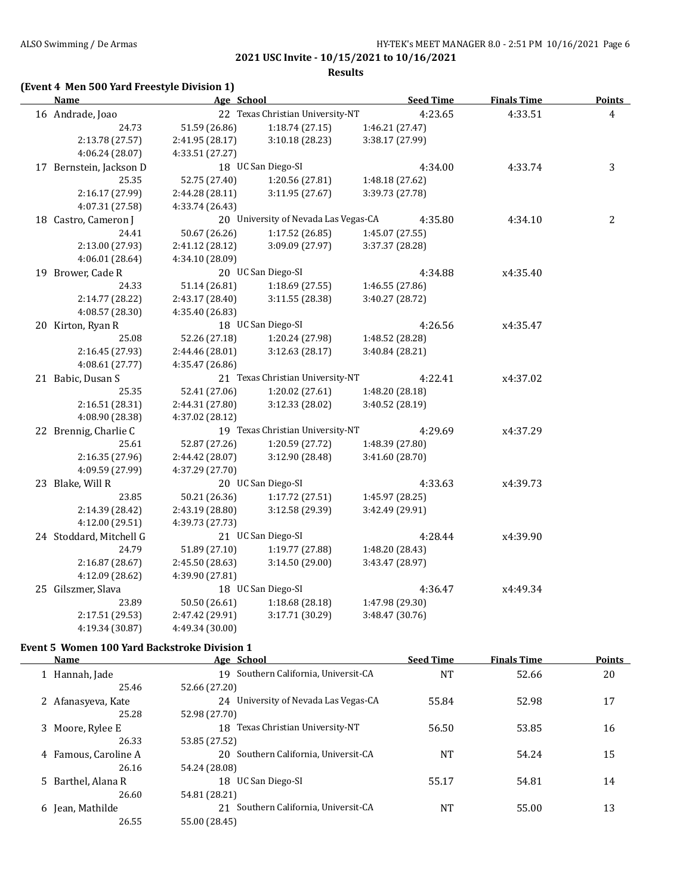**2021 USC Invite - 10/15/2021 to 10/16/2021**

**Results**

### (Event 4 Men 500 Yard Freestyle Division 1)

| Name | Age | School | Seed Time | Finals Time | Points |
|---|---|---|---|---|---|
| 16 Andrade, Joao | 22 | Texas Christian University-NT | 4:23.65 | 4:33.51 | 4 |
| 24.73 | 51.59 (26.86) | 1:18.74 (27.15) | 1:46.21 (27.47) | | |
| 2:13.78 (27.57) | 2:41.95 (28.17) | 3:10.18 (28.23) | 3:38.17 (27.99) | | |
| 4:06.24 (28.07) | 4:33.51 (27.27) | | | | |
| 17 Bernstein, Jackson D | 18 | UC San Diego-SI | 4:34.00 | 4:33.74 | 3 |
| 25.35 | 52.75 (27.40) | 1:20.56 (27.81) | 1:48.18 (27.62) | | |
| 2:16.17 (27.99) | 2:44.28 (28.11) | 3:11.95 (27.67) | 3:39.73 (27.78) | | |
| 4:07.31 (27.58) | 4:33.74 (26.43) | | | | |
| 18 Castro, Cameron J | 20 | University of Nevada Las Vegas-CA | 4:35.80 | 4:34.10 | 2 |
| 24.41 | 50.67 (26.26) | 1:17.52 (26.85) | 1:45.07 (27.55) | | |
| 2:13.00 (27.93) | 2:41.12 (28.12) | 3:09.09 (27.97) | 3:37.37 (28.28) | | |
| 4:06.01 (28.64) | 4:34.10 (28.09) | | | | |
| 19 Brower, Cade R | 20 | UC San Diego-SI | 4:34.88 | x4:35.40 | |
| 24.33 | 51.14 (26.81) | 1:18.69 (27.55) | 1:46.55 (27.86) | | |
| 2:14.77 (28.22) | 2:43.17 (28.40) | 3:11.55 (28.38) | 3:40.27 (28.72) | | |
| 4:08.57 (28.30) | 4:35.40 (26.83) | | | | |
| 20 Kirton, Ryan R | 18 | UC San Diego-SI | 4:26.56 | x4:35.47 | |
| 25.08 | 52.26 (27.18) | 1:20.24 (27.98) | 1:48.52 (28.28) | | |
| 2:16.45 (27.93) | 2:44.46 (28.01) | 3:12.63 (28.17) | 3:40.84 (28.21) | | |
| 4:08.61 (27.77) | 4:35.47 (26.86) | | | | |
| 21 Babic, Dusan S | 21 | Texas Christian University-NT | 4:22.41 | x4:37.02 | |
| 25.35 | 52.41 (27.06) | 1:20.02 (27.61) | 1:48.20 (28.18) | | |
| 2:16.51 (28.31) | 2:44.31 (27.80) | 3:12.33 (28.02) | 3:40.52 (28.19) | | |
| 4:08.90 (28.38) | 4:37.02 (28.12) | | | | |
| 22 Brennig, Charlie C | 19 | Texas Christian University-NT | 4:29.69 | x4:37.29 | |
| 25.61 | 52.87 (27.26) | 1:20.59 (27.72) | 1:48.39 (27.80) | | |
| 2:16.35 (27.96) | 2:44.42 (28.07) | 3:12.90 (28.48) | 3:41.60 (28.70) | | |
| 4:09.59 (27.99) | 4:37.29 (27.70) | | | | |
| 23 Blake, Will R | 20 | UC San Diego-SI | 4:33.63 | x4:39.73 | |
| 23.85 | 50.21 (26.36) | 1:17.72 (27.51) | 1:45.97 (28.25) | | |
| 2:14.39 (28.42) | 2:43.19 (28.80) | 3:12.58 (29.39) | 3:42.49 (29.91) | | |
| 4:12.00 (29.51) | 4:39.73 (27.73) | | | | |
| 24 Stoddard, Mitchell G | 21 | UC San Diego-SI | 4:28.44 | x4:39.90 | |
| 24.79 | 51.89 (27.10) | 1:19.77 (27.88) | 1:48.20 (28.43) | | |
| 2:16.87 (28.67) | 2:45.50 (28.63) | 3:14.50 (29.00) | 3:43.47 (28.97) | | |
| 4:12.09 (28.62) | 4:39.90 (27.81) | | | | |
| 25 Gilszmer, Slava | 18 | UC San Diego-SI | 4:36.47 | x4:49.34 | |
| 23.89 | 50.50 (26.61) | 1:18.68 (28.18) | 1:47.98 (29.30) | | |
| 2:17.51 (29.53) | 2:47.42 (29.91) | 3:17.71 (30.29) | 3:48.47 (30.76) | | |
| 4:19.34 (30.87) | 4:49.34 (30.00) | | | | |

### Event 5 Women 100 Yard Backstroke Division 1

| Name | Age | School | Seed Time | Finals Time | Points |
|---|---|---|---|---|---|
| 1 Hannah, Jade | 19 | Southern California, Universit-CA | NT | 52.66 | 20 |
| 25.46 | 52.66 (27.20) | | | | |
| 2 Afanasyeva, Kate | 24 | University of Nevada Las Vegas-CA | 55.84 | 52.98 | 17 |
| 25.28 | 52.98 (27.70) | | | | |
| 3 Moore, Rylee E | 18 | Texas Christian University-NT | 56.50 | 53.85 | 16 |
| 26.33 | 53.85 (27.52) | | | | |
| 4 Famous, Caroline A | 20 | Southern California, Universit-CA | NT | 54.24 | 15 |
| 26.16 | 54.24 (28.08) | | | | |
| 5 Barthel, Alana R | 18 | UC San Diego-SI | 55.17 | 54.81 | 14 |
| 26.60 | 54.81 (28.21) | | | | |
| 6 Jean, Mathilde | 21 | Southern California, Universit-CA | NT | 55.00 | 13 |
| 26.55 | 55.00 (28.45) | | | | |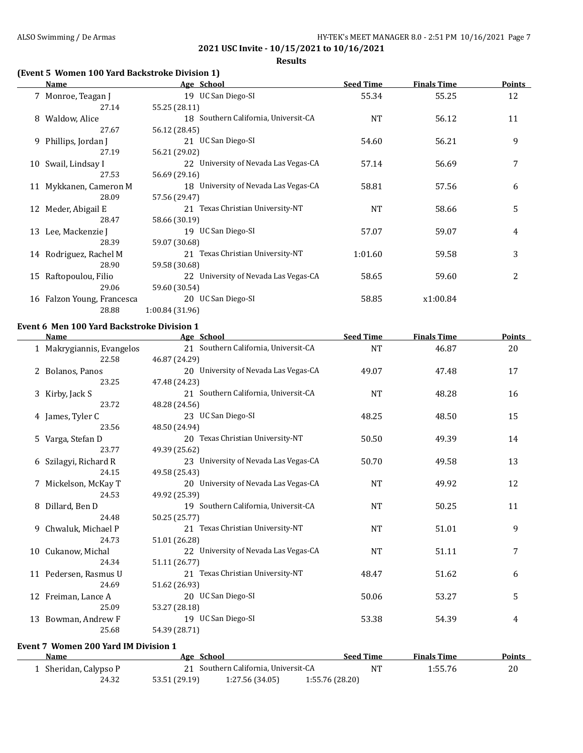**2021 USC Invite - 10/15/2021 to 10/16/2021**

**Results**

### (Event 5 Women 100 Yard Backstroke Division 1)

| | Name | Age | School | Seed Time | Finals Time | Points |
|---|---|---|---|---|---|---|
| 7 | Monroe, Teagan J | 19 | UC San Diego-SI | 55.34 | 55.25 | 12 |
| | 27.14 | 55.25 (28.11) | | | | |
| 8 | Waldow, Alice | 18 | Southern California, Universit-CA | NT | 56.12 | 11 |
| | 27.67 | 56.12 (28.45) | | | | |
| 9 | Phillips, Jordan J | 21 | UC San Diego-SI | 54.60 | 56.21 | 9 |
| | 27.19 | 56.21 (29.02) | | | | |
| 10 | Swail, Lindsay I | 22 | University of Nevada Las Vegas-CA | 57.14 | 56.69 | 7 |
| | 27.53 | 56.69 (29.16) | | | | |
| 11 | Mykkanen, Cameron M | 18 | University of Nevada Las Vegas-CA | 58.81 | 57.56 | 6 |
| | 28.09 | 57.56 (29.47) | | | | |
| 12 | Meder, Abigail E | 21 | Texas Christian University-NT | NT | 58.66 | 5 |
| | 28.47 | 58.66 (30.19) | | | | |
| 13 | Lee, Mackenzie J | 19 | UC San Diego-SI | 57.07 | 59.07 | 4 |
| | 28.39 | 59.07 (30.68) | | | | |
| 14 | Rodriguez, Rachel M | 21 | Texas Christian University-NT | 1:01.60 | 59.58 | 3 |
| | 28.90 | 59.58 (30.68) | | | | |
| 15 | Raftopoulou, Filio | 22 | University of Nevada Las Vegas-CA | 58.65 | 59.60 | 2 |
| | 29.06 | 59.60 (30.54) | | | | |
| 16 | Falzon Young, Francesca | 20 | UC San Diego-SI | 58.85 | x1:00.84 | |
| | 28.88 | 1:00.84 (31.96) | | | | |

### Event 6 Men 100 Yard Backstroke Division 1

| | Name | Age | School | Seed Time | Finals Time | Points |
|---|---|---|---|---|---|---|
| 1 | Makrygiannis, Evangelos | 21 | Southern California, Universit-CA | NT | 46.87 | 20 |
| | 22.58 | 46.87 (24.29) | | | | |
| 2 | Bolanos, Panos | 20 | University of Nevada Las Vegas-CA | 49.07 | 47.48 | 17 |
| | 23.25 | 47.48 (24.23) | | | | |
| 3 | Kirby, Jack S | 21 | Southern California, Universit-CA | NT | 48.28 | 16 |
| | 23.72 | 48.28 (24.56) | | | | |
| 4 | James, Tyler C | 23 | UC San Diego-SI | 48.25 | 48.50 | 15 |
| | 23.56 | 48.50 (24.94) | | | | |
| 5 | Varga, Stefan D | 20 | Texas Christian University-NT | 50.50 | 49.39 | 14 |
| | 23.77 | 49.39 (25.62) | | | | |
| 6 | Szilagyi, Richard R | 23 | University of Nevada Las Vegas-CA | 50.70 | 49.58 | 13 |
| | 24.15 | 49.58 (25.43) | | | | |
| 7 | Mickelson, McKay T | 20 | University of Nevada Las Vegas-CA | NT | 49.92 | 12 |
| | 24.53 | 49.92 (25.39) | | | | |
| 8 | Dillard, Ben D | 19 | Southern California, Universit-CA | NT | 50.25 | 11 |
| | 24.48 | 50.25 (25.77) | | | | |
| 9 | Chwaluk, Michael P | 21 | Texas Christian University-NT | NT | 51.01 | 9 |
| | 24.73 | 51.01 (26.28) | | | | |
| 10 | Cukanow, Michal | 22 | University of Nevada Las Vegas-CA | NT | 51.11 | 7 |
| | 24.34 | 51.11 (26.77) | | | | |
| 11 | Pedersen, Rasmus U | 21 | Texas Christian University-NT | 48.47 | 51.62 | 6 |
| | 24.69 | 51.62 (26.93) | | | | |
| 12 | Freiman, Lance A | 20 | UC San Diego-SI | 50.06 | 53.27 | 5 |
| | 25.09 | 53.27 (28.18) | | | | |
| 13 | Bowman, Andrew F | 19 | UC San Diego-SI | 53.38 | 54.39 | 4 |
| | 25.68 | 54.39 (28.71) | | | | |

### Event 7 Women 200 Yard IM Division 1

| | Name | Age | School | Seed Time | Finals Time | Points |
|---|---|---|---|---|---|---|
| 1 | Sheridan, Calypso P | 21 | Southern California, Universit-CA | NT | 1:55.76 | 20 |
| | 24.32 | 53.51 (29.19) | 1:27.56 (34.05) | 1:55.76 (28.20) | | |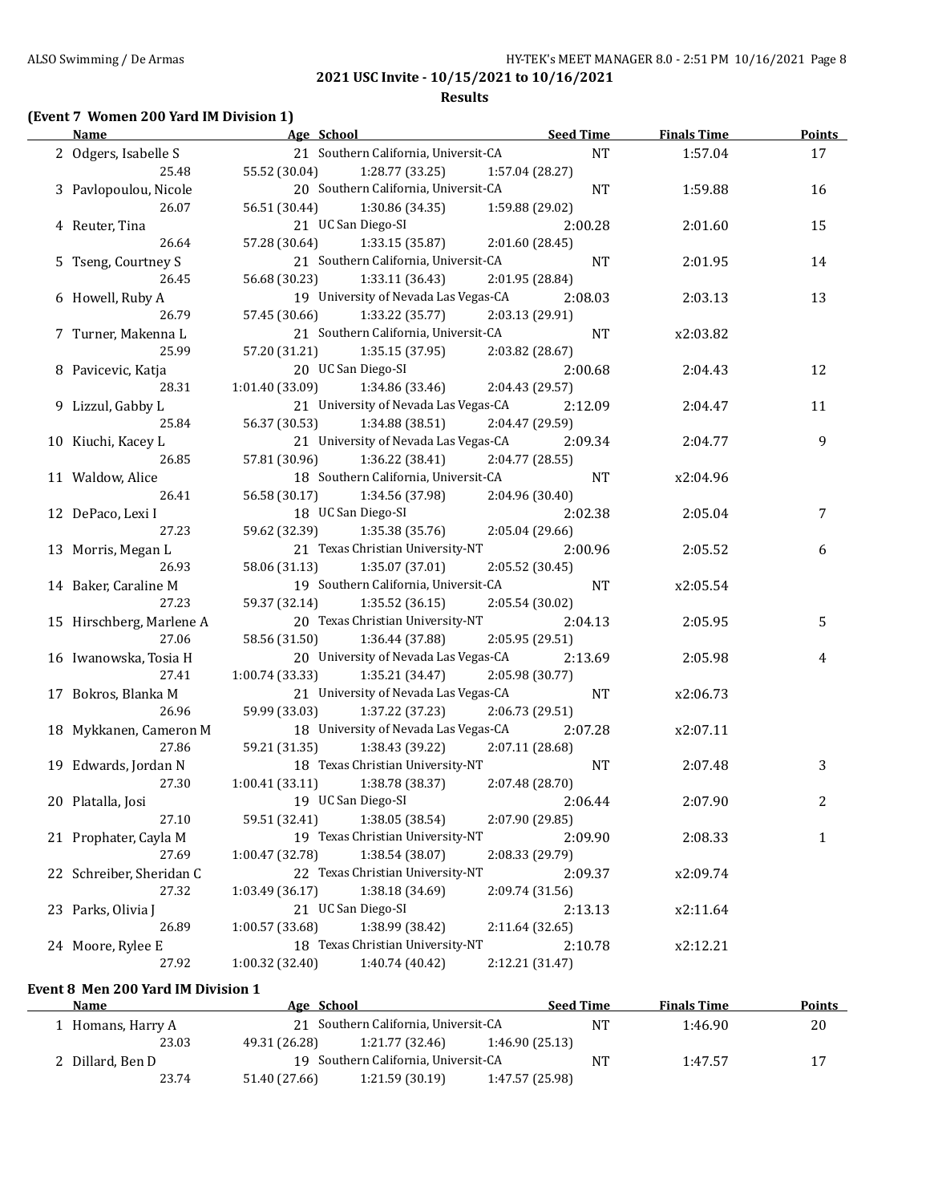**2021 USC Invite - 10/15/2021 to 10/16/2021**

**Results**

### (Event 7 Women 200 Yard IM Division 1)

| Name | Age | School | Seed Time | Finals Time | Points |
|---|---|---|---|---|---|
| 2 Odgers, Isabelle S | 21 | Southern California, Universit-CA | NT | 1:57.04 | 17 |
| 25.48 | 55.52 (30.04) | 1:28.77 (33.25) | 1:57.04 (28.27) | | |
| 3 Pavlopoulou, Nicole | 20 | Southern California, Universit-CA | NT | 1:59.88 | 16 |
| 26.07 | 56.51 (30.44) | 1:30.86 (34.35) | 1:59.88 (29.02) | | |
| 4 Reuter, Tina | 21 | UC San Diego-SI | 2:00.28 | 2:01.60 | 15 |
| 26.64 | 57.28 (30.64) | 1:33.15 (35.87) | 2:01.60 (28.45) | | |
| 5 Tseng, Courtney S | 21 | Southern California, Universit-CA | NT | 2:01.95 | 14 |
| 26.45 | 56.68 (30.23) | 1:33.11 (36.43) | 2:01.95 (28.84) | | |
| 6 Howell, Ruby A | 19 | University of Nevada Las Vegas-CA | 2:08.03 | 2:03.13 | 13 |
| 26.79 | 57.45 (30.66) | 1:33.22 (35.77) | 2:03.13 (29.91) | | |
| 7 Turner, Makenna L | 21 | Southern California, Universit-CA | NT | x2:03.82 | |
| 25.99 | 57.20 (31.21) | 1:35.15 (37.95) | 2:03.82 (28.67) | | |
| 8 Pavicevic, Katja | 20 | UC San Diego-SI | 2:00.68 | 2:04.43 | 12 |
| 28.31 | 1:01.40 (33.09) | 1:34.86 (33.46) | 2:04.43 (29.57) | | |
| 9 Lizzul, Gabby L | 21 | University of Nevada Las Vegas-CA | 2:12.09 | 2:04.47 | 11 |
| 25.84 | 56.37 (30.53) | 1:34.88 (38.51) | 2:04.47 (29.59) | | |
| 10 Kiuchi, Kacey L | 21 | University of Nevada Las Vegas-CA | 2:09.34 | 2:04.77 | 9 |
| 26.85 | 57.81 (30.96) | 1:36.22 (38.41) | 2:04.77 (28.55) | | |
| 11 Waldow, Alice | 18 | Southern California, Universit-CA | NT | x2:04.96 | |
| 26.41 | 56.58 (30.17) | 1:34.56 (37.98) | 2:04.96 (30.40) | | |
| 12 DePaco, Lexi I | 18 | UC San Diego-SI | 2:02.38 | 2:05.04 | 7 |
| 27.23 | 59.62 (32.39) | 1:35.38 (35.76) | 2:05.04 (29.66) | | |
| 13 Morris, Megan L | 21 | Texas Christian University-NT | 2:00.96 | 2:05.52 | 6 |
| 26.93 | 58.06 (31.13) | 1:35.07 (37.01) | 2:05.52 (30.45) | | |
| 14 Baker, Caraline M | 19 | Southern California, Universit-CA | NT | x2:05.54 | |
| 27.23 | 59.37 (32.14) | 1:35.52 (36.15) | 2:05.54 (30.02) | | |
| 15 Hirschberg, Marlene A | 20 | Texas Christian University-NT | 2:04.13 | 2:05.95 | 5 |
| 27.06 | 58.56 (31.50) | 1:36.44 (37.88) | 2:05.95 (29.51) | | |
| 16 Iwanowska, Tosia H | 20 | University of Nevada Las Vegas-CA | 2:13.69 | 2:05.98 | 4 |
| 27.41 | 1:00.74 (33.33) | 1:35.21 (34.47) | 2:05.98 (30.77) | | |
| 17 Bokros, Blanka M | 21 | University of Nevada Las Vegas-CA | NT | x2:06.73 | |
| 26.96 | 59.99 (33.03) | 1:37.22 (37.23) | 2:06.73 (29.51) | | |
| 18 Mykkanen, Cameron M | 18 | University of Nevada Las Vegas-CA | 2:07.28 | x2:07.11 | |
| 27.86 | 59.21 (31.35) | 1:38.43 (39.22) | 2:07.11 (28.68) | | |
| 19 Edwards, Jordan N | 18 | Texas Christian University-NT | NT | 2:07.48 | 3 |
| 27.30 | 1:00.41 (33.11) | 1:38.78 (38.37) | 2:07.48 (28.70) | | |
| 20 Platalla, Josi | 19 | UC San Diego-SI | 2:06.44 | 2:07.90 | 2 |
| 27.10 | 59.51 (32.41) | 1:38.05 (38.54) | 2:07.90 (29.85) | | |
| 21 Prophater, Cayla M | 19 | Texas Christian University-NT | 2:09.90 | 2:08.33 | 1 |
| 27.69 | 1:00.47 (32.78) | 1:38.54 (38.07) | 2:08.33 (29.79) | | |
| 22 Schreiber, Sheridan C | 22 | Texas Christian University-NT | 2:09.37 | x2:09.74 | |
| 27.32 | 1:03.49 (36.17) | 1:38.18 (34.69) | 2:09.74 (31.56) | | |
| 23 Parks, Olivia J | 21 | UC San Diego-SI | 2:13.13 | x2:11.64 | |
| 26.89 | 1:00.57 (33.68) | 1:38.99 (38.42) | 2:11.64 (32.65) | | |
| 24 Moore, Rylee E | 18 | Texas Christian University-NT | 2:10.78 | x2:12.21 | |
| 27.92 | 1:00.32 (32.40) | 1:40.74 (40.42) | 2:12.21 (31.47) | | |

### Event 8 Men 200 Yard IM Division 1

| Name | Age | School | Seed Time | Finals Time | Points |
|---|---|---|---|---|---|
| 1 Homans, Harry A | 21 | Southern California, Universit-CA | NT | 1:46.90 | 20 |
| 23.03 | 49.31 (26.28) | 1:21.77 (32.46) | 1:46.90 (25.13) | | |
| 2 Dillard, Ben D | 19 | Southern California, Universit-CA | NT | 1:47.57 | 17 |
| 23.74 | 51.40 (27.66) | 1:21.59 (30.19) | 1:47.57 (25.98) | | |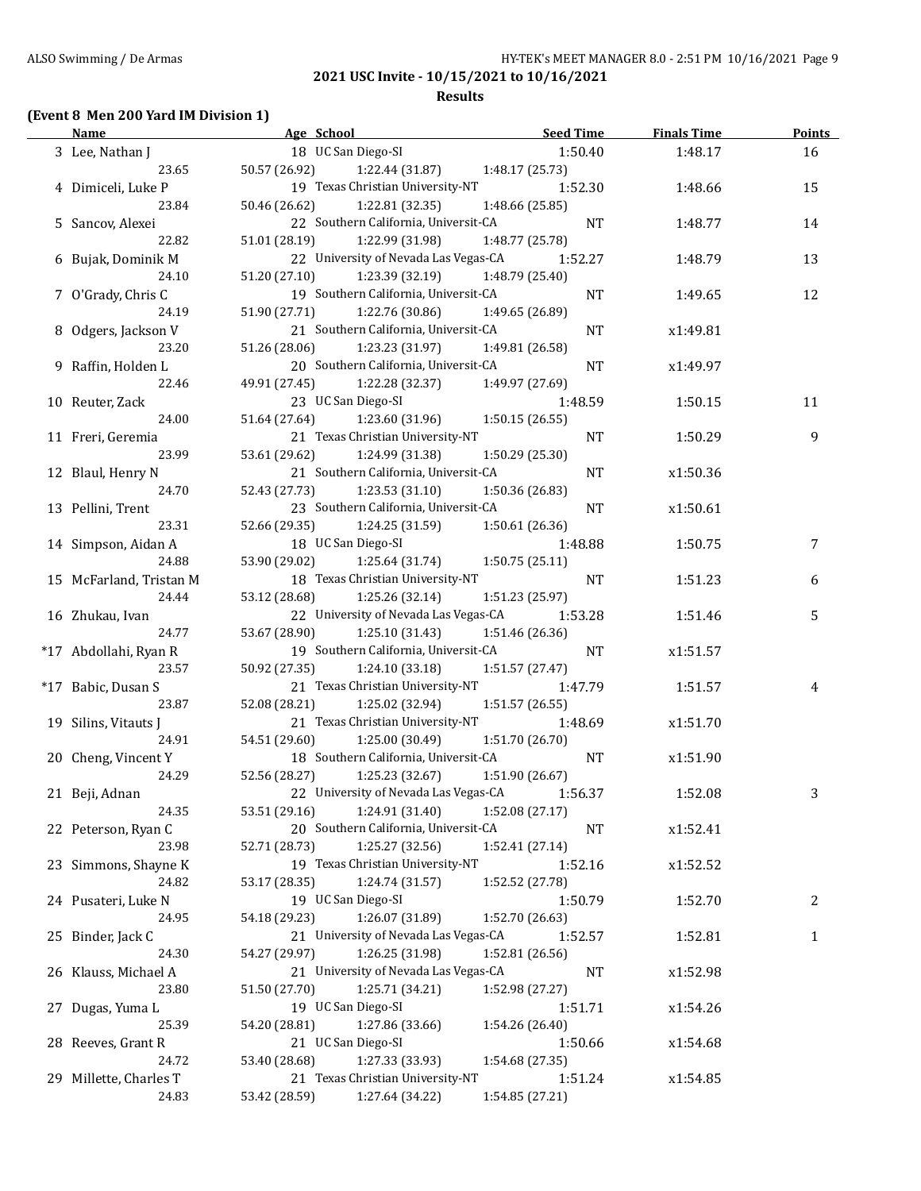## 2021 USC Invite - 10/15/2021 to 10/16/2021

### Results

**(Event 8 Men 200 Yard IM Division 1)**

| Name | Age | School | Seed Time | Finals Time | Points |
|---|---|---|---|---|---|
| 3 Lee, Nathan J | 18 | UC San Diego-SI | 1:50.40 | 1:48.17 | 16 |
| 23.65 | 50.57 (26.92) | 1:22.44 (31.87) | 1:48.17 (25.73) | | |
| 4 Dimiceli, Luke P | 19 | Texas Christian University-NT | 1:52.30 | 1:48.66 | 15 |
| 23.84 | 50.46 (26.62) | 1:22.81 (32.35) | 1:48.66 (25.85) | | |
| 5 Sancov, Alexei | 22 | Southern California, Universit-CA | NT | 1:48.77 | 14 |
| 22.82 | 51.01 (28.19) | 1:22.99 (31.98) | 1:48.77 (25.78) | | |
| 6 Bujak, Dominik M | 22 | University of Nevada Las Vegas-CA | 1:52.27 | 1:48.79 | 13 |
| 24.10 | 51.20 (27.10) | 1:23.39 (32.19) | 1:48.79 (25.40) | | |
| 7 O'Grady, Chris C | 19 | Southern California, Universit-CA | NT | 1:49.65 | 12 |
| 24.19 | 51.90 (27.71) | 1:22.76 (30.86) | 1:49.65 (26.89) | | |
| 8 Odgers, Jackson V | 21 | Southern California, Universit-CA | NT | x1:49.81 | |
| 23.20 | 51.26 (28.06) | 1:23.23 (31.97) | 1:49.81 (26.58) | | |
| 9 Raffin, Holden L | 20 | Southern California, Universit-CA | NT | x1:49.97 | |
| 22.46 | 49.91 (27.45) | 1:22.28 (32.37) | 1:49.97 (27.69) | | |
| 10 Reuter, Zack | 23 | UC San Diego-SI | 1:48.59 | 1:50.15 | 11 |
| 24.00 | 51.64 (27.64) | 1:23.60 (31.96) | 1:50.15 (26.55) | | |
| 11 Freri, Geremia | 21 | Texas Christian University-NT | NT | 1:50.29 | 9 |
| 23.99 | 53.61 (29.62) | 1:24.99 (31.38) | 1:50.29 (25.30) | | |
| 12 Blaul, Henry N | 21 | Southern California, Universit-CA | NT | x1:50.36 | |
| 24.70 | 52.43 (27.73) | 1:23.53 (31.10) | 1:50.36 (26.83) | | |
| 13 Pellini, Trent | 23 | Southern California, Universit-CA | NT | x1:50.61 | |
| 23.31 | 52.66 (29.35) | 1:24.25 (31.59) | 1:50.61 (26.36) | | |
| 14 Simpson, Aidan A | 18 | UC San Diego-SI | 1:48.88 | 1:50.75 | 7 |
| 24.88 | 53.90 (29.02) | 1:25.64 (31.74) | 1:50.75 (25.11) | | |
| 15 McFarland, Tristan M | 18 | Texas Christian University-NT | NT | 1:51.23 | 6 |
| 24.44 | 53.12 (28.68) | 1:25.26 (32.14) | 1:51.23 (25.97) | | |
| 16 Zhukau, Ivan | 22 | University of Nevada Las Vegas-CA | 1:53.28 | 1:51.46 | 5 |
| 24.77 | 53.67 (28.90) | 1:25.10 (31.43) | 1:51.46 (26.36) | | |
| *17 Abdollahi, Ryan R | 19 | Southern California, Universit-CA | NT | x1:51.57 | |
| 23.57 | 50.92 (27.35) | 1:24.10 (33.18) | 1:51.57 (27.47) | | |
| *17 Babic, Dusan S | 21 | Texas Christian University-NT | 1:47.79 | 1:51.57 | 4 |
| 23.87 | 52.08 (28.21) | 1:25.02 (32.94) | 1:51.57 (26.55) | | |
| 19 Silins, Vitauts J | 21 | Texas Christian University-NT | 1:48.69 | x1:51.70 | |
| 24.91 | 54.51 (29.60) | 1:25.00 (30.49) | 1:51.70 (26.70) | | |
| 20 Cheng, Vincent Y | 18 | Southern California, Universit-CA | NT | x1:51.90 | |
| 24.29 | 52.56 (28.27) | 1:25.23 (32.67) | 1:51.90 (26.67) | | |
| 21 Beji, Adnan | 22 | University of Nevada Las Vegas-CA | 1:56.37 | 1:52.08 | 3 |
| 24.35 | 53.51 (29.16) | 1:24.91 (31.40) | 1:52.08 (27.17) | | |
| 22 Peterson, Ryan C | 20 | Southern California, Universit-CA | NT | x1:52.41 | |
| 23.98 | 52.71 (28.73) | 1:25.27 (32.56) | 1:52.41 (27.14) | | |
| 23 Simmons, Shayne K | 19 | Texas Christian University-NT | 1:52.16 | x1:52.52 | |
| 24.82 | 53.17 (28.35) | 1:24.74 (31.57) | 1:52.52 (27.78) | | |
| 24 Pusateri, Luke N | 19 | UC San Diego-SI | 1:50.79 | 1:52.70 | 2 |
| 24.95 | 54.18 (29.23) | 1:26.07 (31.89) | 1:52.70 (26.63) | | |
| 25 Binder, Jack C | 21 | University of Nevada Las Vegas-CA | 1:52.57 | 1:52.81 | 1 |
| 24.30 | 54.27 (29.97) | 1:26.25 (31.98) | 1:52.81 (26.56) | | |
| 26 Klauss, Michael A | 21 | University of Nevada Las Vegas-CA | NT | x1:52.98 | |
| 23.80 | 51.50 (27.70) | 1:25.71 (34.21) | 1:52.98 (27.27) | | |
| 27 Dugas, Yuma L | 19 | UC San Diego-SI | 1:51.71 | x1:54.26 | |
| 25.39 | 54.20 (28.81) | 1:27.86 (33.66) | 1:54.26 (26.40) | | |
| 28 Reeves, Grant R | 21 | UC San Diego-SI | 1:50.66 | x1:54.68 | |
| 24.72 | 53.40 (28.68) | 1:27.33 (33.93) | 1:54.68 (27.35) | | |
| 29 Millette, Charles T | 21 | Texas Christian University-NT | 1:51.24 | x1:54.85 | |
| 24.83 | 53.42 (28.59) | 1:27.64 (34.22) | 1:54.85 (27.21) | | |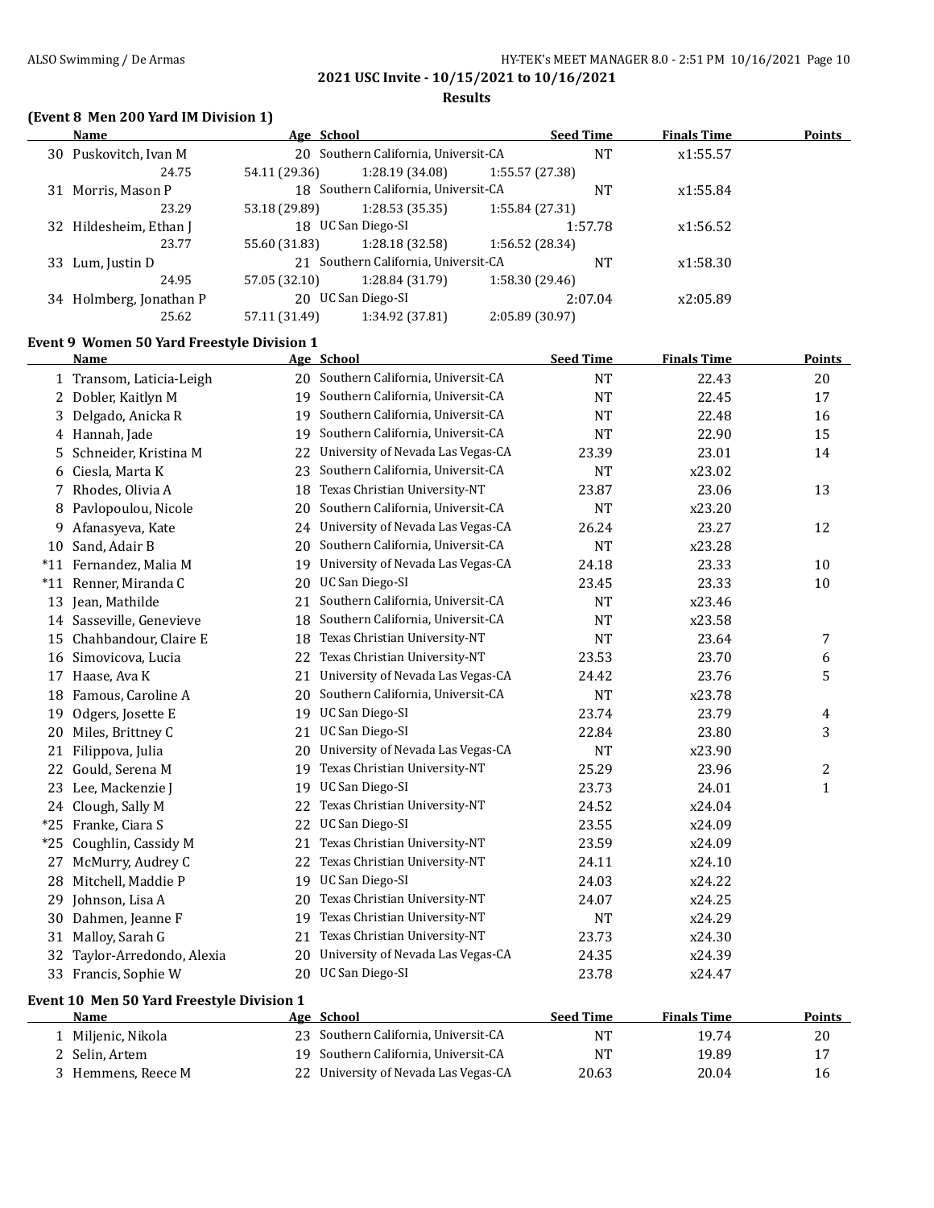## 2021 USC Invite - 10/15/2021 to 10/16/2021

### Results

#### (Event 8 Men 200 Yard IM Division 1)

| | Name | Age | School | Seed Time | Finals Time | Points |
|---|---|---|---|---|---|---|
| 30 | Puskovitch, Ivan M | 20 | Southern California, Universit-CA | NT | x1:55.57 | |
| | 24.75 | 54.11 (29.36) | 1:28.19 (34.08) | 1:55.57 (27.38) | | |
| 31 | Morris, Mason P | 18 | Southern California, Universit-CA | NT | x1:55.84 | |
| | 23.29 | 53.18 (29.89) | 1:28.53 (35.35) | 1:55.84 (27.31) | | |
| 32 | Hildesheim, Ethan J | 18 | UC San Diego-SI | 1:57.78 | x1:56.52 | |
| | 23.77 | 55.60 (31.83) | 1:28.18 (32.58) | 1:56.52 (28.34) | | |
| 33 | Lum, Justin D | 21 | Southern California, Universit-CA | NT | x1:58.30 | |
| | 24.95 | 57.05 (32.10) | 1:28.84 (31.79) | 1:58.30 (29.46) | | |
| 34 | Holmberg, Jonathan P | 20 | UC San Diego-SI | 2:07.04 | x2:05.89 | |
| | 25.62 | 57.11 (31.49) | 1:34.92 (37.81) | 2:05.89 (30.97) | | |

#### Event 9 Women 50 Yard Freestyle Division 1

| | Name | Age | School | Seed Time | Finals Time | Points |
|---|---|---|---|---|---|---|
| 1 | Transom, Laticia-Leigh | 20 | Southern California, Universit-CA | NT | 22.43 | 20 |
| 2 | Dobler, Kaitlyn M | 19 | Southern California, Universit-CA | NT | 22.45 | 17 |
| 3 | Delgado, Anicka R | 19 | Southern California, Universit-CA | NT | 22.48 | 16 |
| 4 | Hannah, Jade | 19 | Southern California, Universit-CA | NT | 22.90 | 15 |
| 5 | Schneider, Kristina M | 22 | University of Nevada Las Vegas-CA | 23.39 | 23.01 | 14 |
| 6 | Ciesla, Marta K | 23 | Southern California, Universit-CA | NT | x23.02 | |
| 7 | Rhodes, Olivia A | 18 | Texas Christian University-NT | 23.87 | 23.06 | 13 |
| 8 | Pavlopoulou, Nicole | 20 | Southern California, Universit-CA | NT | x23.20 | |
| 9 | Afanasyeva, Kate | 24 | University of Nevada Las Vegas-CA | 26.24 | 23.27 | 12 |
| 10 | Sand, Adair B | 20 | Southern California, Universit-CA | NT | x23.28 | |
| *11 | Fernandez, Malia M | 19 | University of Nevada Las Vegas-CA | 24.18 | 23.33 | 10 |
| *11 | Renner, Miranda C | 20 | UC San Diego-SI | 23.45 | 23.33 | 10 |
| 13 | Jean, Mathilde | 21 | Southern California, Universit-CA | NT | x23.46 | |
| 14 | Sasseville, Genevieve | 18 | Southern California, Universit-CA | NT | x23.58 | |
| 15 | Chahbandour, Claire E | 18 | Texas Christian University-NT | NT | 23.64 | 7 |
| 16 | Simovicova, Lucia | 22 | Texas Christian University-NT | 23.53 | 23.70 | 6 |
| 17 | Haase, Ava K | 21 | University of Nevada Las Vegas-CA | 24.42 | 23.76 | 5 |
| 18 | Famous, Caroline A | 20 | Southern California, Universit-CA | NT | x23.78 | |
| 19 | Odgers, Josette E | 19 | UC San Diego-SI | 23.74 | 23.79 | 4 |
| 20 | Miles, Brittney C | 21 | UC San Diego-SI | 22.84 | 23.80 | 3 |
| 21 | Filippova, Julia | 20 | University of Nevada Las Vegas-CA | NT | x23.90 | |
| 22 | Gould, Serena M | 19 | Texas Christian University-NT | 25.29 | 23.96 | 2 |
| 23 | Lee, Mackenzie J | 19 | UC San Diego-SI | 23.73 | 24.01 | 1 |
| 24 | Clough, Sally M | 22 | Texas Christian University-NT | 24.52 | x24.04 | |
| *25 | Franke, Ciara S | 22 | UC San Diego-SI | 23.55 | x24.09 | |
| *25 | Coughlin, Cassidy M | 21 | Texas Christian University-NT | 23.59 | x24.09 | |
| 27 | McMurry, Audrey C | 22 | Texas Christian University-NT | 24.11 | x24.10 | |
| 28 | Mitchell, Maddie P | 19 | UC San Diego-SI | 24.03 | x24.22 | |
| 29 | Johnson, Lisa A | 20 | Texas Christian University-NT | 24.07 | x24.25 | |
| 30 | Dahmen, Jeanne F | 19 | Texas Christian University-NT | NT | x24.29 | |
| 31 | Malloy, Sarah G | 21 | Texas Christian University-NT | 23.73 | x24.30 | |
| 32 | Taylor-Arredondo, Alexia | 20 | University of Nevada Las Vegas-CA | 24.35 | x24.39 | |
| 33 | Francis, Sophie W | 20 | UC San Diego-SI | 23.78 | x24.47 | |

#### Event 10 Men 50 Yard Freestyle Division 1

| | Name | Age | School | Seed Time | Finals Time | Points |
|---|---|---|---|---|---|---|
| 1 | Miljenic, Nikola | 23 | Southern California, Universit-CA | NT | 19.74 | 20 |
| 2 | Selin, Artem | 19 | Southern California, Universit-CA | NT | 19.89 | 17 |
| 3 | Hemmens, Reece M | 22 | University of Nevada Las Vegas-CA | 20.63 | 20.04 | 16 |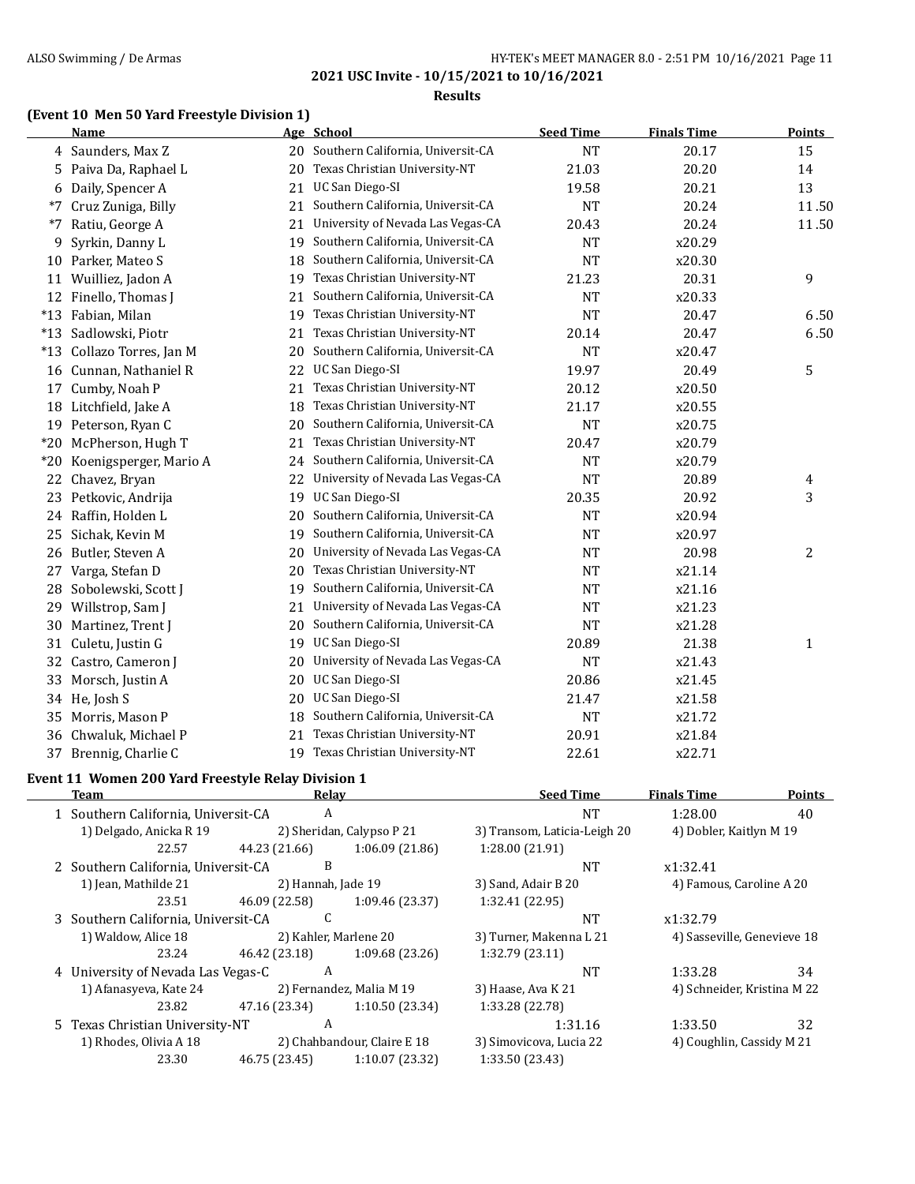## 2021 USC Invite - 10/15/2021 to 10/16/2021

### Results

### (Event 10 Men 50 Yard Freestyle Division 1)

| | Name | Age | School | Seed Time | Finals Time | Points |
|---|---|---|---|---|---|---|
| 4 | Saunders, Max Z | 20 | Southern California, Universit-CA | NT | 20.17 | 15 |
| 5 | Paiva Da, Raphael L | 20 | Texas Christian University-NT | 21.03 | 20.20 | 14 |
| 6 | Daily, Spencer A | 21 | UC San Diego-SI | 19.58 | 20.21 | 13 |
| *7 | Cruz Zuniga, Billy | 21 | Southern California, Universit-CA | NT | 20.24 | 11.50 |
| *7 | Ratiu, George A | 21 | University of Nevada Las Vegas-CA | 20.43 | 20.24 | 11.50 |
| 9 | Syrkin, Danny L | 19 | Southern California, Universit-CA | NT | x20.29 | |
| 10 | Parker, Mateo S | 18 | Southern California, Universit-CA | NT | x20.30 | |
| 11 | Wuilliez, Jadon A | 19 | Texas Christian University-NT | 21.23 | 20.31 | 9 |
| 12 | Finello, Thomas J | 21 | Southern California, Universit-CA | NT | x20.33 | |
| *13 | Fabian, Milan | 19 | Texas Christian University-NT | NT | 20.47 | 6.50 |
| *13 | Sadlowski, Piotr | 21 | Texas Christian University-NT | 20.14 | 20.47 | 6.50 |
| *13 | Collazo Torres, Jan M | 20 | Southern California, Universit-CA | NT | x20.47 | |
| 16 | Cunnan, Nathaniel R | 22 | UC San Diego-SI | 19.97 | 20.49 | 5 |
| 17 | Cumby, Noah P | 21 | Texas Christian University-NT | 20.12 | x20.50 | |
| 18 | Litchfield, Jake A | 18 | Texas Christian University-NT | 21.17 | x20.55 | |
| 19 | Peterson, Ryan C | 20 | Southern California, Universit-CA | NT | x20.75 | |
| *20 | McPherson, Hugh T | 21 | Texas Christian University-NT | 20.47 | x20.79 | |
| *20 | Koenigsperger, Mario A | 24 | Southern California, Universit-CA | NT | x20.79 | |
| 22 | Chavez, Bryan | 22 | University of Nevada Las Vegas-CA | NT | 20.89 | 4 |
| 23 | Petkovic, Andrija | 19 | UC San Diego-SI | 20.35 | 20.92 | 3 |
| 24 | Raffin, Holden L | 20 | Southern California, Universit-CA | NT | x20.94 | |
| 25 | Sichak, Kevin M | 19 | Southern California, Universit-CA | NT | x20.97 | |
| 26 | Butler, Steven A | 20 | University of Nevada Las Vegas-CA | NT | 20.98 | 2 |
| 27 | Varga, Stefan D | 20 | Texas Christian University-NT | NT | x21.14 | |
| 28 | Sobolewski, Scott J | 19 | Southern California, Universit-CA | NT | x21.16 | |
| 29 | Willstrop, Sam J | 21 | University of Nevada Las Vegas-CA | NT | x21.23 | |
| 30 | Martinez, Trent J | 20 | Southern California, Universit-CA | NT | x21.28 | |
| 31 | Culetu, Justin G | 19 | UC San Diego-SI | 20.89 | 21.38 | 1 |
| 32 | Castro, Cameron J | 20 | University of Nevada Las Vegas-CA | NT | x21.43 | |
| 33 | Morsch, Justin A | 20 | UC San Diego-SI | 20.86 | x21.45 | |
| 34 | He, Josh S | 20 | UC San Diego-SI | 21.47 | x21.58 | |
| 35 | Morris, Mason P | 18 | Southern California, Universit-CA | NT | x21.72 | |
| 36 | Chwaluk, Michael P | 21 | Texas Christian University-NT | 20.91 | x21.84 | |
| 37 | Brennig, Charlie C | 19 | Texas Christian University-NT | 22.61 | x22.71 | |

### Event 11 Women 200 Yard Freestyle Relay Division 1

| | Team | Relay | Seed Time | Finals Time | Points |
|---|---|---|---|---|---|
| 1 | Southern California, Universit-CA | A | NT | 1:28.00 | 40 |
| | 1) Delgado, Anicka R 19 | 2) Sheridan, Calypso P 21 | 3) Transom, Laticia-Leigh 20 | 4) Dobler, Kaitlyn M 19 | |
| | 22.57 | 44.23 (21.66) | 1:06.09 (21.86) | 1:28.00 (21.91) | |
| 2 | Southern California, Universit-CA | B | NT | x1:32.41 | |
| | 1) Jean, Mathilde 21 | 2) Hannah, Jade 19 | 3) Sand, Adair B 20 | 4) Famous, Caroline A 20 | |
| | 23.51 | 46.09 (22.58) | 1:09.46 (23.37) | 1:32.41 (22.95) | |
| 3 | Southern California, Universit-CA | C | NT | x1:32.79 | |
| | 1) Waldow, Alice 18 | 2) Kahler, Marlene 20 | 3) Turner, Makenna L 21 | 4) Sasseville, Genevieve 18 | |
| | 23.24 | 46.42 (23.18) | 1:09.68 (23.26) | 1:32.79 (23.11) | |
| 4 | University of Nevada Las Vegas-C | A | NT | 1:33.28 | 34 |
| | 1) Afanasyeva, Kate 24 | 2) Fernandez, Malia M 19 | 3) Haase, Ava K 21 | 4) Schneider, Kristina M 22 | |
| | 23.82 | 47.16 (23.34) | 1:10.50 (23.34) | 1:33.28 (22.78) | |
| 5 | Texas Christian University-NT | A | 1:31.16 | 1:33.50 | 32 |
| | 1) Rhodes, Olivia A 18 | 2) Chahbandour, Claire E 18 | 3) Simovicova, Lucia 22 | 4) Coughlin, Cassidy M 21 | |
| | 23.30 | 46.75 (23.45) | 1:10.07 (23.32) | 1:33.50 (23.43) | |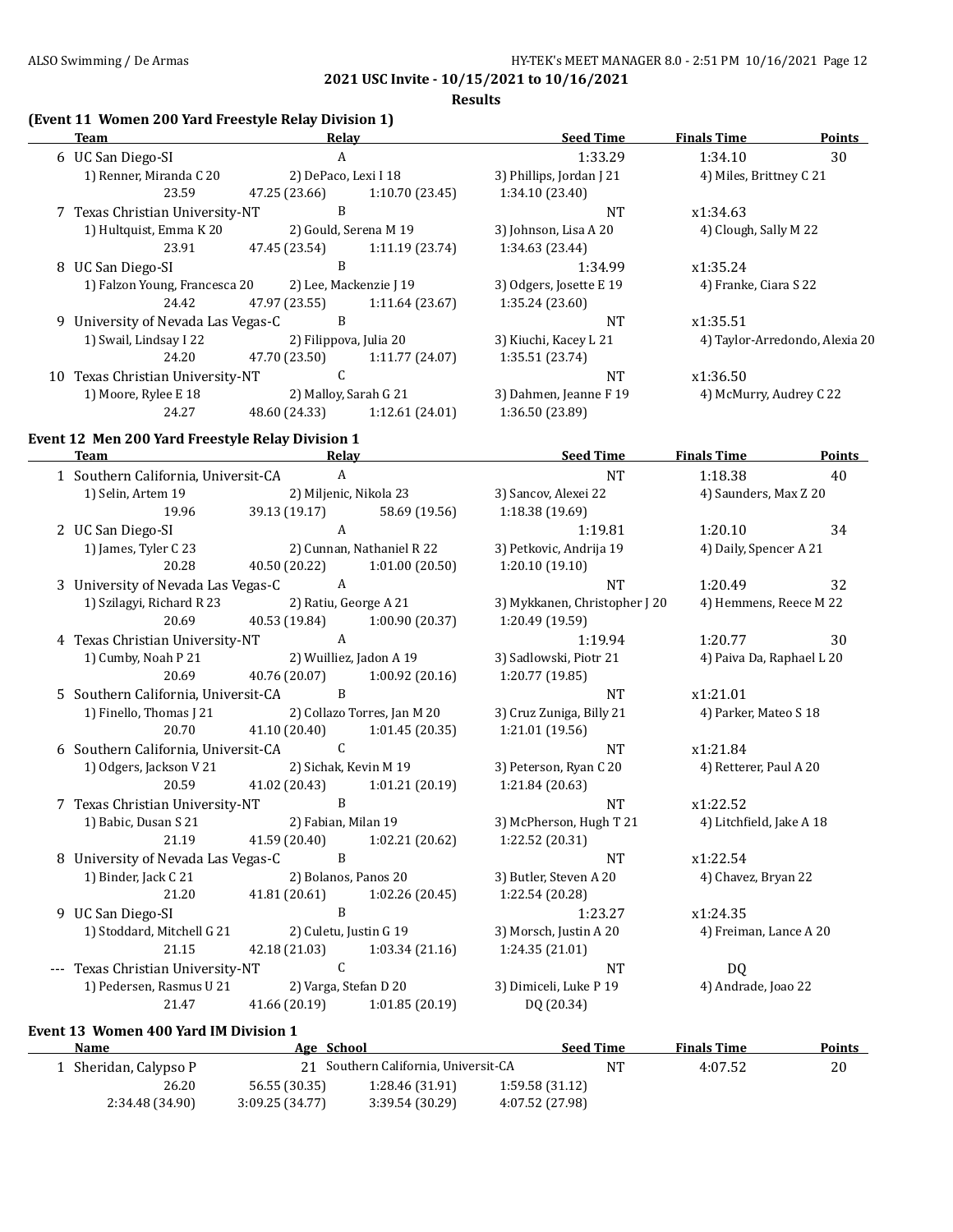**2021 USC Invite - 10/15/2021 to 10/16/2021**

**Results**

### (Event 11 Women 200 Yard Freestyle Relay Division 1)

| | Team | Relay | | Seed Time | Finals Time | Points |
|---|---|---|---|---|---|---|
| 6 | UC San Diego-SI | A | | 1:33.29 | 1:34.10 | 30 |
| | 1) Renner, Miranda C 20 | 2) DePaco, Lexi I 18 | | 3) Phillips, Jordan J 21 | 4) Miles, Brittney C 21 | |
| | 23.59 | 47.25 (23.66) | 1:10.70 (23.45) | 1:34.10 (23.40) | | |
| 7 | Texas Christian University-NT | B | | NT | x1:34.63 | |
| | 1) Hultquist, Emma K 20 | 2) Gould, Serena M 19 | | 3) Johnson, Lisa A 20 | 4) Clough, Sally M 22 | |
| | 23.91 | 47.45 (23.54) | 1:11.19 (23.74) | 1:34.63 (23.44) | | |
| 8 | UC San Diego-SI | B | | 1:34.99 | x1:35.24 | |
| | 1) Falzon Young, Francesca 20 | 2) Lee, Mackenzie J 19 | | 3) Odgers, Josette E 19 | 4) Franke, Ciara S 22 | |
| | 24.42 | 47.97 (23.55) | 1:11.64 (23.67) | 1:35.24 (23.60) | | |
| 9 | University of Nevada Las Vegas-C | B | | NT | x1:35.51 | |
| | 1) Swail, Lindsay I 22 | 2) Filippova, Julia 20 | | 3) Kiuchi, Kacey L 21 | 4) Taylor-Arredondo, Alexia 20 | |
| | 24.20 | 47.70 (23.50) | 1:11.77 (24.07) | 1:35.51 (23.74) | | |
| 10 | Texas Christian University-NT | C | | NT | x1:36.50 | |
| | 1) Moore, Rylee E 18 | 2) Malloy, Sarah G 21 | | 3) Dahmen, Jeanne F 19 | 4) McMurry, Audrey C 22 | |
| | 24.27 | 48.60 (24.33) | 1:12.61 (24.01) | 1:36.50 (23.89) | | |

### Event 12 Men 200 Yard Freestyle Relay Division 1

| | Team | Relay | | Seed Time | Finals Time | Points |
|---|---|---|---|---|---|---|
| 1 | Southern California, Universit-CA | A | | NT | 1:18.38 | 40 |
| | 1) Selin, Artem 19 | 2) Miljenic, Nikola 23 | | 3) Sancov, Alexei 22 | 4) Saunders, Max Z 20 | |
| | 19.96 | 39.13 (19.17) | 58.69 (19.56) | 1:18.38 (19.69) | | |
| 2 | UC San Diego-SI | A | | 1:19.81 | 1:20.10 | 34 |
| | 1) James, Tyler C 23 | 2) Cunnan, Nathaniel R 22 | | 3) Petkovic, Andrija 19 | 4) Daily, Spencer A 21 | |
| | 20.28 | 40.50 (20.22) | 1:01.00 (20.50) | 1:20.10 (19.10) | | |
| 3 | University of Nevada Las Vegas-C | A | | NT | 1:20.49 | 32 |
| | 1) Szilagyi, Richard R 23 | 2) Ratiu, George A 21 | | 3) Mykkanen, Christopher J 20 | 4) Hemmens, Reece M 22 | |
| | 20.69 | 40.53 (19.84) | 1:00.90 (20.37) | 1:20.49 (19.59) | | |
| 4 | Texas Christian University-NT | A | | 1:19.94 | 1:20.77 | 30 |
| | 1) Cumby, Noah P 21 | 2) Wuilliez, Jadon A 19 | | 3) Sadlowski, Piotr 21 | 4) Paiva Da, Raphael L 20 | |
| | 20.69 | 40.76 (20.07) | 1:00.92 (20.16) | 1:20.77 (19.85) | | |
| 5 | Southern California, Universit-CA | B | | NT | x1:21.01 | |
| | 1) Finello, Thomas J 21 | 2) Collazo Torres, Jan M 20 | | 3) Cruz Zuniga, Billy 21 | 4) Parker, Mateo S 18 | |
| | 20.70 | 41.10 (20.40) | 1:01.45 (20.35) | 1:21.01 (19.56) | | |
| 6 | Southern California, Universit-CA | C | | NT | x1:21.84 | |
| | 1) Odgers, Jackson V 21 | 2) Sichak, Kevin M 19 | | 3) Peterson, Ryan C 20 | 4) Retterer, Paul A 20 | |
| | 20.59 | 41.02 (20.43) | 1:01.21 (20.19) | 1:21.84 (20.63) | | |
| 7 | Texas Christian University-NT | B | | NT | x1:22.52 | |
| | 1) Babic, Dusan S 21 | 2) Fabian, Milan 19 | | 3) McPherson, Hugh T 21 | 4) Litchfield, Jake A 18 | |
| | 21.19 | 41.59 (20.40) | 1:02.21 (20.62) | 1:22.52 (20.31) | | |
| 8 | University of Nevada Las Vegas-C | B | | NT | x1:22.54 | |
| | 1) Binder, Jack C 21 | 2) Bolanos, Panos 20 | | 3) Butler, Steven A 20 | 4) Chavez, Bryan 22 | |
| | 21.20 | 41.81 (20.61) | 1:02.26 (20.45) | 1:22.54 (20.28) | | |
| 9 | UC San Diego-SI | B | | 1:23.27 | x1:24.35 | |
| | 1) Stoddard, Mitchell G 21 | 2) Culetu, Justin G 19 | | 3) Morsch, Justin A 20 | 4) Freiman, Lance A 20 | |
| | 21.15 | 42.18 (21.03) | 1:03.34 (21.16) | 1:24.35 (21.01) | | |
| --- | Texas Christian University-NT | C | | NT | DQ | |
| | 1) Pedersen, Rasmus U 21 | 2) Varga, Stefan D 20 | | 3) Dimiceli, Luke P 19 | 4) Andrade, Joao 22 | |
| | 21.47 | 41.66 (20.19) | 1:01.85 (20.19) | DQ (20.34) | | |

### Event 13 Women 400 Yard IM Division 1

| | Name | Age | School | Seed Time | Finals Time | Points |
|---|---|---|---|---|---|---|
| 1 | Sheridan, Calypso P | 21 | Southern California, Universit-CA | NT | 4:07.52 | 20 |
| | 26.20 | 56.55 (30.35) | 1:28.46 (31.91) | 1:59.58 (31.12) | | |
| | 2:34.48 (34.90) | 3:09.25 (34.77) | 3:39.54 (30.29) | 4:07.52 (27.98) | | |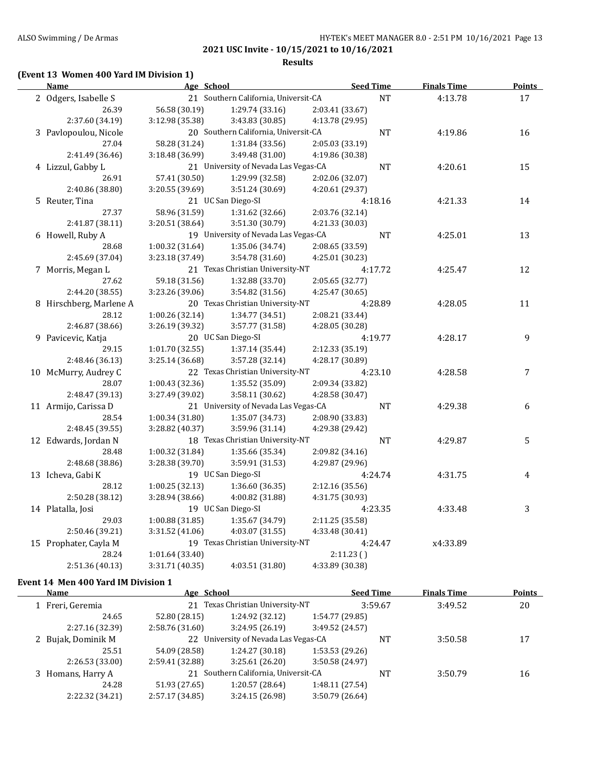## 2021 USC Invite - 10/15/2021 to 10/16/2021

### Results

### (Event 13 Women 400 Yard IM Division 1)

| Name | Age | School | Seed Time | Finals Time | Points |
|---|---|---|---|---|---|
| 2 Odgers, Isabelle S | 21 | Southern California, Universit-CA | NT | 4:13.78 | 17 |
| 26.39 | 56.58 (30.19) | 1:29.74 (33.16) | 2:03.41 (33.67) | | |
| 2:37.60 (34.19) | 3:12.98 (35.38) | 3:43.83 (30.85) | 4:13.78 (29.95) | | |
| 3 Pavlopoulou, Nicole | 20 | Southern California, Universit-CA | NT | 4:19.86 | 16 |
| 27.04 | 58.28 (31.24) | 1:31.84 (33.56) | 2:05.03 (33.19) | | |
| 2:41.49 (36.46) | 3:18.48 (36.99) | 3:49.48 (31.00) | 4:19.86 (30.38) | | |
| 4 Lizzul, Gabby L | 21 | University of Nevada Las Vegas-CA | NT | 4:20.61 | 15 |
| 26.91 | 57.41 (30.50) | 1:29.99 (32.58) | 2:02.06 (32.07) | | |
| 2:40.86 (38.80) | 3:20.55 (39.69) | 3:51.24 (30.69) | 4:20.61 (29.37) | | |
| 5 Reuter, Tina | 21 | UC San Diego-SI | 4:18.16 | 4:21.33 | 14 |
| 27.37 | 58.96 (31.59) | 1:31.62 (32.66) | 2:03.76 (32.14) | | |
| 2:41.87 (38.11) | 3:20.51 (38.64) | 3:51.30 (30.79) | 4:21.33 (30.03) | | |
| 6 Howell, Ruby A | 19 | University of Nevada Las Vegas-CA | NT | 4:25.01 | 13 |
| 28.68 | 1:00.32 (31.64) | 1:35.06 (34.74) | 2:08.65 (33.59) | | |
| 2:45.69 (37.04) | 3:23.18 (37.49) | 3:54.78 (31.60) | 4:25.01 (30.23) | | |
| 7 Morris, Megan L | 21 | Texas Christian University-NT | 4:17.72 | 4:25.47 | 12 |
| 27.62 | 59.18 (31.56) | 1:32.88 (33.70) | 2:05.65 (32.77) | | |
| 2:44.20 (38.55) | 3:23.26 (39.06) | 3:54.82 (31.56) | 4:25.47 (30.65) | | |
| 8 Hirschberg, Marlene A | 20 | Texas Christian University-NT | 4:28.89 | 4:28.05 | 11 |
| 28.12 | 1:00.26 (32.14) | 1:34.77 (34.51) | 2:08.21 (33.44) | | |
| 2:46.87 (38.66) | 3:26.19 (39.32) | 3:57.77 (31.58) | 4:28.05 (30.28) | | |
| 9 Pavicevic, Katja | 20 | UC San Diego-SI | 4:19.77 | 4:28.17 | 9 |
| 29.15 | 1:01.70 (32.55) | 1:37.14 (35.44) | 2:12.33 (35.19) | | |
| 2:48.46 (36.13) | 3:25.14 (36.68) | 3:57.28 (32.14) | 4:28.17 (30.89) | | |
| 10 McMurry, Audrey C | 22 | Texas Christian University-NT | 4:23.10 | 4:28.58 | 7 |
| 28.07 | 1:00.43 (32.36) | 1:35.52 (35.09) | 2:09.34 (33.82) | | |
| 2:48.47 (39.13) | 3:27.49 (39.02) | 3:58.11 (30.62) | 4:28.58 (30.47) | | |
| 11 Armijo, Carissa D | 21 | University of Nevada Las Vegas-CA | NT | 4:29.38 | 6 |
| 28.54 | 1:00.34 (31.80) | 1:35.07 (34.73) | 2:08.90 (33.83) | | |
| 2:48.45 (39.55) | 3:28.82 (40.37) | 3:59.96 (31.14) | 4:29.38 (29.42) | | |
| 12 Edwards, Jordan N | 18 | Texas Christian University-NT | NT | 4:29.87 | 5 |
| 28.48 | 1:00.32 (31.84) | 1:35.66 (35.34) | 2:09.82 (34.16) | | |
| 2:48.68 (38.86) | 3:28.38 (39.70) | 3:59.91 (31.53) | 4:29.87 (29.96) | | |
| 13 Icheva, Gabi K | 19 | UC San Diego-SI | 4:24.74 | 4:31.75 | 4 |
| 28.12 | 1:00.25 (32.13) | 1:36.60 (36.35) | 2:12.16 (35.56) | | |
| 2:50.28 (38.12) | 3:28.94 (38.66) | 4:00.82 (31.88) | 4:31.75 (30.93) | | |
| 14 Platalla, Josi | 19 | UC San Diego-SI | 4:23.35 | 4:33.48 | 3 |
| 29.03 | 1:00.88 (31.85) | 1:35.67 (34.79) | 2:11.25 (35.58) | | |
| 2:50.46 (39.21) | 3:31.52 (41.06) | 4:03.07 (31.55) | 4:33.48 (30.41) | | |
| 15 Prophater, Cayla M | 19 | Texas Christian University-NT | 4:24.47 | x4:33.89 | |
| 28.24 | 1:01.64 (33.40) | | 2:11.23 ( ) | | |
| 2:51.36 (40.13) | 3:31.71 (40.35) | 4:03.51 (31.80) | 4:33.89 (30.38) | | |

### Event 14 Men 400 Yard IM Division 1

| Name | Age | School | Seed Time | Finals Time | Points |
|---|---|---|---|---|---|
| 1 Freri, Geremia | 21 | Texas Christian University-NT | 3:59.67 | 3:49.52 | 20 |
| 24.65 | 52.80 (28.15) | 1:24.92 (32.12) | 1:54.77 (29.85) | | |
| 2:27.16 (32.39) | 2:58.76 (31.60) | 3:24.95 (26.19) | 3:49.52 (24.57) | | |
| 2 Bujak, Dominik M | 22 | University of Nevada Las Vegas-CA | NT | 3:50.58 | 17 |
| 25.51 | 54.09 (28.58) | 1:24.27 (30.18) | 1:53.53 (29.26) | | |
| 2:26.53 (33.00) | 2:59.41 (32.88) | 3:25.61 (26.20) | 3:50.58 (24.97) | | |
| 3 Homans, Harry A | 21 | Southern California, Universit-CA | NT | 3:50.79 | 16 |
| 24.28 | 51.93 (27.65) | 1:20.57 (28.64) | 1:48.11 (27.54) | | |
| 2:22.32 (34.21) | 2:57.17 (34.85) | 3:24.15 (26.98) | 3:50.79 (26.64) | | |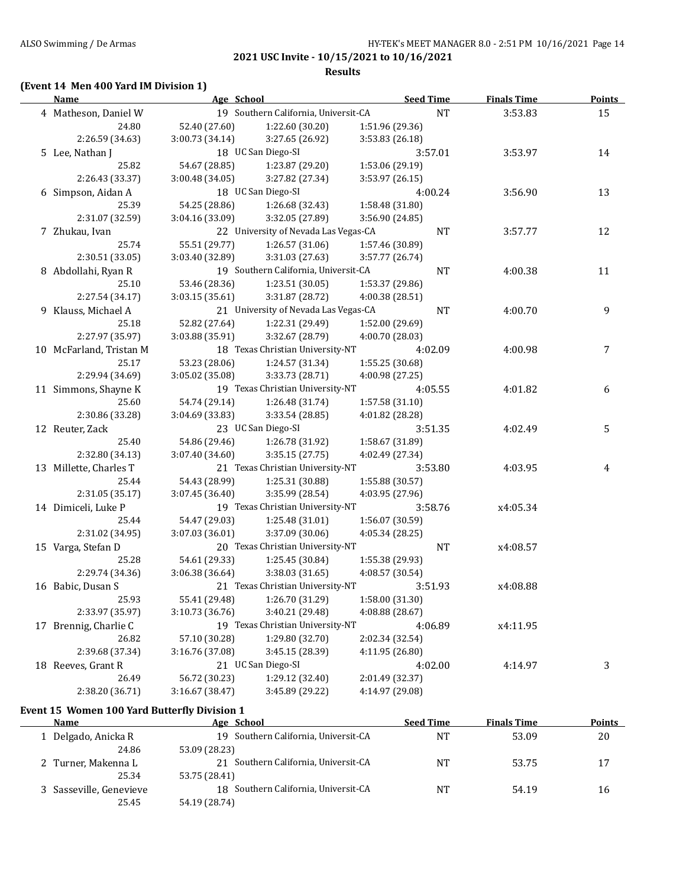**2021 USC Invite - 10/15/2021 to 10/16/2021**

**Results**

### (Event 14 Men 400 Yard IM Division 1)

| Name | Age | School | Seed Time | Finals Time | Points |
|---|---|---|---|---|---|
| 4 Matheson, Daniel W | 19 | Southern California, Universit-CA | NT | 3:53.83 | 15 |
| 24.80 / 52.40 (27.60) / 1:22.60 (30.20) / 1:51.96 (29.36) / 2:26.59 (34.63) / 3:00.73 (34.14) / 3:27.65 (26.92) / 3:53.83 (26.18) | | | | | |
| 5 Lee, Nathan J | 18 | UC San Diego-SI | 3:57.01 | 3:53.97 | 14 |
| 25.82 / 54.67 (28.85) / 1:23.87 (29.20) / 1:53.06 (29.19) / 2:26.43 (33.37) / 3:00.48 (34.05) / 3:27.82 (27.34) / 3:53.97 (26.15) | | | | | |
| 6 Simpson, Aidan A | 18 | UC San Diego-SI | 4:00.24 | 3:56.90 | 13 |
| 25.39 / 54.25 (28.86) / 1:26.68 (32.43) / 1:58.48 (31.80) / 2:31.07 (32.59) / 3:04.16 (33.09) / 3:32.05 (27.89) / 3:56.90 (24.85) | | | | | |
| 7 Zhukau, Ivan | 22 | University of Nevada Las Vegas-CA | NT | 3:57.77 | 12 |
| 25.74 / 55.51 (29.77) / 1:26.57 (31.06) / 1:57.46 (30.89) / 2:30.51 (33.05) / 3:03.40 (32.89) / 3:31.03 (27.63) / 3:57.77 (26.74) | | | | | |
| 8 Abdollahi, Ryan R | 19 | Southern California, Universit-CA | NT | 4:00.38 | 11 |
| 25.10 / 53.46 (28.36) / 1:23.51 (30.05) / 1:53.37 (29.86) / 2:27.54 (34.17) / 3:03.15 (35.61) / 3:31.87 (28.72) / 4:00.38 (28.51) | | | | | |
| 9 Klauss, Michael A | 21 | University of Nevada Las Vegas-CA | NT | 4:00.70 | 9 |
| 25.18 / 52.82 (27.64) / 1:22.31 (29.49) / 1:52.00 (29.69) / 2:27.97 (35.97) / 3:03.88 (35.91) / 3:32.67 (28.79) / 4:00.70 (28.03) | | | | | |
| 10 McFarland, Tristan M | 18 | Texas Christian University-NT | 4:02.09 | 4:00.98 | 7 |
| 25.17 / 53.23 (28.06) / 1:24.57 (31.34) / 1:55.25 (30.68) / 2:29.94 (34.69) / 3:05.02 (35.08) / 3:33.73 (28.71) / 4:00.98 (27.25) | | | | | |
| 11 Simmons, Shayne K | 19 | Texas Christian University-NT | 4:05.55 | 4:01.82 | 6 |
| 25.60 / 54.74 (29.14) / 1:26.48 (31.74) / 1:57.58 (31.10) / 2:30.86 (33.28) / 3:04.69 (33.83) / 3:33.54 (28.85) / 4:01.82 (28.28) | | | | | |
| 12 Reuter, Zack | 23 | UC San Diego-SI | 3:51.35 | 4:02.49 | 5 |
| 25.40 / 54.86 (29.46) / 1:26.78 (31.92) / 1:58.67 (31.89) / 2:32.80 (34.13) / 3:07.40 (34.60) / 3:35.15 (27.75) / 4:02.49 (27.34) | | | | | |
| 13 Millette, Charles T | 21 | Texas Christian University-NT | 3:53.80 | 4:03.95 | 4 |
| 25.44 / 54.43 (28.99) / 1:25.31 (30.88) / 1:55.88 (30.57) / 2:31.05 (35.17) / 3:07.45 (36.40) / 3:35.99 (28.54) / 4:03.95 (27.96) | | | | | |
| 14 Dimiceli, Luke P | 19 | Texas Christian University-NT | 3:58.76 | x4:05.34 | |
| 25.44 / 54.47 (29.03) / 1:25.48 (31.01) / 1:56.07 (30.59) / 2:31.02 (34.95) / 3:07.03 (36.01) / 3:37.09 (30.06) / 4:05.34 (28.25) | | | | | |
| 15 Varga, Stefan D | 20 | Texas Christian University-NT | NT | x4:08.57 | |
| 25.28 / 54.61 (29.33) / 1:25.45 (30.84) / 1:55.38 (29.93) / 2:29.74 (34.36) / 3:06.38 (36.64) / 3:38.03 (31.65) / 4:08.57 (30.54) | | | | | |
| 16 Babic, Dusan S | 21 | Texas Christian University-NT | 3:51.93 | x4:08.88 | |
| 25.93 / 55.41 (29.48) / 1:26.70 (31.29) / 1:58.00 (31.30) / 2:33.97 (35.97) / 3:10.73 (36.76) / 3:40.21 (29.48) / 4:08.88 (28.67) | | | | | |
| 17 Brennig, Charlie C | 19 | Texas Christian University-NT | 4:06.89 | x4:11.95 | |
| 26.82 / 57.10 (30.28) / 1:29.80 (32.70) / 2:02.34 (32.54) / 2:39.68 (37.34) / 3:16.76 (37.08) / 3:45.15 (28.39) / 4:11.95 (26.80) | | | | | |
| 18 Reeves, Grant R | 21 | UC San Diego-SI | 4:02.00 | 4:14.97 | 3 |
| 26.49 / 56.72 (30.23) / 1:29.12 (32.40) / 2:01.49 (32.37) / 2:38.20 (36.71) / 3:16.67 (38.47) / 3:45.89 (29.22) / 4:14.97 (29.08) | | | | | |

### Event 15 Women 100 Yard Butterfly Division 1

| Name | Age | School | Seed Time | Finals Time | Points |
|---|---|---|---|---|---|
| 1 Delgado, Anicka R | 19 | Southern California, Universit-CA | NT | 53.09 | 20 |
| 24.86 / 53.09 (28.23) | | | | | |
| 2 Turner, Makenna L | 21 | Southern California, Universit-CA | NT | 53.75 | 17 |
| 25.34 / 53.75 (28.41) | | | | | |
| 3 Sasseville, Genevieve | 18 | Southern California, Universit-CA | NT | 54.19 | 16 |
| 25.45 / 54.19 (28.74) | | | | | |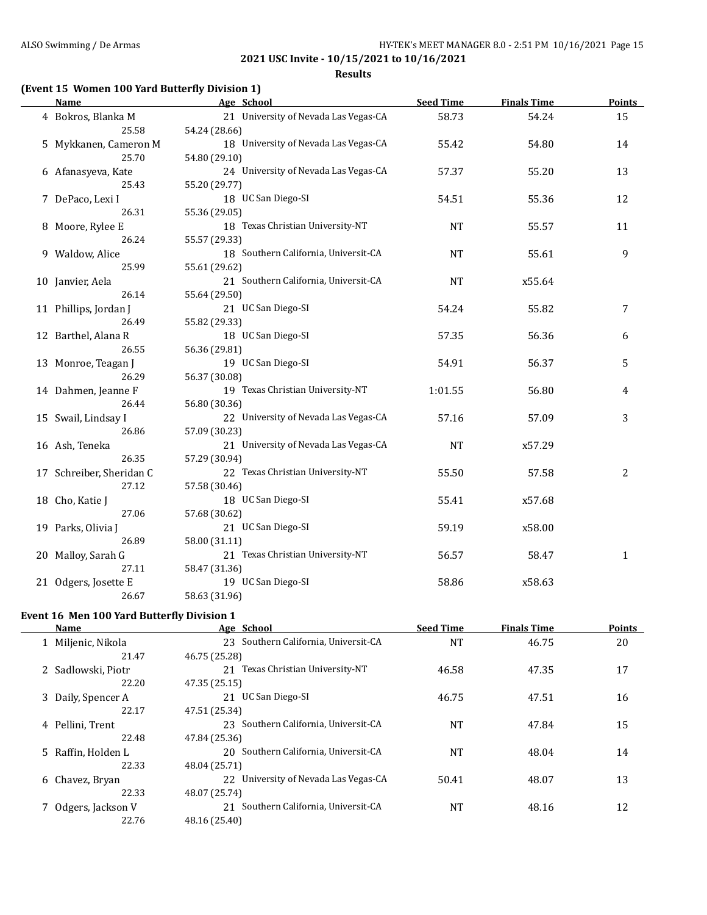**2021 USC Invite - 10/15/2021 to 10/16/2021**

**Results**

### (Event 15 Women 100 Yard Butterfly Division 1)

| Name | Age | School | Seed Time | Finals Time | Points |
|---|---|---|---|---|---|
| 4 Bokros, Blanka M | 21 | University of Nevada Las Vegas-CA | 58.73 | 54.24 | 15 |
| 25.58 | 54.24 (28.66) | | | | |
| 5 Mykkanen, Cameron M | 18 | University of Nevada Las Vegas-CA | 55.42 | 54.80 | 14 |
| 25.70 | 54.80 (29.10) | | | | |
| 6 Afanasyeva, Kate | 24 | University of Nevada Las Vegas-CA | 57.37 | 55.20 | 13 |
| 25.43 | 55.20 (29.77) | | | | |
| 7 DePaco, Lexi I | 18 | UC San Diego-SI | 54.51 | 55.36 | 12 |
| 26.31 | 55.36 (29.05) | | | | |
| 8 Moore, Rylee E | 18 | Texas Christian University-NT | NT | 55.57 | 11 |
| 26.24 | 55.57 (29.33) | | | | |
| 9 Waldow, Alice | 18 | Southern California, Universit-CA | NT | 55.61 | 9 |
| 25.99 | 55.61 (29.62) | | | | |
| 10 Janvier, Aela | 21 | Southern California, Universit-CA | NT | x55.64 | |
| 26.14 | 55.64 (29.50) | | | | |
| 11 Phillips, Jordan J | 21 | UC San Diego-SI | 54.24 | 55.82 | 7 |
| 26.49 | 55.82 (29.33) | | | | |
| 12 Barthel, Alana R | 18 | UC San Diego-SI | 57.35 | 56.36 | 6 |
| 26.55 | 56.36 (29.81) | | | | |
| 13 Monroe, Teagan J | 19 | UC San Diego-SI | 54.91 | 56.37 | 5 |
| 26.29 | 56.37 (30.08) | | | | |
| 14 Dahmen, Jeanne F | 19 | Texas Christian University-NT | 1:01.55 | 56.80 | 4 |
| 26.44 | 56.80 (30.36) | | | | |
| 15 Swail, Lindsay I | 22 | University of Nevada Las Vegas-CA | 57.16 | 57.09 | 3 |
| 26.86 | 57.09 (30.23) | | | | |
| 16 Ash, Teneka | 21 | University of Nevada Las Vegas-CA | NT | x57.29 | |
| 26.35 | 57.29 (30.94) | | | | |
| 17 Schreiber, Sheridan C | 22 | Texas Christian University-NT | 55.50 | 57.58 | 2 |
| 27.12 | 57.58 (30.46) | | | | |
| 18 Cho, Katie J | 18 | UC San Diego-SI | 55.41 | x57.68 | |
| 27.06 | 57.68 (30.62) | | | | |
| 19 Parks, Olivia J | 21 | UC San Diego-SI | 59.19 | x58.00 | |
| 26.89 | 58.00 (31.11) | | | | |
| 20 Malloy, Sarah G | 21 | Texas Christian University-NT | 56.57 | 58.47 | 1 |
| 27.11 | 58.47 (31.36) | | | | |
| 21 Odgers, Josette E | 19 | UC San Diego-SI | 58.86 | x58.63 | |
| 26.67 | 58.63 (31.96) | | | | |

### Event 16 Men 100 Yard Butterfly Division 1

| Name | Age | School | Seed Time | Finals Time | Points |
|---|---|---|---|---|---|
| 1 Miljenic, Nikola | 23 | Southern California, Universit-CA | NT | 46.75 | 20 |
| 21.47 | 46.75 (25.28) | | | | |
| 2 Sadlowski, Piotr | 21 | Texas Christian University-NT | 46.58 | 47.35 | 17 |
| 22.20 | 47.35 (25.15) | | | | |
| 3 Daily, Spencer A | 21 | UC San Diego-SI | 46.75 | 47.51 | 16 |
| 22.17 | 47.51 (25.34) | | | | |
| 4 Pellini, Trent | 23 | Southern California, Universit-CA | NT | 47.84 | 15 |
| 22.48 | 47.84 (25.36) | | | | |
| 5 Raffin, Holden L | 20 | Southern California, Universit-CA | NT | 48.04 | 14 |
| 22.33 | 48.04 (25.71) | | | | |
| 6 Chavez, Bryan | 22 | University of Nevada Las Vegas-CA | 50.41 | 48.07 | 13 |
| 22.33 | 48.07 (25.74) | | | | |
| 7 Odgers, Jackson V | 21 | Southern California, Universit-CA | NT | 48.16 | 12 |
| 22.76 | 48.16 (25.40) | | | | |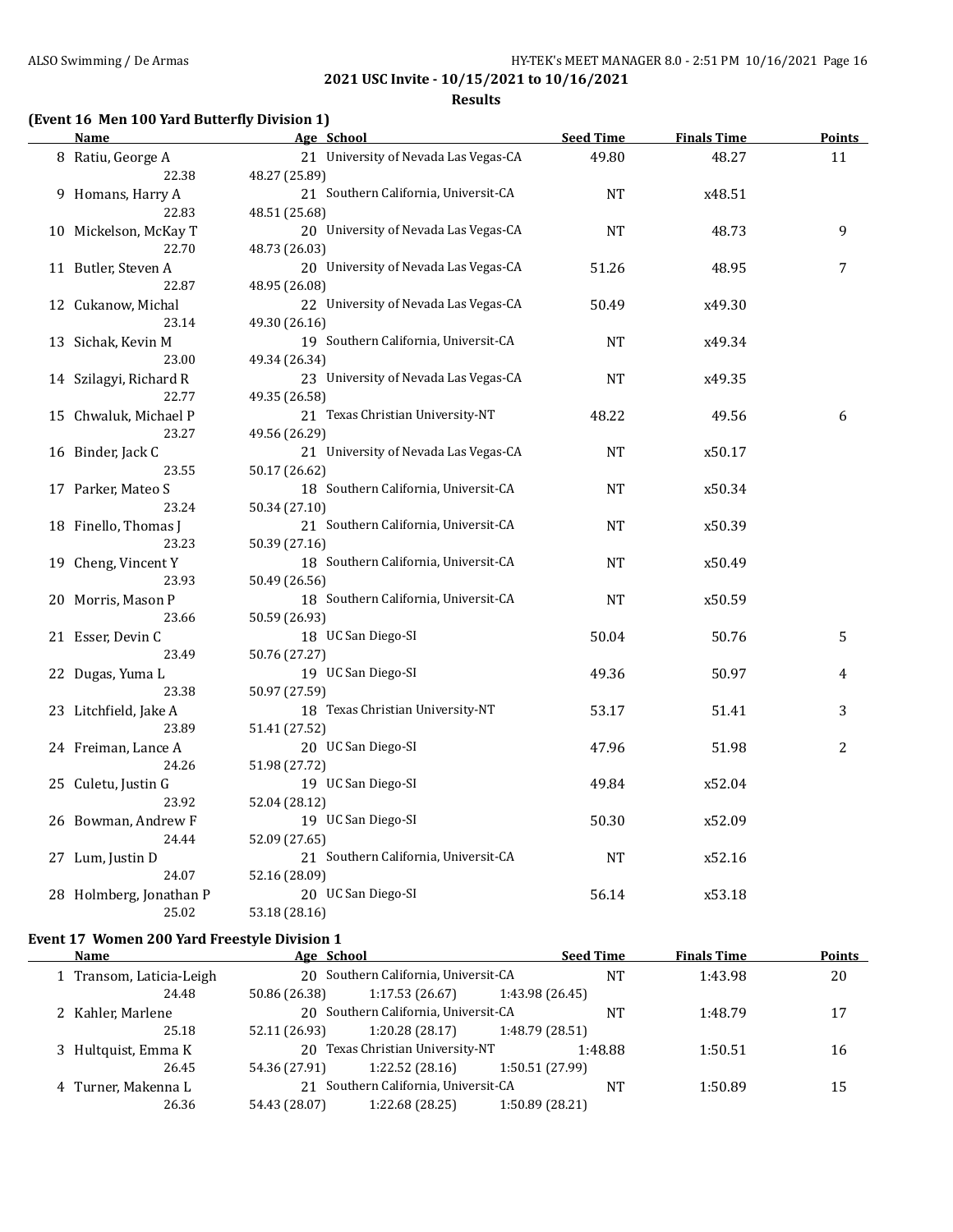**2021 USC Invite - 10/15/2021 to 10/16/2021**

**Results**

### (Event 16 Men 100 Yard Butterfly Division 1)

| Name | Age | School | Seed Time | Finals Time | Points |
|---|---|---|---|---|---|
| 8 Ratiu, George A | 21 | University of Nevada Las Vegas-CA | 49.80 | 48.27 | 11 |
| 22.38 | 48.27 (25.89) | | | | |
| 9 Homans, Harry A | 21 | Southern California, Universit-CA | NT | x48.51 | |
| 22.83 | 48.51 (25.68) | | | | |
| 10 Mickelson, McKay T | 20 | University of Nevada Las Vegas-CA | NT | 48.73 | 9 |
| 22.70 | 48.73 (26.03) | | | | |
| 11 Butler, Steven A | 20 | University of Nevada Las Vegas-CA | 51.26 | 48.95 | 7 |
| 22.87 | 48.95 (26.08) | | | | |
| 12 Cukanow, Michal | 22 | University of Nevada Las Vegas-CA | 50.49 | x49.30 | |
| 23.14 | 49.30 (26.16) | | | | |
| 13 Sichak, Kevin M | 19 | Southern California, Universit-CA | NT | x49.34 | |
| 23.00 | 49.34 (26.34) | | | | |
| 14 Szilagyi, Richard R | 23 | University of Nevada Las Vegas-CA | NT | x49.35 | |
| 22.77 | 49.35 (26.58) | | | | |
| 15 Chwaluk, Michael P | 21 | Texas Christian University-NT | 48.22 | 49.56 | 6 |
| 23.27 | 49.56 (26.29) | | | | |
| 16 Binder, Jack C | 21 | University of Nevada Las Vegas-CA | NT | x50.17 | |
| 23.55 | 50.17 (26.62) | | | | |
| 17 Parker, Mateo S | 18 | Southern California, Universit-CA | NT | x50.34 | |
| 23.24 | 50.34 (27.10) | | | | |
| 18 Finello, Thomas J | 21 | Southern California, Universit-CA | NT | x50.39 | |
| 23.23 | 50.39 (27.16) | | | | |
| 19 Cheng, Vincent Y | 18 | Southern California, Universit-CA | NT | x50.49 | |
| 23.93 | 50.49 (26.56) | | | | |
| 20 Morris, Mason P | 18 | Southern California, Universit-CA | NT | x50.59 | |
| 23.66 | 50.59 (26.93) | | | | |
| 21 Esser, Devin C | 18 | UC San Diego-SI | 50.04 | 50.76 | 5 |
| 23.49 | 50.76 (27.27) | | | | |
| 22 Dugas, Yuma L | 19 | UC San Diego-SI | 49.36 | 50.97 | 4 |
| 23.38 | 50.97 (27.59) | | | | |
| 23 Litchfield, Jake A | 18 | Texas Christian University-NT | 53.17 | 51.41 | 3 |
| 23.89 | 51.41 (27.52) | | | | |
| 24 Freiman, Lance A | 20 | UC San Diego-SI | 47.96 | 51.98 | 2 |
| 24.26 | 51.98 (27.72) | | | | |
| 25 Culetu, Justin G | 19 | UC San Diego-SI | 49.84 | x52.04 | |
| 23.92 | 52.04 (28.12) | | | | |
| 26 Bowman, Andrew F | 19 | UC San Diego-SI | 50.30 | x52.09 | |
| 24.44 | 52.09 (27.65) | | | | |
| 27 Lum, Justin D | 21 | Southern California, Universit-CA | NT | x52.16 | |
| 24.07 | 52.16 (28.09) | | | | |
| 28 Holmberg, Jonathan P | 20 | UC San Diego-SI | 56.14 | x53.18 | |
| 25.02 | 53.18 (28.16) | | | | |

### Event 17 Women 200 Yard Freestyle Division 1

| Name | Age | School | | Seed Time | Finals Time | Points |
|---|---|---|---|---|---|---|
| 1 Transom, Laticia-Leigh | 20 | Southern California, Universit-CA | | NT | 1:43.98 | 20 |
| 24.48 | 50.86 (26.38) | 1:17.53 (26.67) | 1:43.98 (26.45) | | | |
| 2 Kahler, Marlene | 20 | Southern California, Universit-CA | | NT | 1:48.79 | 17 |
| 25.18 | 52.11 (26.93) | 1:20.28 (28.17) | 1:48.79 (28.51) | | | |
| 3 Hultquist, Emma K | 20 | Texas Christian University-NT | | 1:48.88 | 1:50.51 | 16 |
| 26.45 | 54.36 (27.91) | 1:22.52 (28.16) | 1:50.51 (27.99) | | | |
| 4 Turner, Makenna L | 21 | Southern California, Universit-CA | | NT | 1:50.89 | 15 |
| 26.36 | 54.43 (28.07) | 1:22.68 (28.25) | 1:50.89 (28.21) | | | |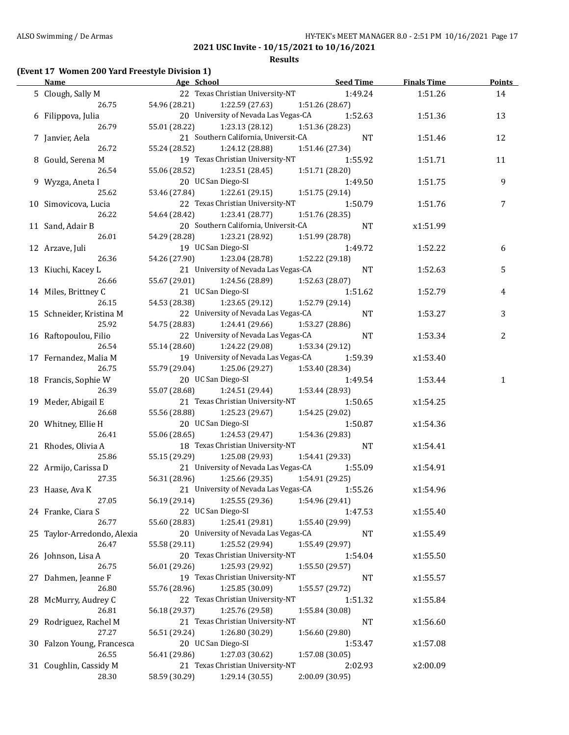## 2021 USC Invite - 10/15/2021 to 10/16/2021

### Results

**(Event 17 Women 200 Yard Freestyle Division 1)**

| Name | Age | School | Seed Time | Finals Time | Points |
|---|---|---|---|---|---|
| 5 Clough, Sally M | 22 | Texas Christian University-NT | 1:49.24 | 1:51.26 | 14 |
| 26.75 | 54.96 (28.21) | 1:22.59 (27.63) | 1:51.26 (28.67) | | |
| 6 Filippova, Julia | 20 | University of Nevada Las Vegas-CA | 1:52.63 | 1:51.36 | 13 |
| 26.79 | 55.01 (28.22) | 1:23.13 (28.12) | 1:51.36 (28.23) | | |
| 7 Janvier, Aela | 21 | Southern California, Universit-CA | NT | 1:51.46 | 12 |
| 26.72 | 55.24 (28.52) | 1:24.12 (28.88) | 1:51.46 (27.34) | | |
| 8 Gould, Serena M | 19 | Texas Christian University-NT | 1:55.92 | 1:51.71 | 11 |
| 26.54 | 55.06 (28.52) | 1:23.51 (28.45) | 1:51.71 (28.20) | | |
| 9 Wyzga, Aneta I | 20 | UC San Diego-SI | 1:49.50 | 1:51.75 | 9 |
| 25.62 | 53.46 (27.84) | 1:22.61 (29.15) | 1:51.75 (29.14) | | |
| 10 Simovicova, Lucia | 22 | Texas Christian University-NT | 1:50.79 | 1:51.76 | 7 |
| 26.22 | 54.64 (28.42) | 1:23.41 (28.77) | 1:51.76 (28.35) | | |
| 11 Sand, Adair B | 20 | Southern California, Universit-CA | NT | x1:51.99 | |
| 26.01 | 54.29 (28.28) | 1:23.21 (28.92) | 1:51.99 (28.78) | | |
| 12 Arzave, Juli | 19 | UC San Diego-SI | 1:49.72 | 1:52.22 | 6 |
| 26.36 | 54.26 (27.90) | 1:23.04 (28.78) | 1:52.22 (29.18) | | |
| 13 Kiuchi, Kacey L | 21 | University of Nevada Las Vegas-CA | NT | 1:52.63 | 5 |
| 26.66 | 55.67 (29.01) | 1:24.56 (28.89) | 1:52.63 (28.07) | | |
| 14 Miles, Brittney C | 21 | UC San Diego-SI | 1:51.62 | 1:52.79 | 4 |
| 26.15 | 54.53 (28.38) | 1:23.65 (29.12) | 1:52.79 (29.14) | | |
| 15 Schneider, Kristina M | 22 | University of Nevada Las Vegas-CA | NT | 1:53.27 | 3 |
| 25.92 | 54.75 (28.83) | 1:24.41 (29.66) | 1:53.27 (28.86) | | |
| 16 Raftopoulou, Filio | 22 | University of Nevada Las Vegas-CA | NT | 1:53.34 | 2 |
| 26.54 | 55.14 (28.60) | 1:24.22 (29.08) | 1:53.34 (29.12) | | |
| 17 Fernandez, Malia M | 19 | University of Nevada Las Vegas-CA | 1:59.39 | x1:53.40 | |
| 26.75 | 55.79 (29.04) | 1:25.06 (29.27) | 1:53.40 (28.34) | | |
| 18 Francis, Sophie W | 20 | UC San Diego-SI | 1:49.54 | 1:53.44 | 1 |
| 26.39 | 55.07 (28.68) | 1:24.51 (29.44) | 1:53.44 (28.93) | | |
| 19 Meder, Abigail E | 21 | Texas Christian University-NT | 1:50.65 | x1:54.25 | |
| 26.68 | 55.56 (28.88) | 1:25.23 (29.67) | 1:54.25 (29.02) | | |
| 20 Whitney, Ellie H | 20 | UC San Diego-SI | 1:50.87 | x1:54.36 | |
| 26.41 | 55.06 (28.65) | 1:24.53 (29.47) | 1:54.36 (29.83) | | |
| 21 Rhodes, Olivia A | 18 | Texas Christian University-NT | NT | x1:54.41 | |
| 25.86 | 55.15 (29.29) | 1:25.08 (29.93) | 1:54.41 (29.33) | | |
| 22 Armijo, Carissa D | 21 | University of Nevada Las Vegas-CA | 1:55.09 | x1:54.91 | |
| 27.35 | 56.31 (28.96) | 1:25.66 (29.35) | 1:54.91 (29.25) | | |
| 23 Haase, Ava K | 21 | University of Nevada Las Vegas-CA | 1:55.26 | x1:54.96 | |
| 27.05 | 56.19 (29.14) | 1:25.55 (29.36) | 1:54.96 (29.41) | | |
| 24 Franke, Ciara S | 22 | UC San Diego-SI | 1:47.53 | x1:55.40 | |
| 26.77 | 55.60 (28.83) | 1:25.41 (29.81) | 1:55.40 (29.99) | | |
| 25 Taylor-Arredondo, Alexia | 20 | University of Nevada Las Vegas-CA | NT | x1:55.49 | |
| 26.47 | 55.58 (29.11) | 1:25.52 (29.94) | 1:55.49 (29.97) | | |
| 26 Johnson, Lisa A | 20 | Texas Christian University-NT | 1:54.04 | x1:55.50 | |
| 26.75 | 56.01 (29.26) | 1:25.93 (29.92) | 1:55.50 (29.57) | | |
| 27 Dahmen, Jeanne F | 19 | Texas Christian University-NT | NT | x1:55.57 | |
| 26.80 | 55.76 (28.96) | 1:25.85 (30.09) | 1:55.57 (29.72) | | |
| 28 McMurry, Audrey C | 22 | Texas Christian University-NT | 1:51.32 | x1:55.84 | |
| 26.81 | 56.18 (29.37) | 1:25.76 (29.58) | 1:55.84 (30.08) | | |
| 29 Rodriguez, Rachel M | 21 | Texas Christian University-NT | NT | x1:56.60 | |
| 27.27 | 56.51 (29.24) | 1:26.80 (30.29) | 1:56.60 (29.80) | | |
| 30 Falzon Young, Francesca | 20 | UC San Diego-SI | 1:53.47 | x1:57.08 | |
| 26.55 | 56.41 (29.86) | 1:27.03 (30.62) | 1:57.08 (30.05) | | |
| 31 Coughlin, Cassidy M | 21 | Texas Christian University-NT | 2:02.93 | x2:00.09 | |
| 28.30 | 58.59 (30.29) | 1:29.14 (30.55) | 2:00.09 (30.95) | | |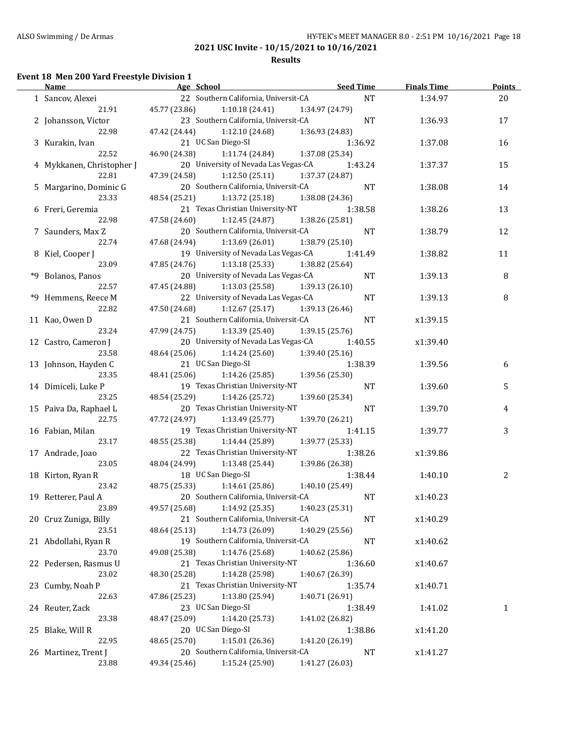**2021 USC Invite - 10/15/2021 to 10/16/2021**

**Results**

### Event 18 Men 200 Yard Freestyle Division 1

| Name | Age | School | Seed Time | Finals Time | Points |
|---|---|---|---|---|---|
| 1 Sancov, Alexei | 22 | Southern California, Universit-CA | NT | 1:34.97 | 20 |
| 21.91 | 45.77 (23.86) | 1:10.18 (24.41) | 1:34.97 (24.79) | | |
| 2 Johansson, Victor | 23 | Southern California, Universit-CA | NT | 1:36.93 | 17 |
| 22.98 | 47.42 (24.44) | 1:12.10 (24.68) | 1:36.93 (24.83) | | |
| 3 Kurakin, Ivan | 21 | UC San Diego-SI | 1:36.92 | 1:37.08 | 16 |
| 22.52 | 46.90 (24.38) | 1:11.74 (24.84) | 1:37.08 (25.34) | | |
| 4 Mykkanen, Christopher J | 20 | University of Nevada Las Vegas-CA | 1:43.24 | 1:37.37 | 15 |
| 22.81 | 47.39 (24.58) | 1:12.50 (25.11) | 1:37.37 (24.87) | | |
| 5 Margarino, Dominic G | 20 | Southern California, Universit-CA | NT | 1:38.08 | 14 |
| 23.33 | 48.54 (25.21) | 1:13.72 (25.18) | 1:38.08 (24.36) | | |
| 6 Freri, Geremia | 21 | Texas Christian University-NT | 1:38.58 | 1:38.26 | 13 |
| 22.98 | 47.58 (24.60) | 1:12.45 (24.87) | 1:38.26 (25.81) | | |
| 7 Saunders, Max Z | 20 | Southern California, Universit-CA | NT | 1:38.79 | 12 |
| 22.74 | 47.68 (24.94) | 1:13.69 (26.01) | 1:38.79 (25.10) | | |
| 8 Kiel, Cooper J | 19 | University of Nevada Las Vegas-CA | 1:41.49 | 1:38.82 | 11 |
| 23.09 | 47.85 (24.76) | 1:13.18 (25.33) | 1:38.82 (25.64) | | |
| *9 Bolanos, Panos | 20 | University of Nevada Las Vegas-CA | NT | 1:39.13 | 8 |
| 22.57 | 47.45 (24.88) | 1:13.03 (25.58) | 1:39.13 (26.10) | | |
| *9 Hemmens, Reece M | 22 | University of Nevada Las Vegas-CA | NT | 1:39.13 | 8 |
| 22.82 | 47.50 (24.68) | 1:12.67 (25.17) | 1:39.13 (26.46) | | |
| 11 Kao, Owen D | 21 | Southern California, Universit-CA | NT | x1:39.15 | |
| 23.24 | 47.99 (24.75) | 1:13.39 (25.40) | 1:39.15 (25.76) | | |
| 12 Castro, Cameron J | 20 | University of Nevada Las Vegas-CA | 1:40.55 | x1:39.40 | |
| 23.58 | 48.64 (25.06) | 1:14.24 (25.60) | 1:39.40 (25.16) | | |
| 13 Johnson, Hayden C | 21 | UC San Diego-SI | 1:38.39 | 1:39.56 | 6 |
| 23.35 | 48.41 (25.06) | 1:14.26 (25.85) | 1:39.56 (25.30) | | |
| 14 Dimiceli, Luke P | 19 | Texas Christian University-NT | NT | 1:39.60 | 5 |
| 23.25 | 48.54 (25.29) | 1:14.26 (25.72) | 1:39.60 (25.34) | | |
| 15 Paiva Da, Raphael L | 20 | Texas Christian University-NT | NT | 1:39.70 | 4 |
| 22.75 | 47.72 (24.97) | 1:13.49 (25.77) | 1:39.70 (26.21) | | |
| 16 Fabian, Milan | 19 | Texas Christian University-NT | 1:41.15 | 1:39.77 | 3 |
| 23.17 | 48.55 (25.38) | 1:14.44 (25.89) | 1:39.77 (25.33) | | |
| 17 Andrade, Joao | 22 | Texas Christian University-NT | 1:38.26 | x1:39.86 | |
| 23.05 | 48.04 (24.99) | 1:13.48 (25.44) | 1:39.86 (26.38) | | |
| 18 Kirton, Ryan R | 18 | UC San Diego-SI | 1:38.44 | 1:40.10 | 2 |
| 23.42 | 48.75 (25.33) | 1:14.61 (25.86) | 1:40.10 (25.49) | | |
| 19 Retterer, Paul A | 20 | Southern California, Universit-CA | NT | x1:40.23 | |
| 23.89 | 49.57 (25.68) | 1:14.92 (25.35) | 1:40.23 (25.31) | | |
| 20 Cruz Zuniga, Billy | 21 | Southern California, Universit-CA | NT | x1:40.29 | |
| 23.51 | 48.64 (25.13) | 1:14.73 (26.09) | 1:40.29 (25.56) | | |
| 21 Abdollahi, Ryan R | 19 | Southern California, Universit-CA | NT | x1:40.62 | |
| 23.70 | 49.08 (25.38) | 1:14.76 (25.68) | 1:40.62 (25.86) | | |
| 22 Pedersen, Rasmus U | 21 | Texas Christian University-NT | 1:36.60 | x1:40.67 | |
| 23.02 | 48.30 (25.28) | 1:14.28 (25.98) | 1:40.67 (26.39) | | |
| 23 Cumby, Noah P | 21 | Texas Christian University-NT | 1:35.74 | x1:40.71 | |
| 22.63 | 47.86 (25.23) | 1:13.80 (25.94) | 1:40.71 (26.91) | | |
| 24 Reuter, Zack | 23 | UC San Diego-SI | 1:38.49 | 1:41.02 | 1 |
| 23.38 | 48.47 (25.09) | 1:14.20 (25.73) | 1:41.02 (26.82) | | |
| 25 Blake, Will R | 20 | UC San Diego-SI | 1:38.86 | x1:41.20 | |
| 22.95 | 48.65 (25.70) | 1:15.01 (26.36) | 1:41.20 (26.19) | | |
| 26 Martinez, Trent J | 20 | Southern California, Universit-CA | NT | x1:41.27 | |
| 23.88 | 49.34 (25.46) | 1:15.24 (25.90) | 1:41.27 (26.03) | | |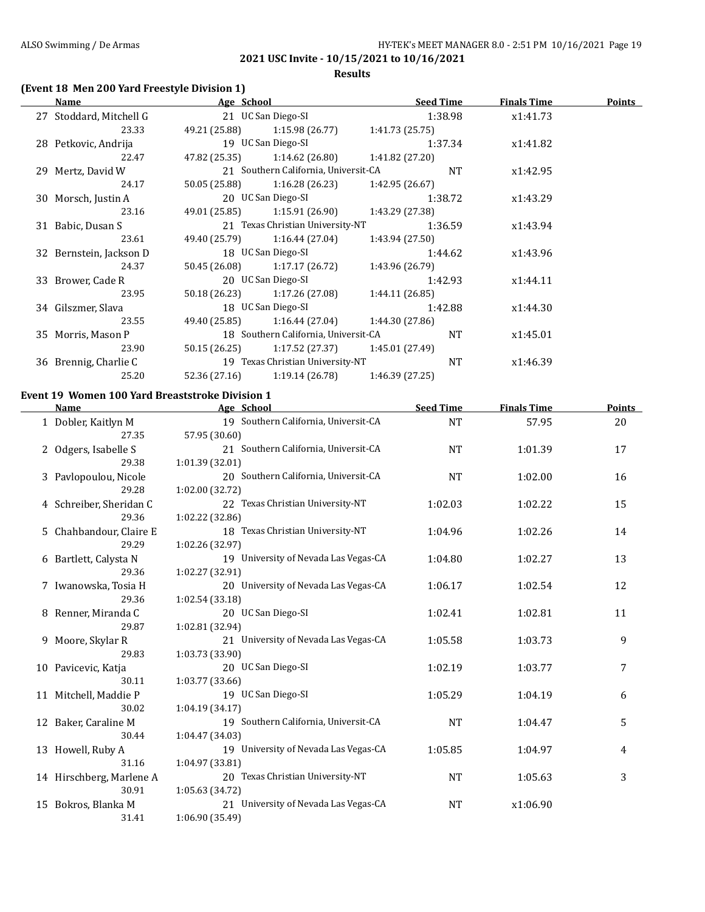**2021 USC Invite - 10/15/2021 to 10/16/2021**

**Results**

### (Event 18 Men 200 Yard Freestyle Division 1)

| | Name | Age | School | Seed Time | Finals Time | Points |
|---|---|---|---|---|---|---|
| 27 | Stoddard, Mitchell G | 21 | UC San Diego-SI | 1:38.98 | x1:41.73 | |
| | 23.33 | 49.21 (25.88) | 1:15.98 (26.77) | 1:41.73 (25.75) | | |
| 28 | Petkovic, Andrija | 19 | UC San Diego-SI | 1:37.34 | x1:41.82 | |
| | 22.47 | 47.82 (25.35) | 1:14.62 (26.80) | 1:41.82 (27.20) | | |
| 29 | Mertz, David W | 21 | Southern California, Universit-CA | NT | x1:42.95 | |
| | 24.17 | 50.05 (25.88) | 1:16.28 (26.23) | 1:42.95 (26.67) | | |
| 30 | Morsch, Justin A | 20 | UC San Diego-SI | 1:38.72 | x1:43.29 | |
| | 23.16 | 49.01 (25.85) | 1:15.91 (26.90) | 1:43.29 (27.38) | | |
| 31 | Babic, Dusan S | 21 | Texas Christian University-NT | 1:36.59 | x1:43.94 | |
| | 23.61 | 49.40 (25.79) | 1:16.44 (27.04) | 1:43.94 (27.50) | | |
| 32 | Bernstein, Jackson D | 18 | UC San Diego-SI | 1:44.62 | x1:43.96 | |
| | 24.37 | 50.45 (26.08) | 1:17.17 (26.72) | 1:43.96 (26.79) | | |
| 33 | Brower, Cade R | 20 | UC San Diego-SI | 1:42.93 | x1:44.11 | |
| | 23.95 | 50.18 (26.23) | 1:17.26 (27.08) | 1:44.11 (26.85) | | |
| 34 | Gilszmer, Slava | 18 | UC San Diego-SI | 1:42.88 | x1:44.30 | |
| | 23.55 | 49.40 (25.85) | 1:16.44 (27.04) | 1:44.30 (27.86) | | |
| 35 | Morris, Mason P | 18 | Southern California, Universit-CA | NT | x1:45.01 | |
| | 23.90 | 50.15 (26.25) | 1:17.52 (27.37) | 1:45.01 (27.49) | | |
| 36 | Brennig, Charlie C | 19 | Texas Christian University-NT | NT | x1:46.39 | |
| | 25.20 | 52.36 (27.16) | 1:19.14 (26.78) | 1:46.39 (27.25) | | |

### Event 19 Women 100 Yard Breaststroke Division 1

| | Name | Age | School | Seed Time | Finals Time | Points |
|---|---|---|---|---|---|---|
| 1 | Dobler, Kaitlyn M | 19 | Southern California, Universit-CA | NT | 57.95 | 20 |
| | 27.35 | 57.95 (30.60) | | | | |
| 2 | Odgers, Isabelle S | 21 | Southern California, Universit-CA | NT | 1:01.39 | 17 |
| | 29.38 | 1:01.39 (32.01) | | | | |
| 3 | Pavlopoulou, Nicole | 20 | Southern California, Universit-CA | NT | 1:02.00 | 16 |
| | 29.28 | 1:02.00 (32.72) | | | | |
| 4 | Schreiber, Sheridan C | 22 | Texas Christian University-NT | 1:02.03 | 1:02.22 | 15 |
| | 29.36 | 1:02.22 (32.86) | | | | |
| 5 | Chahbandour, Claire E | 18 | Texas Christian University-NT | 1:04.96 | 1:02.26 | 14 |
| | 29.29 | 1:02.26 (32.97) | | | | |
| 6 | Bartlett, Calysta N | 19 | University of Nevada Las Vegas-CA | 1:04.80 | 1:02.27 | 13 |
| | 29.36 | 1:02.27 (32.91) | | | | |
| 7 | Iwanowska, Tosia H | 20 | University of Nevada Las Vegas-CA | 1:06.17 | 1:02.54 | 12 |
| | 29.36 | 1:02.54 (33.18) | | | | |
| 8 | Renner, Miranda C | 20 | UC San Diego-SI | 1:02.41 | 1:02.81 | 11 |
| | 29.87 | 1:02.81 (32.94) | | | | |
| 9 | Moore, Skylar R | 21 | University of Nevada Las Vegas-CA | 1:05.58 | 1:03.73 | 9 |
| | 29.83 | 1:03.73 (33.90) | | | | |
| 10 | Pavicevic, Katja | 20 | UC San Diego-SI | 1:02.19 | 1:03.77 | 7 |
| | 30.11 | 1:03.77 (33.66) | | | | |
| 11 | Mitchell, Maddie P | 19 | UC San Diego-SI | 1:05.29 | 1:04.19 | 6 |
| | 30.02 | 1:04.19 (34.17) | | | | |
| 12 | Baker, Caraline M | 19 | Southern California, Universit-CA | NT | 1:04.47 | 5 |
| | 30.44 | 1:04.47 (34.03) | | | | |
| 13 | Howell, Ruby A | 19 | University of Nevada Las Vegas-CA | 1:05.85 | 1:04.97 | 4 |
| | 31.16 | 1:04.97 (33.81) | | | | |
| 14 | Hirschberg, Marlene A | 20 | Texas Christian University-NT | NT | 1:05.63 | 3 |
| | 30.91 | 1:05.63 (34.72) | | | | |
| 15 | Bokros, Blanka M | 21 | University of Nevada Las Vegas-CA | NT | x1:06.90 | |
| | 31.41 | 1:06.90 (35.49) | | | | |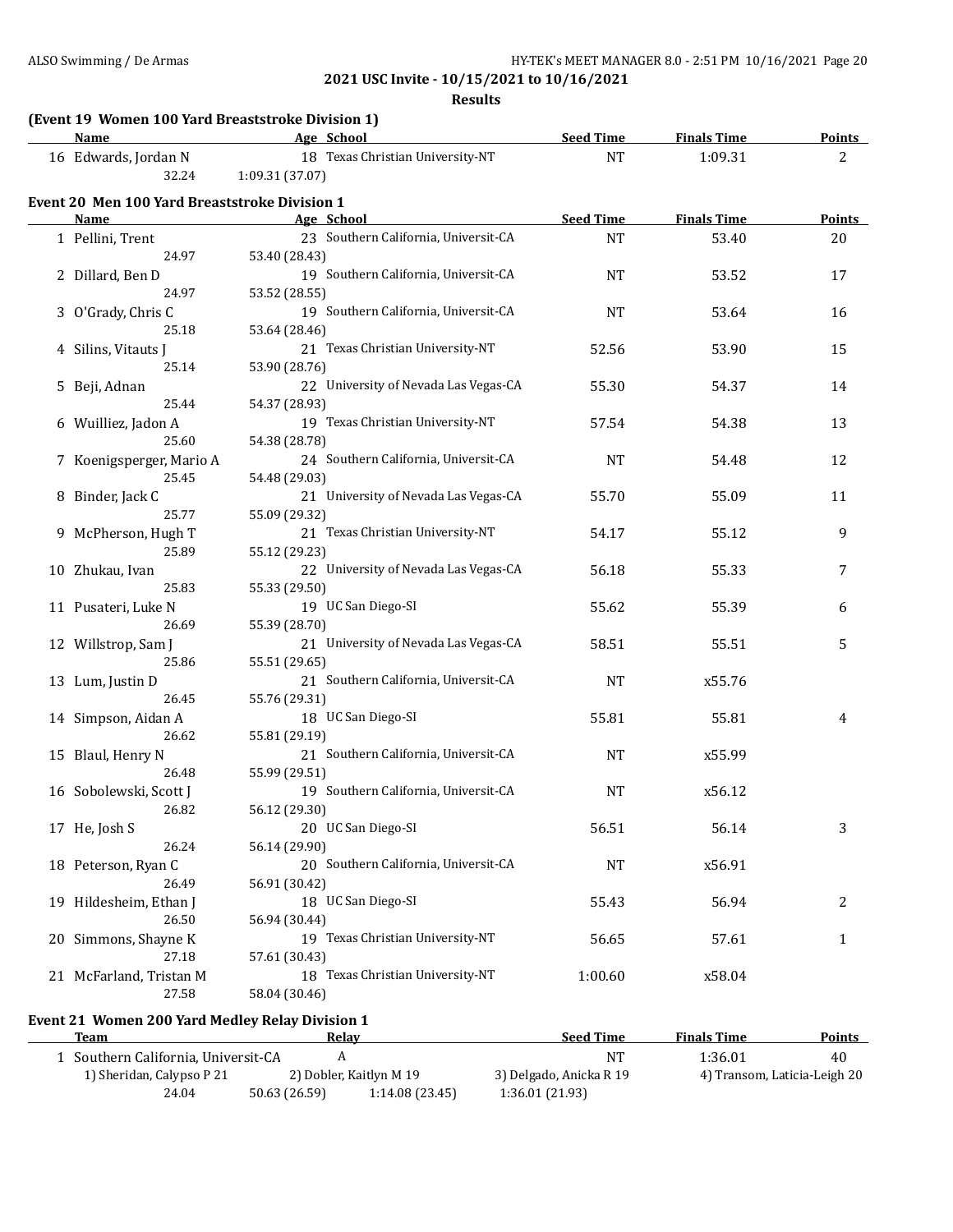**2021 USC Invite - 10/15/2021 to 10/16/2021**

**Results**

### (Event 19 Women 100 Yard Breaststroke Division 1)

| | Name | Age | School | Seed Time | Finals Time | Points |
|---|---|---|---|---|---|---|
| 16 | Edwards, Jordan N | 18 | Texas Christian University-NT | NT | 1:09.31 | 2 |
| | 32.24 | 1:09.31 (37.07) | | | | |

### Event 20 Men 100 Yard Breaststroke Division 1

| | Name | Age | School | Seed Time | Finals Time | Points |
|---|---|---|---|---|---|---|
| 1 | Pellini, Trent | 23 | Southern California, Universit-CA | NT | 53.40 | 20 |
| | 24.97 | 53.40 (28.43) | | | | |
| 2 | Dillard, Ben D | 19 | Southern California, Universit-CA | NT | 53.52 | 17 |
| | 24.97 | 53.52 (28.55) | | | | |
| 3 | O'Grady, Chris C | 19 | Southern California, Universit-CA | NT | 53.64 | 16 |
| | 25.18 | 53.64 (28.46) | | | | |
| 4 | Silins, Vitauts J | 21 | Texas Christian University-NT | 52.56 | 53.90 | 15 |
| | 25.14 | 53.90 (28.76) | | | | |
| 5 | Beji, Adnan | 22 | University of Nevada Las Vegas-CA | 55.30 | 54.37 | 14 |
| | 25.44 | 54.37 (28.93) | | | | |
| 6 | Wuilliez, Jadon A | 19 | Texas Christian University-NT | 57.54 | 54.38 | 13 |
| | 25.60 | 54.38 (28.78) | | | | |
| 7 | Koenigsperger, Mario A | 24 | Southern California, Universit-CA | NT | 54.48 | 12 |
| | 25.45 | 54.48 (29.03) | | | | |
| 8 | Binder, Jack C | 21 | University of Nevada Las Vegas-CA | 55.70 | 55.09 | 11 |
| | 25.77 | 55.09 (29.32) | | | | |
| 9 | McPherson, Hugh T | 21 | Texas Christian University-NT | 54.17 | 55.12 | 9 |
| | 25.89 | 55.12 (29.23) | | | | |
| 10 | Zhukau, Ivan | 22 | University of Nevada Las Vegas-CA | 56.18 | 55.33 | 7 |
| | 25.83 | 55.33 (29.50) | | | | |
| 11 | Pusateri, Luke N | 19 | UC San Diego-SI | 55.62 | 55.39 | 6 |
| | 26.69 | 55.39 (28.70) | | | | |
| 12 | Willstrop, Sam J | 21 | University of Nevada Las Vegas-CA | 58.51 | 55.51 | 5 |
| | 25.86 | 55.51 (29.65) | | | | |
| 13 | Lum, Justin D | 21 | Southern California, Universit-CA | NT | x55.76 | |
| | 26.45 | 55.76 (29.31) | | | | |
| 14 | Simpson, Aidan A | 18 | UC San Diego-SI | 55.81 | 55.81 | 4 |
| | 26.62 | 55.81 (29.19) | | | | |
| 15 | Blaul, Henry N | 21 | Southern California, Universit-CA | NT | x55.99 | |
| | 26.48 | 55.99 (29.51) | | | | |
| 16 | Sobolewski, Scott J | 19 | Southern California, Universit-CA | NT | x56.12 | |
| | 26.82 | 56.12 (29.30) | | | | |
| 17 | He, Josh S | 20 | UC San Diego-SI | 56.51 | 56.14 | 3 |
| | 26.24 | 56.14 (29.90) | | | | |
| 18 | Peterson, Ryan C | 20 | Southern California, Universit-CA | NT | x56.91 | |
| | 26.49 | 56.91 (30.42) | | | | |
| 19 | Hildesheim, Ethan J | 18 | UC San Diego-SI | 55.43 | 56.94 | 2 |
| | 26.50 | 56.94 (30.44) | | | | |
| 20 | Simmons, Shayne K | 19 | Texas Christian University-NT | 56.65 | 57.61 | 1 |
| | 27.18 | 57.61 (30.43) | | | | |
| 21 | McFarland, Tristan M | 18 | Texas Christian University-NT | 1:00.60 | x58.04 | |
| | 27.58 | 58.04 (30.46) | | | | |

### Event 21 Women 200 Yard Medley Relay Division 1

| | Team | Relay | Seed Time | Finals Time | Points |
|---|---|---|---|---|---|
| 1 | Southern California, Universit-CA | A | NT | 1:36.01 | 40 |
| | 1) Sheridan, Calypso P 21 | 2) Dobler, Kaitlyn M 19 | 3) Delgado, Anicka R 19 | 4) Transom, Laticia-Leigh 20 | |
| | 24.04 | 50.63 (26.59) | 1:14.08 (23.45) | 1:36.01 (21.93) | |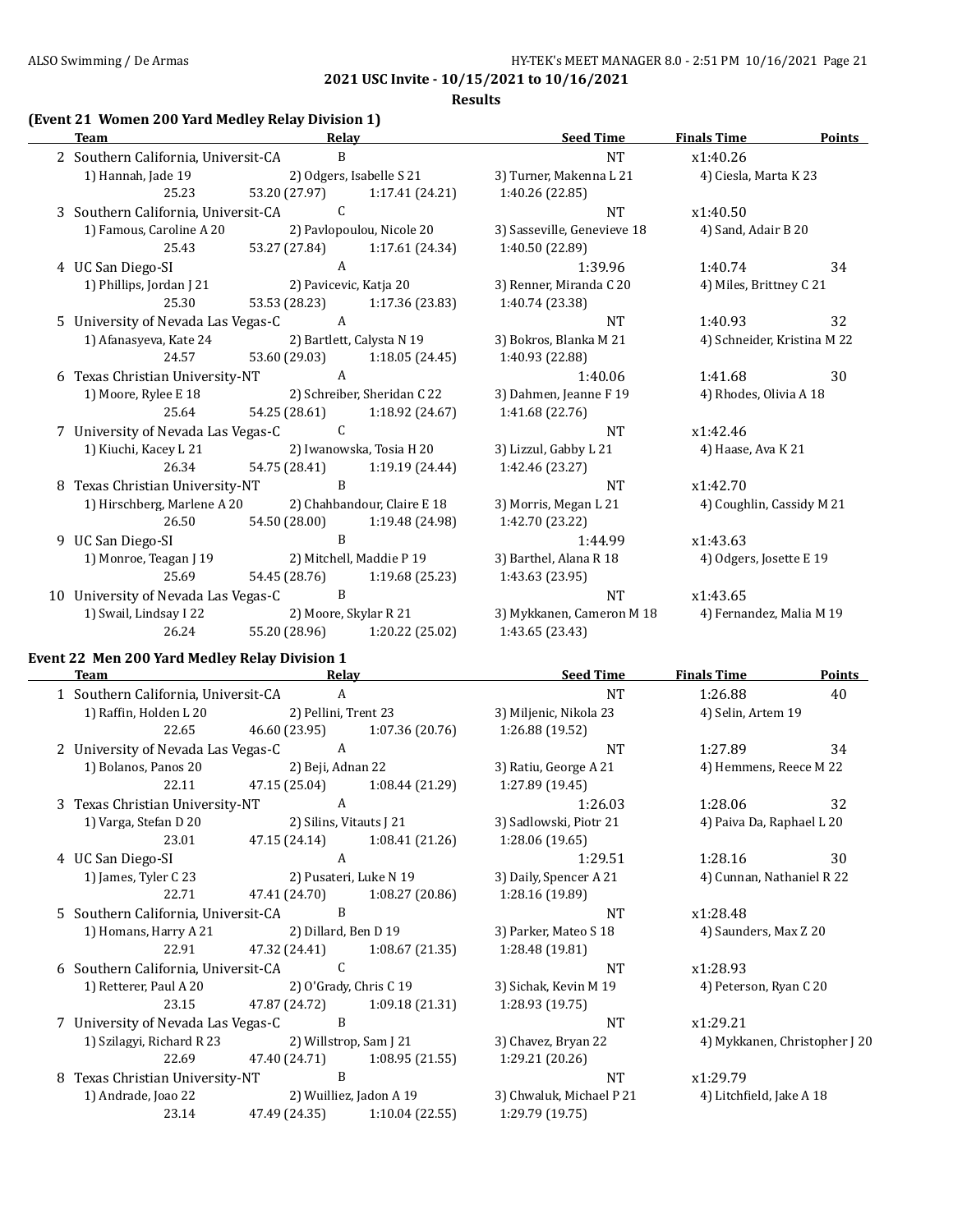**2021 USC Invite - 10/15/2021 to 10/16/2021**

**Results**

### (Event 21 Women 200 Yard Medley Relay Division 1)

| | Team | Relay | Seed Time | Finals Time | Points |
|---|---|---|---|---|---|
| 2 | Southern California, Universit-CA | B | NT | x1:40.26 | |
| | 1) Hannah, Jade 19 | 2) Odgers, Isabelle S 21 | 3) Turner, Makenna L 21 | 4) Ciesla, Marta K 23 | |
| | 25.23 | 53.20 (27.97) 1:17.41 (24.21) | 1:40.26 (22.85) | | |
| 3 | Southern California, Universit-CA | C | NT | x1:40.50 | |
| | 1) Famous, Caroline A 20 | 2) Pavlopoulou, Nicole 20 | 3) Sasseville, Genevieve 18 | 4) Sand, Adair B 20 | |
| | 25.43 | 53.27 (27.84) 1:17.61 (24.34) | 1:40.50 (22.89) | | |
| 4 | UC San Diego-SI | A | 1:39.96 | 1:40.74 | 34 |
| | 1) Phillips, Jordan J 21 | 2) Pavicevic, Katja 20 | 3) Renner, Miranda C 20 | 4) Miles, Brittney C 21 | |
| | 25.30 | 53.53 (28.23) 1:17.36 (23.83) | 1:40.74 (23.38) | | |
| 5 | University of Nevada Las Vegas-C | A | NT | 1:40.93 | 32 |
| | 1) Afanasyeva, Kate 24 | 2) Bartlett, Calysta N 19 | 3) Bokros, Blanka M 21 | 4) Schneider, Kristina M 22 | |
| | 24.57 | 53.60 (29.03) 1:18.05 (24.45) | 1:40.93 (22.88) | | |
| 6 | Texas Christian University-NT | A | 1:40.06 | 1:41.68 | 30 |
| | 1) Moore, Rylee E 18 | 2) Schreiber, Sheridan C 22 | 3) Dahmen, Jeanne F 19 | 4) Rhodes, Olivia A 18 | |
| | 25.64 | 54.25 (28.61) 1:18.92 (24.67) | 1:41.68 (22.76) | | |
| 7 | University of Nevada Las Vegas-C | C | NT | x1:42.46 | |
| | 1) Kiuchi, Kacey L 21 | 2) Iwanowska, Tosia H 20 | 3) Lizzul, Gabby L 21 | 4) Haase, Ava K 21 | |
| | 26.34 | 54.75 (28.41) 1:19.19 (24.44) | 1:42.46 (23.27) | | |
| 8 | Texas Christian University-NT | B | NT | x1:42.70 | |
| | 1) Hirschberg, Marlene A 20 | 2) Chahbandour, Claire E 18 | 3) Morris, Megan L 21 | 4) Coughlin, Cassidy M 21 | |
| | 26.50 | 54.50 (28.00) 1:19.48 (24.98) | 1:42.70 (23.22) | | |
| 9 | UC San Diego-SI | B | 1:44.99 | x1:43.63 | |
| | 1) Monroe, Teagan J 19 | 2) Mitchell, Maddie P 19 | 3) Barthel, Alana R 18 | 4) Odgers, Josette E 19 | |
| | 25.69 | 54.45 (28.76) 1:19.68 (25.23) | 1:43.63 (23.95) | | |
| 10 | University of Nevada Las Vegas-C | B | NT | x1:43.65 | |
| | 1) Swail, Lindsay I 22 | 2) Moore, Skylar R 21 | 3) Mykkanen, Cameron M 18 | 4) Fernandez, Malia M 19 | |
| | 26.24 | 55.20 (28.96) 1:20.22 (25.02) | 1:43.65 (23.43) | | |

### Event 22 Men 200 Yard Medley Relay Division 1

| | Team | Relay | Seed Time | Finals Time | Points |
|---|---|---|---|---|---|
| 1 | Southern California, Universit-CA | A | NT | 1:26.88 | 40 |
| | 1) Raffin, Holden L 20 | 2) Pellini, Trent 23 | 3) Miljenic, Nikola 23 | 4) Selin, Artem 19 | |
| | 22.65 | 46.60 (23.95) 1:07.36 (20.76) | 1:26.88 (19.52) | | |
| 2 | University of Nevada Las Vegas-C | A | NT | 1:27.89 | 34 |
| | 1) Bolanos, Panos 20 | 2) Beji, Adnan 22 | 3) Ratiu, George A 21 | 4) Hemmens, Reece M 22 | |
| | 22.11 | 47.15 (25.04) 1:08.44 (21.29) | 1:27.89 (19.45) | | |
| 3 | Texas Christian University-NT | A | 1:26.03 | 1:28.06 | 32 |
| | 1) Varga, Stefan D 20 | 2) Silins, Vitauts J 21 | 3) Sadlowski, Piotr 21 | 4) Paiva Da, Raphael L 20 | |
| | 23.01 | 47.15 (24.14) 1:08.41 (21.26) | 1:28.06 (19.65) | | |
| 4 | UC San Diego-SI | A | 1:29.51 | 1:28.16 | 30 |
| | 1) James, Tyler C 23 | 2) Pusateri, Luke N 19 | 3) Daily, Spencer A 21 | 4) Cunnan, Nathaniel R 22 | |
| | 22.71 | 47.41 (24.70) 1:08.27 (20.86) | 1:28.16 (19.89) | | |
| 5 | Southern California, Universit-CA | B | NT | x1:28.48 | |
| | 1) Homans, Harry A 21 | 2) Dillard, Ben D 19 | 3) Parker, Mateo S 18 | 4) Saunders, Max Z 20 | |
| | 22.91 | 47.32 (24.41) 1:08.67 (21.35) | 1:28.48 (19.81) | | |
| 6 | Southern California, Universit-CA | C | NT | x1:28.93 | |
| | 1) Retterer, Paul A 20 | 2) O'Grady, Chris C 19 | 3) Sichak, Kevin M 19 | 4) Peterson, Ryan C 20 | |
| | 23.15 | 47.87 (24.72) 1:09.18 (21.31) | 1:28.93 (19.75) | | |
| 7 | University of Nevada Las Vegas-C | B | NT | x1:29.21 | |
| | 1) Szilagyi, Richard R 23 | 2) Willstrop, Sam J 21 | 3) Chavez, Bryan 22 | 4) Mykkanen, Christopher J 20 | |
| | 22.69 | 47.40 (24.71) 1:08.95 (21.55) | 1:29.21 (20.26) | | |
| 8 | Texas Christian University-NT | B | NT | x1:29.79 | |
| | 1) Andrade, Joao 22 | 2) Wuilliez, Jadon A 19 | 3) Chwaluk, Michael P 21 | 4) Litchfield, Jake A 18 | |
| | 23.14 | 47.49 (24.35) 1:10.04 (22.55) | 1:29.79 (19.75) | | |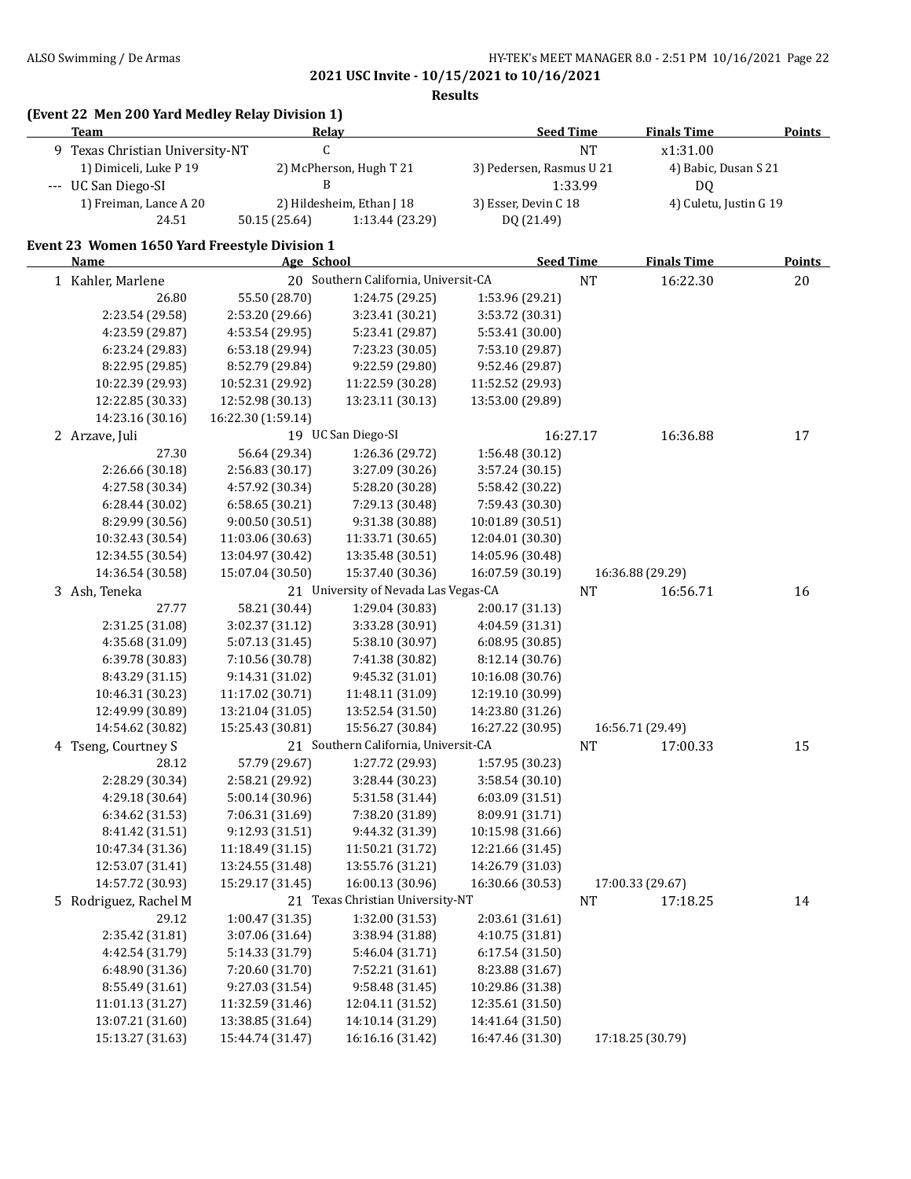## 2021 USC Invite - 10/15/2021 to 10/16/2021

### Results

**(Event 22 Men 200 Yard Medley Relay Division 1)**

| Team | Relay | Seed Time | Finals Time | Points |
|---|---|---|---|---|
| 9 Texas Christian University-NT | C | NT | x1:31.00 | |
| 1) Dimiceli, Luke P 19 | 2) McPherson, Hugh T 21 | 3) Pedersen, Rasmus U 21 | 4) Babic, Dusan S 21 | |
| --- UC San Diego-SI | B | 1:33.99 | DQ | |
| 1) Freiman, Lance A 20 | 2) Hildesheim, Ethan J 18 | 3) Esser, Devin C 18 | 4) Culetu, Justin G 19 | |
| 24.51 | 50.15 (25.64) | 1:13.44 (23.29) | DQ (21.49) | |

**Event 23 Women 1650 Yard Freestyle Division 1**

| Name | Age | School | Seed Time | Finals Time | Points |
|---|---|---|---|---|---|
| 1 Kahler, Marlene | 20 | Southern California, Universit-CA | NT | 16:22.30 | 20 |

| | | | | |
|---|---|---|---|---|
| 26.80 | 55.50 (28.70) | 1:24.75 (29.25) | 1:53.96 (29.21) | |
| 2:23.54 (29.58) | 2:53.20 (29.66) | 3:23.41 (30.21) | 3:53.72 (30.31) | |
| 4:23.59 (29.87) | 4:53.54 (29.95) | 5:23.41 (29.87) | 5:53.41 (30.00) | |
| 6:23.24 (29.83) | 6:53.18 (29.94) | 7:23.23 (30.05) | 7:53.10 (29.87) | |
| 8:22.95 (29.85) | 8:52.79 (29.84) | 9:22.59 (29.80) | 9:52.46 (29.87) | |
| 10:22.39 (29.93) | 10:52.31 (29.92) | 11:22.59 (30.28) | 11:52.52 (29.93) | |
| 12:22.85 (30.33) | 12:52.98 (30.13) | 13:23.11 (30.13) | 13:53.00 (29.89) | |
| 14:23.16 (30.16) | 16:22.30 (1:59.14) | | | |

| Name | Age | School | Seed Time | Finals Time | Points |
|---|---|---|---|---|---|
| 2 Arzave, Juli | 19 | UC San Diego-SI | 16:27.17 | 16:36.88 | 17 |

| | | | | |
|---|---|---|---|---|
| 27.30 | 56.64 (29.34) | 1:26.36 (29.72) | 1:56.48 (30.12) | |
| 2:26.66 (30.18) | 2:56.83 (30.17) | 3:27.09 (30.26) | 3:57.24 (30.15) | |
| 4:27.58 (30.34) | 4:57.92 (30.34) | 5:28.20 (30.28) | 5:58.42 (30.22) | |
| 6:28.44 (30.02) | 6:58.65 (30.21) | 7:29.13 (30.48) | 7:59.43 (30.30) | |
| 8:29.99 (30.56) | 9:00.50 (30.51) | 9:31.38 (30.88) | 10:01.89 (30.51) | |
| 10:32.43 (30.54) | 11:03.06 (30.63) | 11:33.71 (30.65) | 12:04.01 (30.30) | |
| 12:34.55 (30.54) | 13:04.97 (30.42) | 13:35.48 (30.51) | 14:05.96 (30.48) | |
| 14:36.54 (30.58) | 15:07.04 (30.50) | 15:37.40 (30.36) | 16:07.59 (30.19) | 16:36.88 (29.29) |

| Name | Age | School | Seed Time | Finals Time | Points |
|---|---|---|---|---|---|
| 3 Ash, Teneka | 21 | University of Nevada Las Vegas-CA | NT | 16:56.71 | 16 |

| | | | | |
|---|---|---|---|---|
| 27.77 | 58.21 (30.44) | 1:29.04 (30.83) | 2:00.17 (31.13) | |
| 2:31.25 (31.08) | 3:02.37 (31.12) | 3:33.28 (30.91) | 4:04.59 (31.31) | |
| 4:35.68 (31.09) | 5:07.13 (31.45) | 5:38.10 (30.97) | 6:08.95 (30.85) | |
| 6:39.78 (30.83) | 7:10.56 (30.78) | 7:41.38 (30.82) | 8:12.14 (30.76) | |
| 8:43.29 (31.15) | 9:14.31 (31.02) | 9:45.32 (31.01) | 10:16.08 (30.76) | |
| 10:46.31 (30.23) | 11:17.02 (30.71) | 11:48.11 (31.09) | 12:19.10 (30.99) | |
| 12:49.99 (30.89) | 13:21.04 (31.05) | 13:52.54 (31.50) | 14:23.80 (31.26) | |
| 14:54.62 (30.82) | 15:25.43 (30.81) | 15:56.27 (30.84) | 16:27.22 (30.95) | 16:56.71 (29.49) |

| Name | Age | School | Seed Time | Finals Time | Points |
|---|---|---|---|---|---|
| 4 Tseng, Courtney S | 21 | Southern California, Universit-CA | NT | 17:00.33 | 15 |

| | | | | |
|---|---|---|---|---|
| 28.12 | 57.79 (29.67) | 1:27.72 (29.93) | 1:57.95 (30.23) | |
| 2:28.29 (30.34) | 2:58.21 (29.92) | 3:28.44 (30.23) | 3:58.54 (30.10) | |
| 4:29.18 (30.64) | 5:00.14 (30.96) | 5:31.58 (31.44) | 6:03.09 (31.51) | |
| 6:34.62 (31.53) | 7:06.31 (31.69) | 7:38.20 (31.89) | 8:09.91 (31.71) | |
| 8:41.42 (31.51) | 9:12.93 (31.51) | 9:44.32 (31.39) | 10:15.98 (31.66) | |
| 10:47.34 (31.36) | 11:18.49 (31.15) | 11:50.21 (31.72) | 12:21.66 (31.45) | |
| 12:53.07 (31.41) | 13:24.55 (31.48) | 13:55.76 (31.21) | 14:26.79 (31.03) | |
| 14:57.72 (30.93) | 15:29.17 (31.45) | 16:00.13 (30.96) | 16:30.66 (30.53) | 17:00.33 (29.67) |

| Name | Age | School | Seed Time | Finals Time | Points |
|---|---|---|---|---|---|
| 5 Rodriguez, Rachel M | 21 | Texas Christian University-NT | NT | 17:18.25 | 14 |

| | | | | |
|---|---|---|---|---|
| 29.12 | 1:00.47 (31.35) | 1:32.00 (31.53) | 2:03.61 (31.61) | |
| 2:35.42 (31.81) | 3:07.06 (31.64) | 3:38.94 (31.88) | 4:10.75 (31.81) | |
| 4:42.54 (31.79) | 5:14.33 (31.79) | 5:46.04 (31.71) | 6:17.54 (31.50) | |
| 6:48.90 (31.36) | 7:20.60 (31.70) | 7:52.21 (31.61) | 8:23.88 (31.67) | |
| 8:55.49 (31.61) | 9:27.03 (31.54) | 9:58.48 (31.45) | 10:29.86 (31.38) | |
| 11:01.13 (31.27) | 11:32.59 (31.46) | 12:04.11 (31.52) | 12:35.61 (31.50) | |
| 13:07.21 (31.60) | 13:38.85 (31.64) | 14:10.14 (31.29) | 14:41.64 (31.50) | |
| 15:13.27 (31.63) | 15:44.74 (31.47) | 16:16.16 (31.42) | 16:47.46 (31.30) | 17:18.25 (30.79) |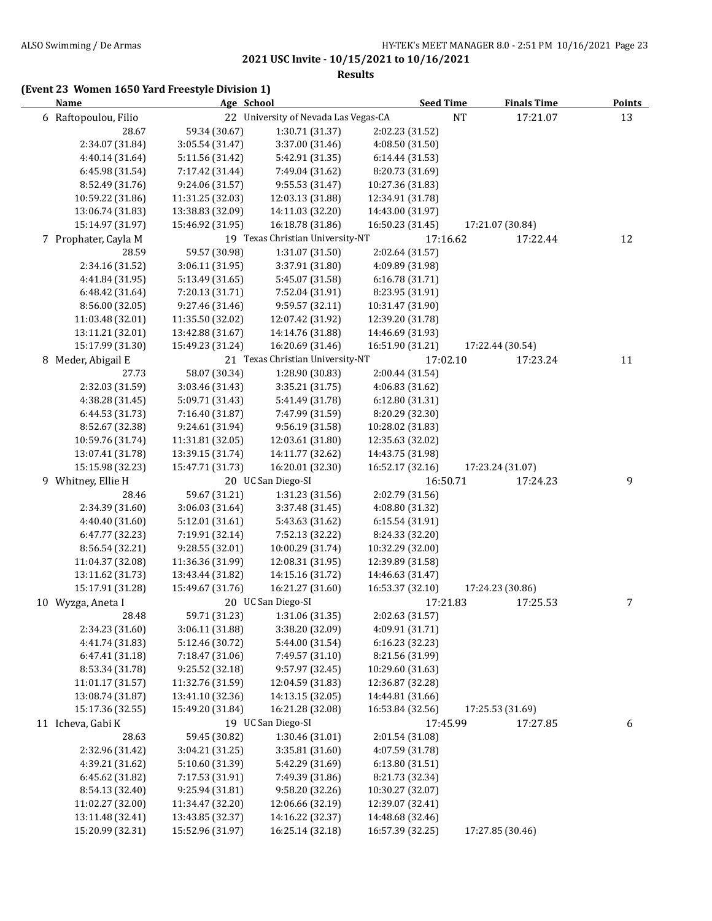## 2021 USC Invite - 10/15/2021 to 10/16/2021

### Results

**(Event 23 Women 1650 Yard Freestyle Division 1)**

| Name | Age | School | Seed Time | Finals Time | Points |
|---|---|---|---|---|---|
| 6 Raftopoulou, Filio | 22 | University of Nevada Las Vegas-CA | NT | 17:21.07 | 13 |

| | | | | |
|---|---|---|---|---|
| 28.67 | 59.34 (30.67) | 1:30.71 (31.37) | 2:02.23 (31.52) | |
| 2:34.07 (31.84) | 3:05.54 (31.47) | 3:37.00 (31.46) | 4:08.50 (31.50) | |
| 4:40.14 (31.64) | 5:11.56 (31.42) | 5:42.91 (31.35) | 6:14.44 (31.53) | |
| 6:45.98 (31.54) | 7:17.42 (31.44) | 7:49.04 (31.62) | 8:20.73 (31.69) | |
| 8:52.49 (31.76) | 9:24.06 (31.57) | 9:55.53 (31.47) | 10:27.36 (31.83) | |
| 10:59.22 (31.86) | 11:31.25 (32.03) | 12:03.13 (31.88) | 12:34.91 (31.78) | |
| 13:06.74 (31.83) | 13:38.83 (32.09) | 14:11.03 (32.20) | 14:43.00 (31.97) | |
| 15:14.97 (31.97) | 15:46.92 (31.95) | 16:18.78 (31.86) | 16:50.23 (31.45) | 17:21.07 (30.84) |

| Name | Age | School | Seed Time | Finals Time | Points |
|---|---|---|---|---|---|
| 7 Prophater, Cayla M | 19 | Texas Christian University-NT | 17:16.62 | 17:22.44 | 12 |

| | | | | |
|---|---|---|---|---|
| 28.59 | 59.57 (30.98) | 1:31.07 (31.50) | 2:02.64 (31.57) | |
| 2:34.16 (31.52) | 3:06.11 (31.95) | 3:37.91 (31.80) | 4:09.89 (31.98) | |
| 4:41.84 (31.95) | 5:13.49 (31.65) | 5:45.07 (31.58) | 6:16.78 (31.71) | |
| 6:48.42 (31.64) | 7:20.13 (31.71) | 7:52.04 (31.91) | 8:23.95 (31.91) | |
| 8:56.00 (32.05) | 9:27.46 (31.46) | 9:59.57 (32.11) | 10:31.47 (31.90) | |
| 11:03.48 (32.01) | 11:35.50 (32.02) | 12:07.42 (31.92) | 12:39.20 (31.78) | |
| 13:11.21 (32.01) | 13:42.88 (31.67) | 14:14.76 (31.88) | 14:46.69 (31.93) | |
| 15:17.99 (31.30) | 15:49.23 (31.24) | 16:20.69 (31.46) | 16:51.90 (31.21) | 17:22.44 (30.54) |

| Name | Age | School | Seed Time | Finals Time | Points |
|---|---|---|---|---|---|
| 8 Meder, Abigail E | 21 | Texas Christian University-NT | 17:02.10 | 17:23.24 | 11 |

| | | | | |
|---|---|---|---|---|
| 27.73 | 58.07 (30.34) | 1:28.90 (30.83) | 2:00.44 (31.54) | |
| 2:32.03 (31.59) | 3:03.46 (31.43) | 3:35.21 (31.75) | 4:06.83 (31.62) | |
| 4:38.28 (31.45) | 5:09.71 (31.43) | 5:41.49 (31.78) | 6:12.80 (31.31) | |
| 6:44.53 (31.73) | 7:16.40 (31.87) | 7:47.99 (31.59) | 8:20.29 (32.30) | |
| 8:52.67 (32.38) | 9:24.61 (31.94) | 9:56.19 (31.58) | 10:28.02 (31.83) | |
| 10:59.76 (31.74) | 11:31.81 (32.05) | 12:03.61 (31.80) | 12:35.63 (32.02) | |
| 13:07.41 (31.78) | 13:39.15 (31.74) | 14:11.77 (32.62) | 14:43.75 (31.98) | |
| 15:15.98 (32.23) | 15:47.71 (31.73) | 16:20.01 (32.30) | 16:52.17 (32.16) | 17:23.24 (31.07) |

| Name | Age | School | Seed Time | Finals Time | Points |
|---|---|---|---|---|---|
| 9 Whitney, Ellie H | 20 | UC San Diego-SI | 16:50.71 | 17:24.23 | 9 |

| | | | | |
|---|---|---|---|---|
| 28.46 | 59.67 (31.21) | 1:31.23 (31.56) | 2:02.79 (31.56) | |
| 2:34.39 (31.60) | 3:06.03 (31.64) | 3:37.48 (31.45) | 4:08.80 (31.32) | |
| 4:40.40 (31.60) | 5:12.01 (31.61) | 5:43.63 (31.62) | 6:15.54 (31.91) | |
| 6:47.77 (32.23) | 7:19.91 (32.14) | 7:52.13 (32.22) | 8:24.33 (32.20) | |
| 8:56.54 (32.21) | 9:28.55 (32.01) | 10:00.29 (31.74) | 10:32.29 (32.00) | |
| 11:04.37 (32.08) | 11:36.36 (31.99) | 12:08.31 (31.95) | 12:39.89 (31.58) | |
| 13:11.62 (31.73) | 13:43.44 (31.82) | 14:15.16 (31.72) | 14:46.63 (31.47) | |
| 15:17.91 (31.28) | 15:49.67 (31.76) | 16:21.27 (31.60) | 16:53.37 (32.10) | 17:24.23 (30.86) |

| Name | Age | School | Seed Time | Finals Time | Points |
|---|---|---|---|---|---|
| 10 Wyzga, Aneta I | 20 | UC San Diego-SI | 17:21.83 | 17:25.53 | 7 |

| | | | | |
|---|---|---|---|---|
| 28.48 | 59.71 (31.23) | 1:31.06 (31.35) | 2:02.63 (31.57) | |
| 2:34.23 (31.60) | 3:06.11 (31.88) | 3:38.20 (32.09) | 4:09.91 (31.71) | |
| 4:41.74 (31.83) | 5:12.46 (30.72) | 5:44.00 (31.54) | 6:16.23 (32.23) | |
| 6:47.41 (31.18) | 7:18.47 (31.06) | 7:49.57 (31.10) | 8:21.56 (31.99) | |
| 8:53.34 (31.78) | 9:25.52 (32.18) | 9:57.97 (32.45) | 10:29.60 (31.63) | |
| 11:01.17 (31.57) | 11:32.76 (31.59) | 12:04.59 (31.83) | 12:36.87 (32.28) | |
| 13:08.74 (31.87) | 13:41.10 (32.36) | 14:13.15 (32.05) | 14:44.81 (31.66) | |
| 15:17.36 (32.55) | 15:49.20 (31.84) | 16:21.28 (32.08) | 16:53.84 (32.56) | 17:25.53 (31.69) |

| Name | Age | School | Seed Time | Finals Time | Points |
|---|---|---|---|---|---|
| 11 Icheva, Gabi K | 19 | UC San Diego-SI | 17:45.99 | 17:27.85 | 6 |

| | | | | |
|---|---|---|---|---|
| 28.63 | 59.45 (30.82) | 1:30.46 (31.01) | 2:01.54 (31.08) | |
| 2:32.96 (31.42) | 3:04.21 (31.25) | 3:35.81 (31.60) | 4:07.59 (31.78) | |
| 4:39.21 (31.62) | 5:10.60 (31.39) | 5:42.29 (31.69) | 6:13.80 (31.51) | |
| 6:45.62 (31.82) | 7:17.53 (31.91) | 7:49.39 (31.86) | 8:21.73 (32.34) | |
| 8:54.13 (32.40) | 9:25.94 (31.81) | 9:58.20 (32.26) | 10:30.27 (32.07) | |
| 11:02.27 (32.00) | 11:34.47 (32.20) | 12:06.66 (32.19) | 12:39.07 (32.41) | |
| 13:11.48 (32.41) | 13:43.85 (32.37) | 14:16.22 (32.37) | 14:48.68 (32.46) | |
| 15:20.99 (32.31) | 15:52.96 (31.97) | 16:25.14 (32.18) | 16:57.39 (32.25) | 17:27.85 (30.46) |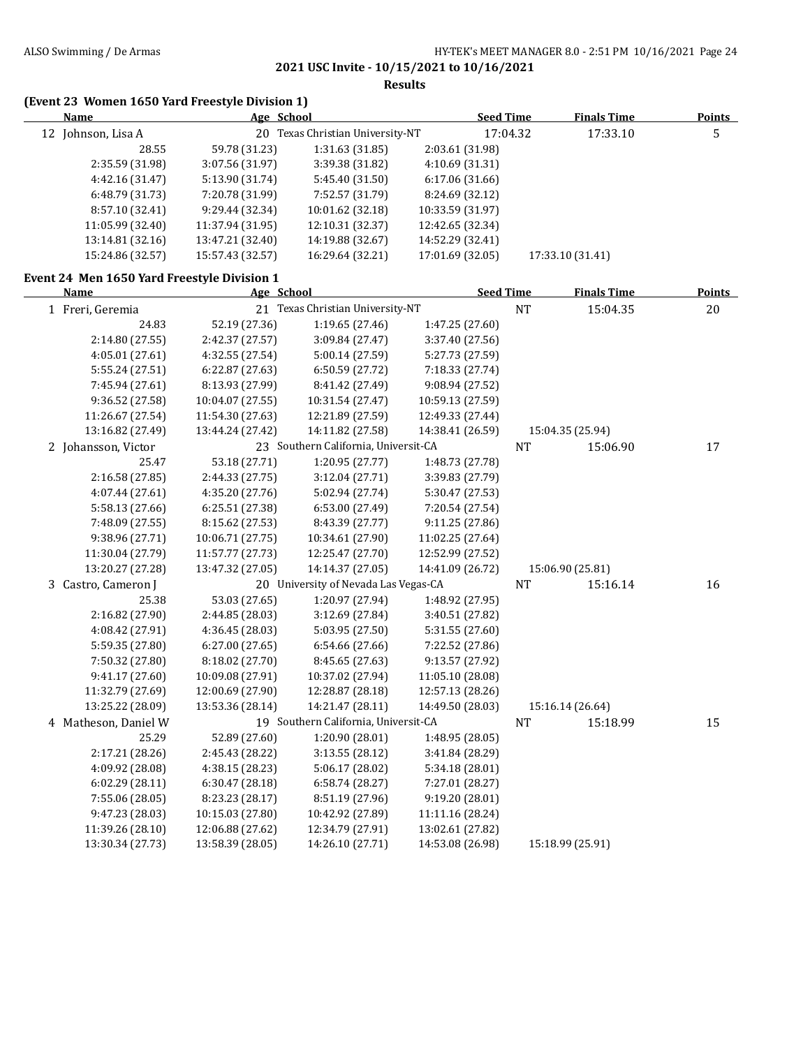**2021 USC Invite - 10/15/2021 to 10/16/2021**

**Results**

### (Event 23 Women 1650 Yard Freestyle Division 1)

| Name | Age | School | Seed Time | Finals Time | Points |
|---|---|---|---|---|---|
| 12 Johnson, Lisa A | 20 | Texas Christian University-NT | 17:04.32 | 17:33.10 | 5 |

| | | | | |
|---|---|---|---|---|
| 28.55 | 59.78 (31.23) | 1:31.63 (31.85) | 2:03.61 (31.98) | |
| 2:35.59 (31.98) | 3:07.56 (31.97) | 3:39.38 (31.82) | 4:10.69 (31.31) | |
| 4:42.16 (31.47) | 5:13.90 (31.74) | 5:45.40 (31.50) | 6:17.06 (31.66) | |
| 6:48.79 (31.73) | 7:20.78 (31.99) | 7:52.57 (31.79) | 8:24.69 (32.12) | |
| 8:57.10 (32.41) | 9:29.44 (32.34) | 10:01.62 (32.18) | 10:33.59 (31.97) | |
| 11:05.99 (32.40) | 11:37.94 (31.95) | 12:10.31 (32.37) | 12:42.65 (32.34) | |
| 13:14.81 (32.16) | 13:47.21 (32.40) | 14:19.88 (32.67) | 14:52.29 (32.41) | |
| 15:24.86 (32.57) | 15:57.43 (32.57) | 16:29.64 (32.21) | 17:01.69 (32.05) | 17:33.10 (31.41) |

### Event 24 Men 1650 Yard Freestyle Division 1

| Name | Age | School | Seed Time | Finals Time | Points |
|---|---|---|---|---|---|
| 1 Freri, Geremia | 21 | Texas Christian University-NT | NT | 15:04.35 | 20 |

| | | | | |
|---|---|---|---|---|
| 24.83 | 52.19 (27.36) | 1:19.65 (27.46) | 1:47.25 (27.60) | |
| 2:14.80 (27.55) | 2:42.37 (27.57) | 3:09.84 (27.47) | 3:37.40 (27.56) | |
| 4:05.01 (27.61) | 4:32.55 (27.54) | 5:00.14 (27.59) | 5:27.73 (27.59) | |
| 5:55.24 (27.51) | 6:22.87 (27.63) | 6:50.59 (27.72) | 7:18.33 (27.74) | |
| 7:45.94 (27.61) | 8:13.93 (27.99) | 8:41.42 (27.49) | 9:08.94 (27.52) | |
| 9:36.52 (27.58) | 10:04.07 (27.55) | 10:31.54 (27.47) | 10:59.13 (27.59) | |
| 11:26.67 (27.54) | 11:54.30 (27.63) | 12:21.89 (27.59) | 12:49.33 (27.44) | |
| 13:16.82 (27.49) | 13:44.24 (27.42) | 14:11.82 (27.58) | 14:38.41 (26.59) | 15:04.35 (25.94) |

| Name | Age | School | Seed Time | Finals Time | Points |
|---|---|---|---|---|---|
| 2 Johansson, Victor | 23 | Southern California, Universit-CA | NT | 15:06.90 | 17 |

| | | | | |
|---|---|---|---|---|
| 25.47 | 53.18 (27.71) | 1:20.95 (27.77) | 1:48.73 (27.78) | |
| 2:16.58 (27.85) | 2:44.33 (27.75) | 3:12.04 (27.71) | 3:39.83 (27.79) | |
| 4:07.44 (27.61) | 4:35.20 (27.76) | 5:02.94 (27.74) | 5:30.47 (27.53) | |
| 5:58.13 (27.66) | 6:25.51 (27.38) | 6:53.00 (27.49) | 7:20.54 (27.54) | |
| 7:48.09 (27.55) | 8:15.62 (27.53) | 8:43.39 (27.77) | 9:11.25 (27.86) | |
| 9:38.96 (27.71) | 10:06.71 (27.75) | 10:34.61 (27.90) | 11:02.25 (27.64) | |
| 11:30.04 (27.79) | 11:57.77 (27.73) | 12:25.47 (27.70) | 12:52.99 (27.52) | |
| 13:20.27 (27.28) | 13:47.32 (27.05) | 14:14.37 (27.05) | 14:41.09 (26.72) | 15:06.90 (25.81) |

| Name | Age | School | Seed Time | Finals Time | Points |
|---|---|---|---|---|---|
| 3 Castro, Cameron J | 20 | University of Nevada Las Vegas-CA | NT | 15:16.14 | 16 |

| | | | | |
|---|---|---|---|---|
| 25.38 | 53.03 (27.65) | 1:20.97 (27.94) | 1:48.92 (27.95) | |
| 2:16.82 (27.90) | 2:44.85 (28.03) | 3:12.69 (27.84) | 3:40.51 (27.82) | |
| 4:08.42 (27.91) | 4:36.45 (28.03) | 5:03.95 (27.50) | 5:31.55 (27.60) | |
| 5:59.35 (27.80) | 6:27.00 (27.65) | 6:54.66 (27.66) | 7:22.52 (27.86) | |
| 7:50.32 (27.80) | 8:18.02 (27.70) | 8:45.65 (27.63) | 9:13.57 (27.92) | |
| 9:41.17 (27.60) | 10:09.08 (27.91) | 10:37.02 (27.94) | 11:05.10 (28.08) | |
| 11:32.79 (27.69) | 12:00.69 (27.90) | 12:28.87 (28.18) | 12:57.13 (28.26) | |
| 13:25.22 (28.09) | 13:53.36 (28.14) | 14:21.47 (28.11) | 14:49.50 (28.03) | 15:16.14 (26.64) |

| Name | Age | School | Seed Time | Finals Time | Points |
|---|---|---|---|---|---|
| 4 Matheson, Daniel W | 19 | Southern California, Universit-CA | NT | 15:18.99 | 15 |

| | | | | |
|---|---|---|---|---|
| 25.29 | 52.89 (27.60) | 1:20.90 (28.01) | 1:48.95 (28.05) | |
| 2:17.21 (28.26) | 2:45.43 (28.22) | 3:13.55 (28.12) | 3:41.84 (28.29) | |
| 4:09.92 (28.08) | 4:38.15 (28.23) | 5:06.17 (28.02) | 5:34.18 (28.01) | |
| 6:02.29 (28.11) | 6:30.47 (28.18) | 6:58.74 (28.27) | 7:27.01 (28.27) | |
| 7:55.06 (28.05) | 8:23.23 (28.17) | 8:51.19 (27.96) | 9:19.20 (28.01) | |
| 9:47.23 (28.03) | 10:15.03 (27.80) | 10:42.92 (27.89) | 11:11.16 (28.24) | |
| 11:39.26 (28.10) | 12:06.88 (27.62) | 12:34.79 (27.91) | 13:02.61 (27.82) | |
| 13:30.34 (27.73) | 13:58.39 (28.05) | 14:26.10 (27.71) | 14:53.08 (26.98) | 15:18.99 (25.91) |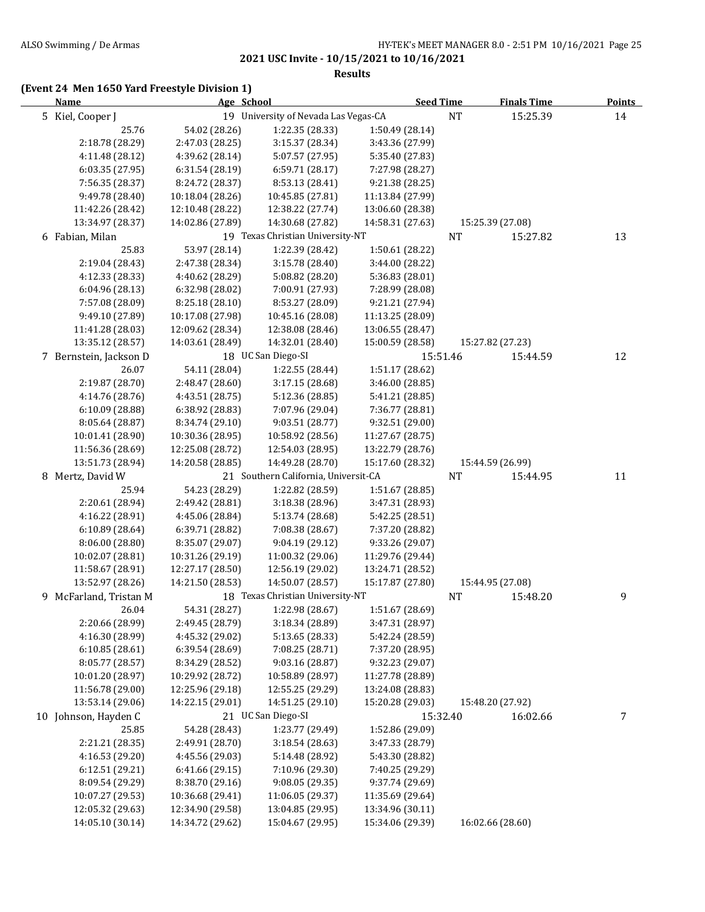**2021 USC Invite - 10/15/2021 to 10/16/2021**

**Results**

### (Event 24 Men 1650 Yard Freestyle Division 1)

| Name | Age | School | Seed Time | Finals Time | Points |
|---|---|---|---|---|---|
| 5 Kiel, Cooper J | 19 | University of Nevada Las Vegas-CA | NT | 15:25.39 | 14 |

25.76 | 54.02 (28.26) | 1:22.35 (28.33) | 1:50.49 (28.14)
2:18.78 (28.29) | 2:47.03 (28.25) | 3:15.37 (28.34) | 3:43.36 (27.99)
4:11.48 (28.12) | 4:39.62 (28.14) | 5:07.57 (27.95) | 5:35.40 (27.83)
6:03.35 (27.95) | 6:31.54 (28.19) | 6:59.71 (28.17) | 7:27.98 (28.27)
7:56.35 (28.37) | 8:24.72 (28.37) | 8:53.13 (28.41) | 9:21.38 (28.25)
9:49.78 (28.40) | 10:18.04 (28.26) | 10:45.85 (27.81) | 11:13.84 (27.99)
11:42.26 (28.42) | 12:10.48 (28.22) | 12:38.22 (27.74) | 13:06.60 (28.38)
13:34.97 (28.37) | 14:02.86 (27.89) | 14:30.68 (27.82) | 14:58.31 (27.63) | 15:25.39 (27.08)

| Name | Age | School | Seed Time | Finals Time | Points |
|---|---|---|---|---|---|
| 6 Fabian, Milan | 19 | Texas Christian University-NT | NT | 15:27.82 | 13 |

25.83 | 53.97 (28.14) | 1:22.39 (28.42) | 1:50.61 (28.22)
2:19.04 (28.43) | 2:47.38 (28.34) | 3:15.78 (28.40) | 3:44.00 (28.22)
4:12.33 (28.33) | 4:40.62 (28.29) | 5:08.82 (28.20) | 5:36.83 (28.01)
6:04.96 (28.13) | 6:32.98 (28.02) | 7:00.91 (27.93) | 7:28.99 (28.08)
7:57.08 (28.09) | 8:25.18 (28.10) | 8:53.27 (28.09) | 9:21.21 (27.94)
9:49.10 (27.89) | 10:17.08 (27.98) | 10:45.16 (28.08) | 11:13.25 (28.09)
11:41.28 (28.03) | 12:09.62 (28.34) | 12:38.08 (28.46) | 13:06.55 (28.47)
13:35.12 (28.57) | 14:03.61 (28.49) | 14:32.01 (28.40) | 15:00.59 (28.58) | 15:27.82 (27.23)

| Name | Age | School | Seed Time | Finals Time | Points |
|---|---|---|---|---|---|
| 7 Bernstein, Jackson D | 18 | UC San Diego-SI | 15:51.46 | 15:44.59 | 12 |

26.07 | 54.11 (28.04) | 1:22.55 (28.44) | 1:51.17 (28.62)
2:19.87 (28.70) | 2:48.47 (28.60) | 3:17.15 (28.68) | 3:46.00 (28.85)
4:14.76 (28.76) | 4:43.51 (28.75) | 5:12.36 (28.85) | 5:41.21 (28.85)
6:10.09 (28.88) | 6:38.92 (28.83) | 7:07.96 (29.04) | 7:36.77 (28.81)
8:05.64 (28.87) | 8:34.74 (29.10) | 9:03.51 (28.77) | 9:32.51 (29.00)
10:01.41 (28.90) | 10:30.36 (28.95) | 10:58.92 (28.56) | 11:27.67 (28.75)
11:56.36 (28.69) | 12:25.08 (28.72) | 12:54.03 (28.95) | 13:22.79 (28.76)
13:51.73 (28.94) | 14:20.58 (28.85) | 14:49.28 (28.70) | 15:17.60 (28.32) | 15:44.59 (26.99)

| Name | Age | School | Seed Time | Finals Time | Points |
|---|---|---|---|---|---|
| 8 Mertz, David W | 21 | Southern California, Universit-CA | NT | 15:44.95 | 11 |

25.94 | 54.23 (28.29) | 1:22.82 (28.59) | 1:51.67 (28.85)
2:20.61 (28.94) | 2:49.42 (28.81) | 3:18.38 (28.96) | 3:47.31 (28.93)
4:16.22 (28.91) | 4:45.06 (28.84) | 5:13.74 (28.68) | 5:42.25 (28.51)
6:10.89 (28.64) | 6:39.71 (28.82) | 7:08.38 (28.67) | 7:37.20 (28.82)
8:06.00 (28.80) | 8:35.07 (29.07) | 9:04.19 (29.12) | 9:33.26 (29.07)
10:02.07 (28.81) | 10:31.26 (29.19) | 11:00.32 (29.06) | 11:29.76 (29.44)
11:58.67 (28.91) | 12:27.17 (28.50) | 12:56.19 (29.02) | 13:24.71 (28.52)
13:52.97 (28.26) | 14:21.50 (28.53) | 14:50.07 (28.57) | 15:17.87 (27.80) | 15:44.95 (27.08)

| Name | Age | School | Seed Time | Finals Time | Points |
|---|---|---|---|---|---|
| 9 McFarland, Tristan M | 18 | Texas Christian University-NT | NT | 15:48.20 | 9 |

26.04 | 54.31 (28.27) | 1:22.98 (28.67) | 1:51.67 (28.69)
2:20.66 (28.99) | 2:49.45 (28.79) | 3:18.34 (28.89) | 3:47.31 (28.97)
4:16.30 (28.99) | 4:45.32 (29.02) | 5:13.65 (28.33) | 5:42.24 (28.59)
6:10.85 (28.61) | 6:39.54 (28.69) | 7:08.25 (28.71) | 7:37.20 (28.95)
8:05.77 (28.57) | 8:34.29 (28.52) | 9:03.16 (28.87) | 9:32.23 (29.07)
10:01.20 (28.97) | 10:29.92 (28.72) | 10:58.89 (28.97) | 11:27.78 (28.89)
11:56.78 (29.00) | 12:25.96 (29.18) | 12:55.25 (29.29) | 13:24.08 (28.83)
13:53.14 (29.06) | 14:22.15 (29.01) | 14:51.25 (29.10) | 15:20.28 (29.03) | 15:48.20 (27.92)

| Name | Age | School | Seed Time | Finals Time | Points |
|---|---|---|---|---|---|
| 10 Johnson, Hayden C | 21 | UC San Diego-SI | 15:32.40 | 16:02.66 | 7 |

25.85 | 54.28 (28.43) | 1:23.77 (29.49) | 1:52.86 (29.09)
2:21.21 (28.35) | 2:49.91 (28.70) | 3:18.54 (28.63) | 3:47.33 (28.79)
4:16.53 (29.20) | 4:45.56 (29.03) | 5:14.48 (28.92) | 5:43.30 (28.82)
6:12.51 (29.21) | 6:41.66 (29.15) | 7:10.96 (29.30) | 7:40.25 (29.29)
8:09.54 (29.29) | 8:38.70 (29.16) | 9:08.05 (29.35) | 9:37.74 (29.69)
10:07.27 (29.53) | 10:36.68 (29.41) | 11:06.05 (29.37) | 11:35.69 (29.64)
12:05.32 (29.63) | 12:34.90 (29.58) | 13:04.85 (29.95) | 13:34.96 (30.11)
14:05.10 (30.14) | 14:34.72 (29.62) | 15:04.67 (29.95) | 15:34.06 (29.39) | 16:02.66 (28.60)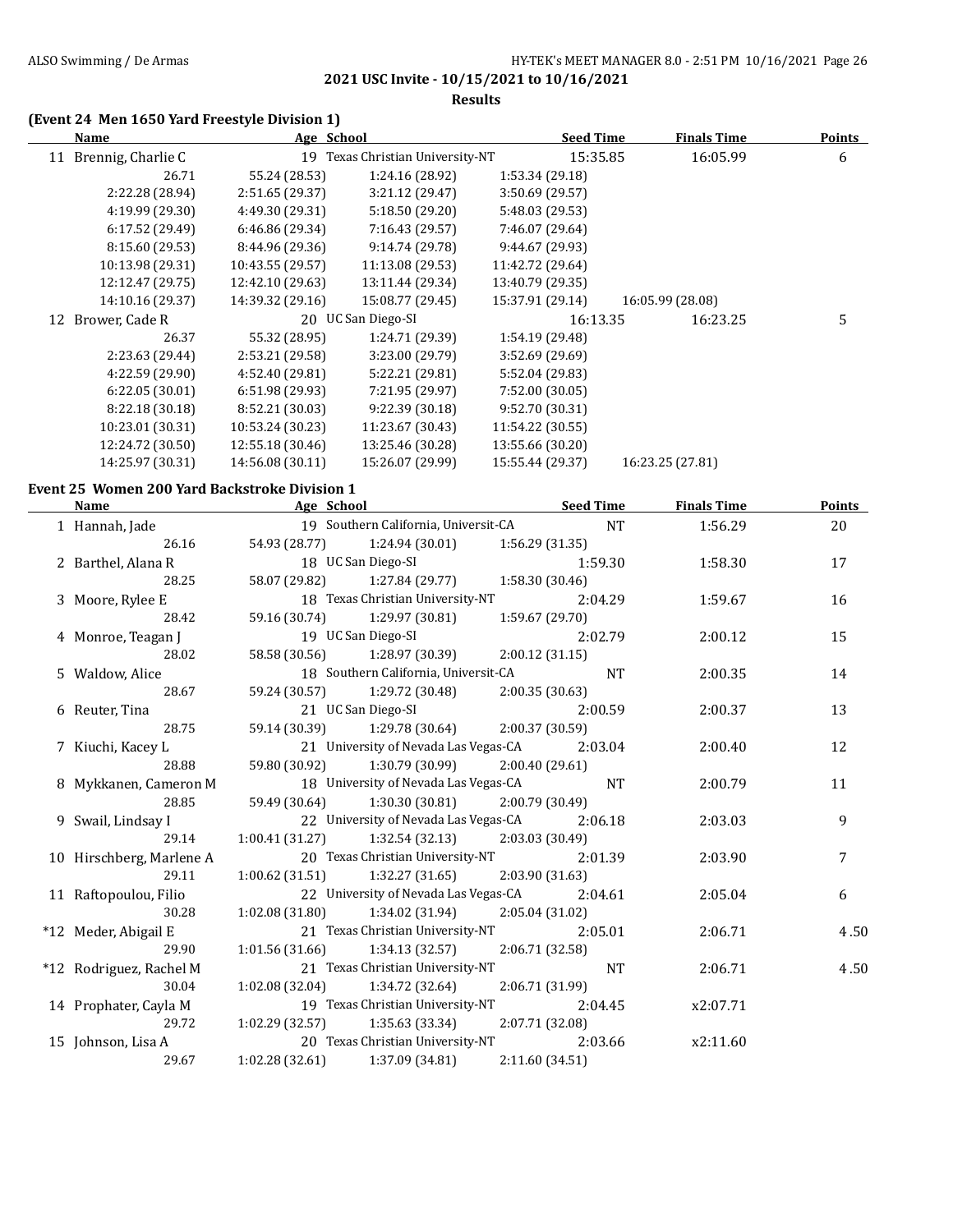**2021 USC Invite - 10/15/2021 to 10/16/2021**

**Results**

### (Event 24 Men 1650 Yard Freestyle Division 1)

| Name | Age | School | Seed Time | Finals Time | Points |
|---|---|---|---|---|---|
| 11 Brennig, Charlie C | 19 | Texas Christian University-NT | 15:35.85 | 16:05.99 | 6 |
| 26.71 | 55.24 (28.53) | 1:24.16 (28.92) | 1:53.34 (29.18) | | |
| 2:22.28 (28.94) | 2:51.65 (29.37) | 3:21.12 (29.47) | 3:50.69 (29.57) | | |
| 4:19.99 (29.30) | 4:49.30 (29.31) | 5:18.50 (29.20) | 5:48.03 (29.53) | | |
| 6:17.52 (29.49) | 6:46.86 (29.34) | 7:16.43 (29.57) | 7:46.07 (29.64) | | |
| 8:15.60 (29.53) | 8:44.96 (29.36) | 9:14.74 (29.78) | 9:44.67 (29.93) | | |
| 10:13.98 (29.31) | 10:43.55 (29.57) | 11:13.08 (29.53) | 11:42.72 (29.64) | | |
| 12:12.47 (29.75) | 12:42.10 (29.63) | 13:11.44 (29.34) | 13:40.79 (29.35) | | |
| 14:10.16 (29.37) | 14:39.32 (29.16) | 15:08.77 (29.45) | 15:37.91 (29.14) | 16:05.99 (28.08) | |
| 12 Brower, Cade R | 20 | UC San Diego-SI | 16:13.35 | 16:23.25 | 5 |
| 26.37 | 55.32 (28.95) | 1:24.71 (29.39) | 1:54.19 (29.48) | | |
| 2:23.63 (29.44) | 2:53.21 (29.58) | 3:23.00 (29.79) | 3:52.69 (29.69) | | |
| 4:22.59 (29.90) | 4:52.40 (29.81) | 5:22.21 (29.81) | 5:52.04 (29.83) | | |
| 6:22.05 (30.01) | 6:51.98 (29.93) | 7:21.95 (29.97) | 7:52.00 (30.05) | | |
| 8:22.18 (30.18) | 8:52.21 (30.03) | 9:22.39 (30.18) | 9:52.70 (30.31) | | |
| 10:23.01 (30.31) | 10:53.24 (30.23) | 11:23.67 (30.43) | 11:54.22 (30.55) | | |
| 12:24.72 (30.50) | 12:55.18 (30.46) | 13:25.46 (30.28) | 13:55.66 (30.20) | | |
| 14:25.97 (30.31) | 14:56.08 (30.11) | 15:26.07 (29.99) | 15:55.44 (29.37) | 16:23.25 (27.81) | |

### Event 25 Women 200 Yard Backstroke Division 1

| Name | Age | School | Seed Time | Finals Time | Points |
|---|---|---|---|---|---|
| 1 Hannah, Jade | 19 | Southern California, Universit-CA | NT | 1:56.29 | 20 |
| 26.16 | 54.93 (28.77) | 1:24.94 (30.01) | 1:56.29 (31.35) | | |
| 2 Barthel, Alana R | 18 | UC San Diego-SI | 1:59.30 | 1:58.30 | 17 |
| 28.25 | 58.07 (29.82) | 1:27.84 (29.77) | 1:58.30 (30.46) | | |
| 3 Moore, Rylee E | 18 | Texas Christian University-NT | 2:04.29 | 1:59.67 | 16 |
| 28.42 | 59.16 (30.74) | 1:29.97 (30.81) | 1:59.67 (29.70) | | |
| 4 Monroe, Teagan J | 19 | UC San Diego-SI | 2:02.79 | 2:00.12 | 15 |
| 28.02 | 58.58 (30.56) | 1:28.97 (30.39) | 2:00.12 (31.15) | | |
| 5 Waldow, Alice | 18 | Southern California, Universit-CA | NT | 2:00.35 | 14 |
| 28.67 | 59.24 (30.57) | 1:29.72 (30.48) | 2:00.35 (30.63) | | |
| 6 Reuter, Tina | 21 | UC San Diego-SI | 2:00.59 | 2:00.37 | 13 |
| 28.75 | 59.14 (30.39) | 1:29.78 (30.64) | 2:00.37 (30.59) | | |
| 7 Kiuchi, Kacey L | 21 | University of Nevada Las Vegas-CA | 2:03.04 | 2:00.40 | 12 |
| 28.88 | 59.80 (30.92) | 1:30.79 (30.99) | 2:00.40 (29.61) | | |
| 8 Mykkanen, Cameron M | 18 | University of Nevada Las Vegas-CA | NT | 2:00.79 | 11 |
| 28.85 | 59.49 (30.64) | 1:30.30 (30.81) | 2:00.79 (30.49) | | |
| 9 Swail, Lindsay I | 22 | University of Nevada Las Vegas-CA | 2:06.18 | 2:03.03 | 9 |
| 29.14 | 1:00.41 (31.27) | 1:32.54 (32.13) | 2:03.03 (30.49) | | |
| 10 Hirschberg, Marlene A | 20 | Texas Christian University-NT | 2:01.39 | 2:03.90 | 7 |
| 29.11 | 1:00.62 (31.51) | 1:32.27 (31.65) | 2:03.90 (31.63) | | |
| 11 Raftopoulou, Filio | 22 | University of Nevada Las Vegas-CA | 2:04.61 | 2:05.04 | 6 |
| 30.28 | 1:02.08 (31.80) | 1:34.02 (31.94) | 2:05.04 (31.02) | | |
| *12 Meder, Abigail E | 21 | Texas Christian University-NT | 2:05.01 | 2:06.71 | 4.50 |
| 29.90 | 1:01.56 (31.66) | 1:34.13 (32.57) | 2:06.71 (32.58) | | |
| *12 Rodriguez, Rachel M | 21 | Texas Christian University-NT | NT | 2:06.71 | 4.50 |
| 30.04 | 1:02.08 (32.04) | 1:34.72 (32.64) | 2:06.71 (31.99) | | |
| 14 Prophater, Cayla M | 19 | Texas Christian University-NT | 2:04.45 | x2:07.71 | |
| 29.72 | 1:02.29 (32.57) | 1:35.63 (33.34) | 2:07.71 (32.08) | | |
| 15 Johnson, Lisa A | 20 | Texas Christian University-NT | 2:03.66 | x2:11.60 | |
| 29.67 | 1:02.28 (32.61) | 1:37.09 (34.81) | 2:11.60 (34.51) | | |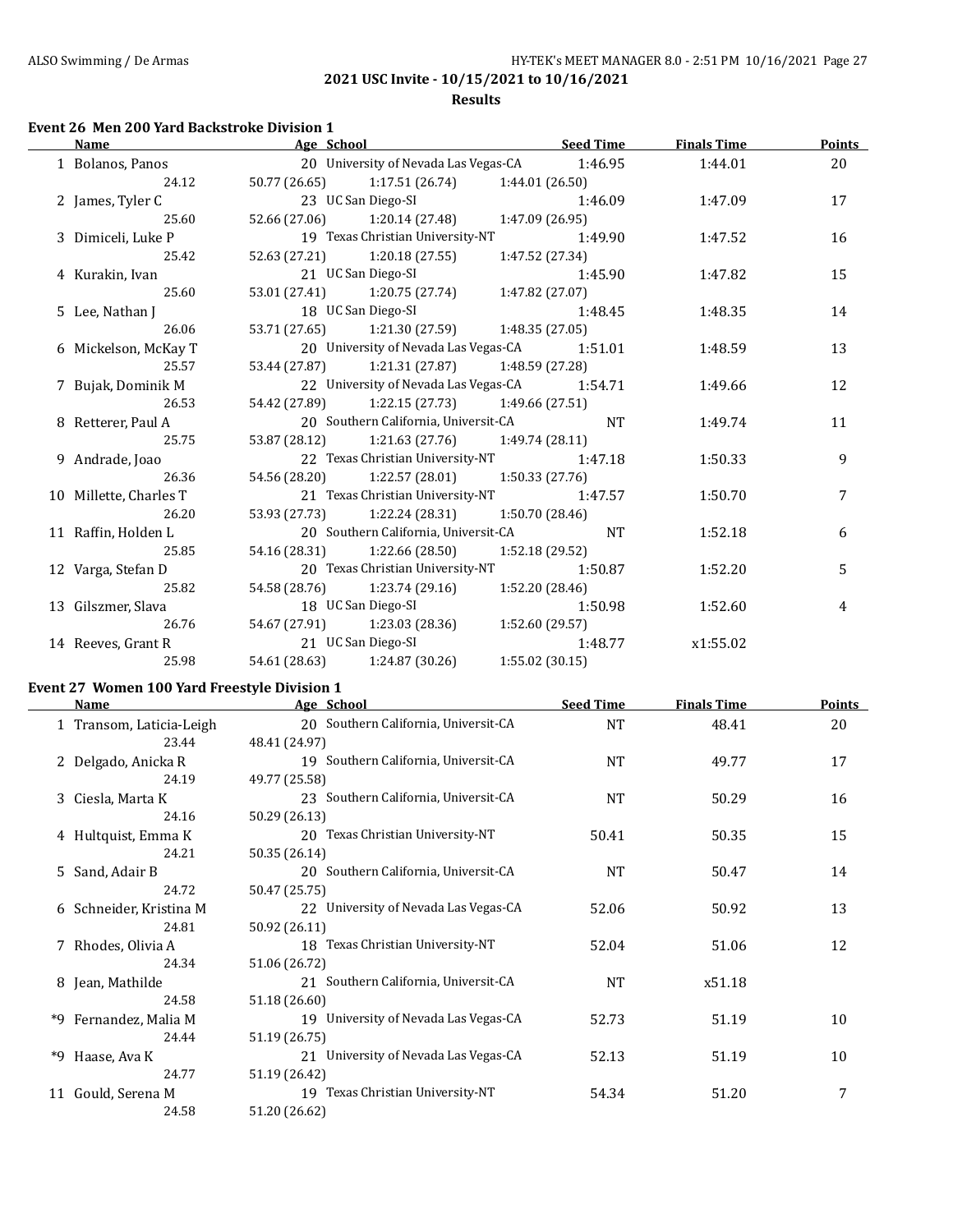**2021 USC Invite - 10/15/2021 to 10/16/2021**

**Results**

### Event 26 Men 200 Yard Backstroke Division 1

| Name | Age | School | Seed Time | Finals Time | Points |
|---|---|---|---|---|---|
| 1 Bolanos, Panos | 20 | University of Nevada Las Vegas-CA | 1:46.95 | 1:44.01 | 20 |
| 24.12 | 50.77 (26.65) | 1:17.51 (26.74) | 1:44.01 (26.50) | | |
| 2 James, Tyler C | 23 | UC San Diego-SI | 1:46.09 | 1:47.09 | 17 |
| 25.60 | 52.66 (27.06) | 1:20.14 (27.48) | 1:47.09 (26.95) | | |
| 3 Dimiceli, Luke P | 19 | Texas Christian University-NT | 1:49.90 | 1:47.52 | 16 |
| 25.42 | 52.63 (27.21) | 1:20.18 (27.55) | 1:47.52 (27.34) | | |
| 4 Kurakin, Ivan | 21 | UC San Diego-SI | 1:45.90 | 1:47.82 | 15 |
| 25.60 | 53.01 (27.41) | 1:20.75 (27.74) | 1:47.82 (27.07) | | |
| 5 Lee, Nathan J | 18 | UC San Diego-SI | 1:48.45 | 1:48.35 | 14 |
| 26.06 | 53.71 (27.65) | 1:21.30 (27.59) | 1:48.35 (27.05) | | |
| 6 Mickelson, McKay T | 20 | University of Nevada Las Vegas-CA | 1:51.01 | 1:48.59 | 13 |
| 25.57 | 53.44 (27.87) | 1:21.31 (27.87) | 1:48.59 (27.28) | | |
| 7 Bujak, Dominik M | 22 | University of Nevada Las Vegas-CA | 1:54.71 | 1:49.66 | 12 |
| 26.53 | 54.42 (27.89) | 1:22.15 (27.73) | 1:49.66 (27.51) | | |
| 8 Retterer, Paul A | 20 | Southern California, Universit-CA | NT | 1:49.74 | 11 |
| 25.75 | 53.87 (28.12) | 1:21.63 (27.76) | 1:49.74 (28.11) | | |
| 9 Andrade, Joao | 22 | Texas Christian University-NT | 1:47.18 | 1:50.33 | 9 |
| 26.36 | 54.56 (28.20) | 1:22.57 (28.01) | 1:50.33 (27.76) | | |
| 10 Millette, Charles T | 21 | Texas Christian University-NT | 1:47.57 | 1:50.70 | 7 |
| 26.20 | 53.93 (27.73) | 1:22.24 (28.31) | 1:50.70 (28.46) | | |
| 11 Raffin, Holden L | 20 | Southern California, Universit-CA | NT | 1:52.18 | 6 |
| 25.85 | 54.16 (28.31) | 1:22.66 (28.50) | 1:52.18 (29.52) | | |
| 12 Varga, Stefan D | 20 | Texas Christian University-NT | 1:50.87 | 1:52.20 | 5 |
| 25.82 | 54.58 (28.76) | 1:23.74 (29.16) | 1:52.20 (28.46) | | |
| 13 Gilszmer, Slava | 18 | UC San Diego-SI | 1:50.98 | 1:52.60 | 4 |
| 26.76 | 54.67 (27.91) | 1:23.03 (28.36) | 1:52.60 (29.57) | | |
| 14 Reeves, Grant R | 21 | UC San Diego-SI | 1:48.77 | x1:55.02 | |
| 25.98 | 54.61 (28.63) | 1:24.87 (30.26) | 1:55.02 (30.15) | | |

### Event 27 Women 100 Yard Freestyle Division 1

| Name | Age | School | Seed Time | Finals Time | Points |
|---|---|---|---|---|---|
| 1 Transom, Laticia-Leigh | 20 | Southern California, Universit-CA | NT | 48.41 | 20 |
| 23.44 | 48.41 (24.97) | | | | |
| 2 Delgado, Anicka R | 19 | Southern California, Universit-CA | NT | 49.77 | 17 |
| 24.19 | 49.77 (25.58) | | | | |
| 3 Ciesla, Marta K | 23 | Southern California, Universit-CA | NT | 50.29 | 16 |
| 24.16 | 50.29 (26.13) | | | | |
| 4 Hultquist, Emma K | 20 | Texas Christian University-NT | 50.41 | 50.35 | 15 |
| 24.21 | 50.35 (26.14) | | | | |
| 5 Sand, Adair B | 20 | Southern California, Universit-CA | NT | 50.47 | 14 |
| 24.72 | 50.47 (25.75) | | | | |
| 6 Schneider, Kristina M | 22 | University of Nevada Las Vegas-CA | 52.06 | 50.92 | 13 |
| 24.81 | 50.92 (26.11) | | | | |
| 7 Rhodes, Olivia A | 18 | Texas Christian University-NT | 52.04 | 51.06 | 12 |
| 24.34 | 51.06 (26.72) | | | | |
| 8 Jean, Mathilde | 21 | Southern California, Universit-CA | NT | x51.18 | |
| 24.58 | 51.18 (26.60) | | | | |
| *9 Fernandez, Malia M | 19 | University of Nevada Las Vegas-CA | 52.73 | 51.19 | 10 |
| 24.44 | 51.19 (26.75) | | | | |
| *9 Haase, Ava K | 21 | University of Nevada Las Vegas-CA | 52.13 | 51.19 | 10 |
| 24.77 | 51.19 (26.42) | | | | |
| 11 Gould, Serena M | 19 | Texas Christian University-NT | 54.34 | 51.20 | 7 |
| 24.58 | 51.20 (26.62) | | | | |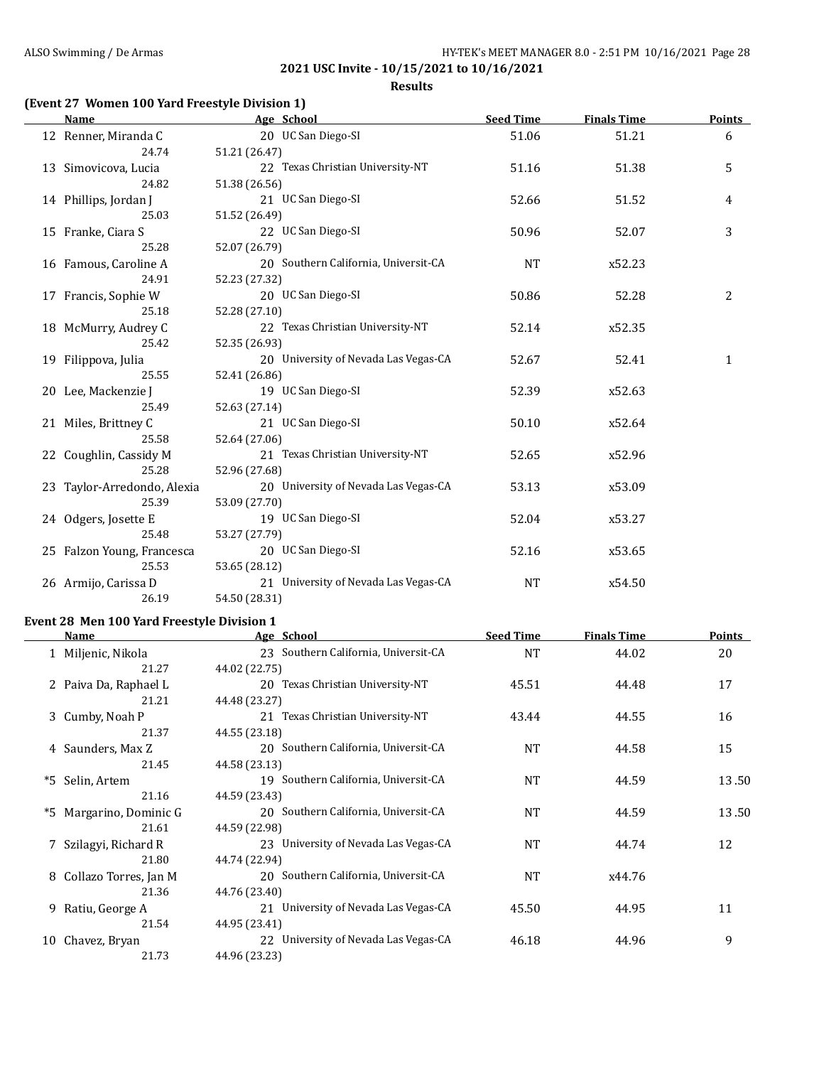## 2021 USC Invite - 10/15/2021 to 10/16/2021

### Results

**(Event 27 Women 100 Yard Freestyle Division 1)**

| | Name | Age | School | Seed Time | Finals Time | Points |
|---|---|---|---|---|---|---|
| 12 | Renner, Miranda C | 20 | UC San Diego-SI | 51.06 | 51.21 | 6 |
| | 24.74 | 51.21 (26.47) | | | | |
| 13 | Simovicova, Lucia | 22 | Texas Christian University-NT | 51.16 | 51.38 | 5 |
| | 24.82 | 51.38 (26.56) | | | | |
| 14 | Phillips, Jordan J | 21 | UC San Diego-SI | 52.66 | 51.52 | 4 |
| | 25.03 | 51.52 (26.49) | | | | |
| 15 | Franke, Ciara S | 22 | UC San Diego-SI | 50.96 | 52.07 | 3 |
| | 25.28 | 52.07 (26.79) | | | | |
| 16 | Famous, Caroline A | 20 | Southern California, Universit-CA | NT | x52.23 | |
| | 24.91 | 52.23 (27.32) | | | | |
| 17 | Francis, Sophie W | 20 | UC San Diego-SI | 50.86 | 52.28 | 2 |
| | 25.18 | 52.28 (27.10) | | | | |
| 18 | McMurry, Audrey C | 22 | Texas Christian University-NT | 52.14 | x52.35 | |
| | 25.42 | 52.35 (26.93) | | | | |
| 19 | Filippova, Julia | 20 | University of Nevada Las Vegas-CA | 52.67 | 52.41 | 1 |
| | 25.55 | 52.41 (26.86) | | | | |
| 20 | Lee, Mackenzie J | 19 | UC San Diego-SI | 52.39 | x52.63 | |
| | 25.49 | 52.63 (27.14) | | | | |
| 21 | Miles, Brittney C | 21 | UC San Diego-SI | 50.10 | x52.64 | |
| | 25.58 | 52.64 (27.06) | | | | |
| 22 | Coughlin, Cassidy M | 21 | Texas Christian University-NT | 52.65 | x52.96 | |
| | 25.28 | 52.96 (27.68) | | | | |
| 23 | Taylor-Arredondo, Alexia | 20 | University of Nevada Las Vegas-CA | 53.13 | x53.09 | |
| | 25.39 | 53.09 (27.70) | | | | |
| 24 | Odgers, Josette E | 19 | UC San Diego-SI | 52.04 | x53.27 | |
| | 25.48 | 53.27 (27.79) | | | | |
| 25 | Falzon Young, Francesca | 20 | UC San Diego-SI | 52.16 | x53.65 | |
| | 25.53 | 53.65 (28.12) | | | | |
| 26 | Armijo, Carissa D | 21 | University of Nevada Las Vegas-CA | NT | x54.50 | |
| | 26.19 | 54.50 (28.31) | | | | |

**Event 28 Men 100 Yard Freestyle Division 1**

| | Name | Age | School | Seed Time | Finals Time | Points |
|---|---|---|---|---|---|---|
| 1 | Miljenic, Nikola | 23 | Southern California, Universit-CA | NT | 44.02 | 20 |
| | 21.27 | 44.02 (22.75) | | | | |
| 2 | Paiva Da, Raphael L | 20 | Texas Christian University-NT | 45.51 | 44.48 | 17 |
| | 21.21 | 44.48 (23.27) | | | | |
| 3 | Cumby, Noah P | 21 | Texas Christian University-NT | 43.44 | 44.55 | 16 |
| | 21.37 | 44.55 (23.18) | | | | |
| 4 | Saunders, Max Z | 20 | Southern California, Universit-CA | NT | 44.58 | 15 |
| | 21.45 | 44.58 (23.13) | | | | |
| *5 | Selin, Artem | 19 | Southern California, Universit-CA | NT | 44.59 | 13.50 |
| | 21.16 | 44.59 (23.43) | | | | |
| *5 | Margarino, Dominic G | 20 | Southern California, Universit-CA | NT | 44.59 | 13.50 |
| | 21.61 | 44.59 (22.98) | | | | |
| 7 | Szilagyi, Richard R | 23 | University of Nevada Las Vegas-CA | NT | 44.74 | 12 |
| | 21.80 | 44.74 (22.94) | | | | |
| 8 | Collazo Torres, Jan M | 20 | Southern California, Universit-CA | NT | x44.76 | |
| | 21.36 | 44.76 (23.40) | | | | |
| 9 | Ratiu, George A | 21 | University of Nevada Las Vegas-CA | 45.50 | 44.95 | 11 |
| | 21.54 | 44.95 (23.41) | | | | |
| 10 | Chavez, Bryan | 22 | University of Nevada Las Vegas-CA | 46.18 | 44.96 | 9 |
| | 21.73 | 44.96 (23.23) | | | | |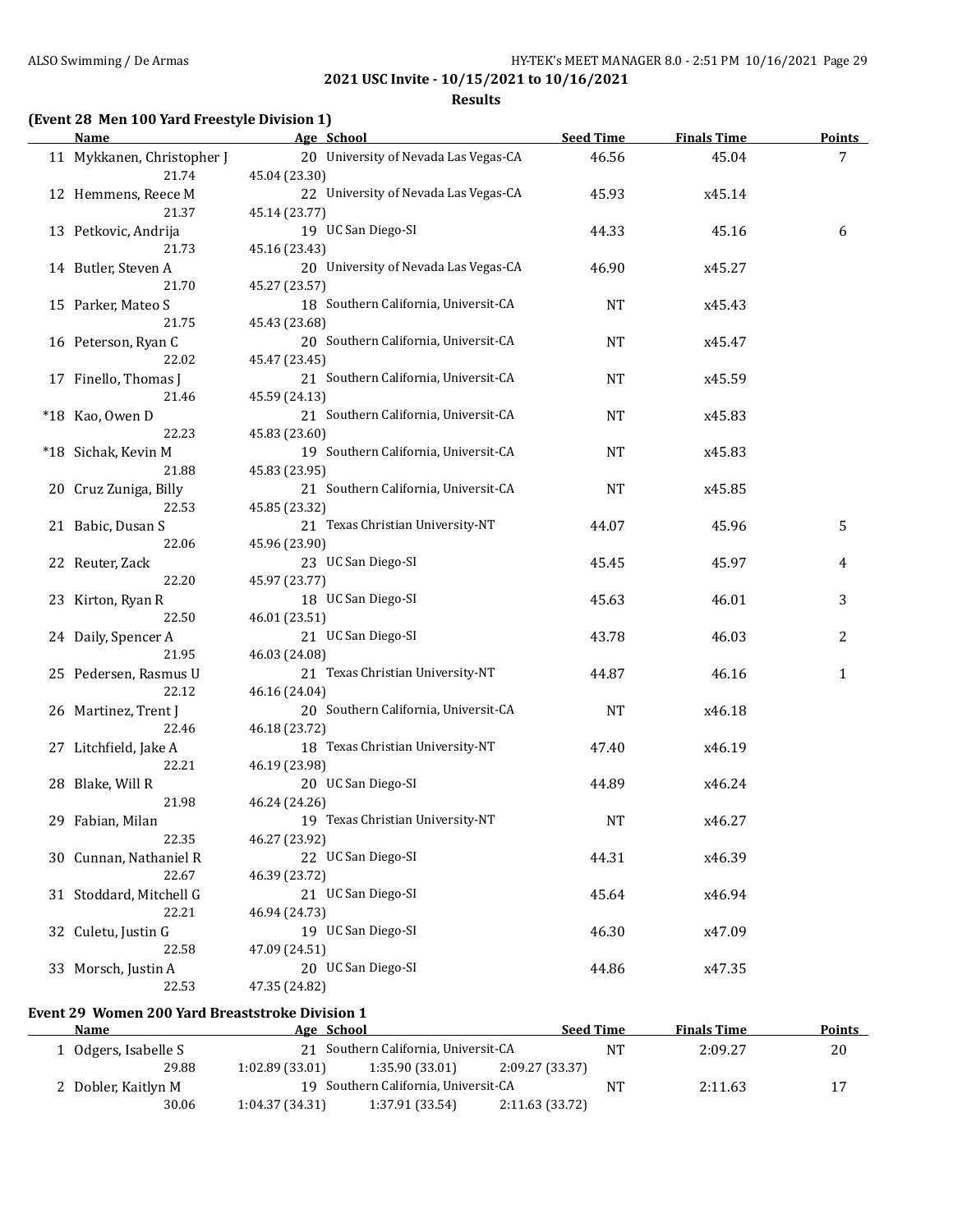**2021 USC Invite - 10/15/2021 to 10/16/2021**

**Results**

### (Event 28 Men 100 Yard Freestyle Division 1)

| Name | Age | School | Seed Time | Finals Time | Points |
|---|---|---|---|---|---|
| 11 Mykkanen, Christopher J | 20 | University of Nevada Las Vegas-CA | 46.56 | 45.04 | 7 |
| 21.74 | 45.04 (23.30) | | | | |
| 12 Hemmens, Reece M | 22 | University of Nevada Las Vegas-CA | 45.93 | x45.14 | |
| 21.37 | 45.14 (23.77) | | | | |
| 13 Petkovic, Andrija | 19 | UC San Diego-SI | 44.33 | 45.16 | 6 |
| 21.73 | 45.16 (23.43) | | | | |
| 14 Butler, Steven A | 20 | University of Nevada Las Vegas-CA | 46.90 | x45.27 | |
| 21.70 | 45.27 (23.57) | | | | |
| 15 Parker, Mateo S | 18 | Southern California, Universit-CA | NT | x45.43 | |
| 21.75 | 45.43 (23.68) | | | | |
| 16 Peterson, Ryan C | 20 | Southern California, Universit-CA | NT | x45.47 | |
| 22.02 | 45.47 (23.45) | | | | |
| 17 Finello, Thomas J | 21 | Southern California, Universit-CA | NT | x45.59 | |
| 21.46 | 45.59 (24.13) | | | | |
| *18 Kao, Owen D | 21 | Southern California, Universit-CA | NT | x45.83 | |
| 22.23 | 45.83 (23.60) | | | | |
| *18 Sichak, Kevin M | 19 | Southern California, Universit-CA | NT | x45.83 | |
| 21.88 | 45.83 (23.95) | | | | |
| 20 Cruz Zuniga, Billy | 21 | Southern California, Universit-CA | NT | x45.85 | |
| 22.53 | 45.85 (23.32) | | | | |
| 21 Babic, Dusan S | 21 | Texas Christian University-NT | 44.07 | 45.96 | 5 |
| 22.06 | 45.96 (23.90) | | | | |
| 22 Reuter, Zack | 23 | UC San Diego-SI | 45.45 | 45.97 | 4 |
| 22.20 | 45.97 (23.77) | | | | |
| 23 Kirton, Ryan R | 18 | UC San Diego-SI | 45.63 | 46.01 | 3 |
| 22.50 | 46.01 (23.51) | | | | |
| 24 Daily, Spencer A | 21 | UC San Diego-SI | 43.78 | 46.03 | 2 |
| 21.95 | 46.03 (24.08) | | | | |
| 25 Pedersen, Rasmus U | 21 | Texas Christian University-NT | 44.87 | 46.16 | 1 |
| 22.12 | 46.16 (24.04) | | | | |
| 26 Martinez, Trent J | 20 | Southern California, Universit-CA | NT | x46.18 | |
| 22.46 | 46.18 (23.72) | | | | |
| 27 Litchfield, Jake A | 18 | Texas Christian University-NT | 47.40 | x46.19 | |
| 22.21 | 46.19 (23.98) | | | | |
| 28 Blake, Will R | 20 | UC San Diego-SI | 44.89 | x46.24 | |
| 21.98 | 46.24 (24.26) | | | | |
| 29 Fabian, Milan | 19 | Texas Christian University-NT | NT | x46.27 | |
| 22.35 | 46.27 (23.92) | | | | |
| 30 Cunnan, Nathaniel R | 22 | UC San Diego-SI | 44.31 | x46.39 | |
| 22.67 | 46.39 (23.72) | | | | |
| 31 Stoddard, Mitchell G | 21 | UC San Diego-SI | 45.64 | x46.94 | |
| 22.21 | 46.94 (24.73) | | | | |
| 32 Culetu, Justin G | 19 | UC San Diego-SI | 46.30 | x47.09 | |
| 22.58 | 47.09 (24.51) | | | | |
| 33 Morsch, Justin A | 20 | UC San Diego-SI | 44.86 | x47.35 | |
| 22.53 | 47.35 (24.82) | | | | |

### Event 29 Women 200 Yard Breaststroke Division 1

| Name | Age | School | | Seed Time | Finals Time | Points |
|---|---|---|---|---|---|---|
| 1 Odgers, Isabelle S | 21 | Southern California, Universit-CA | | NT | 2:09.27 | 20 |
| 29.88 | 1:02.89 (33.01) | 1:35.90 (33.01) | 2:09.27 (33.37) | | | |
| 2 Dobler, Kaitlyn M | 19 | Southern California, Universit-CA | | NT | 2:11.63 | 17 |
| 30.06 | 1:04.37 (34.31) | 1:37.91 (33.54) | 2:11.63 (33.72) | | | |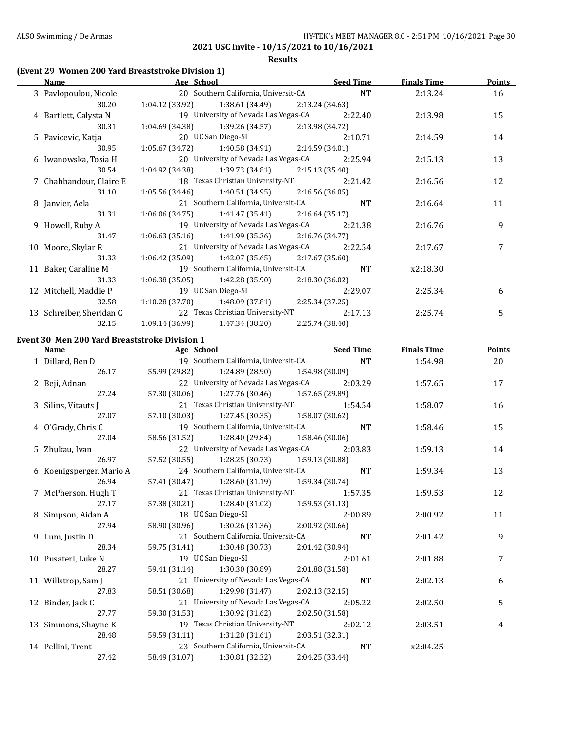**2021 USC Invite - 10/15/2021 to 10/16/2021**

**Results**

### (Event 29 Women 200 Yard Breaststroke Division 1)

| | Name | Age | School | Seed Time | Finals Time | Points |
|---|---|---|---|---|---|---|
| 3 | Pavlopoulou, Nicole | 20 | Southern California, Universit-CA | NT | 2:13.24 | 16 |
| | 30.20 | 1:04.12 (33.92) | 1:38.61 (34.49) | 2:13.24 (34.63) | | |
| 4 | Bartlett, Calysta N | 19 | University of Nevada Las Vegas-CA | 2:22.40 | 2:13.98 | 15 |
| | 30.31 | 1:04.69 (34.38) | 1:39.26 (34.57) | 2:13.98 (34.72) | | |
| 5 | Pavicevic, Katja | 20 | UC San Diego-SI | 2:10.71 | 2:14.59 | 14 |
| | 30.95 | 1:05.67 (34.72) | 1:40.58 (34.91) | 2:14.59 (34.01) | | |
| 6 | Iwanowska, Tosia H | 20 | University of Nevada Las Vegas-CA | 2:25.94 | 2:15.13 | 13 |
| | 30.54 | 1:04.92 (34.38) | 1:39.73 (34.81) | 2:15.13 (35.40) | | |
| 7 | Chahbandour, Claire E | 18 | Texas Christian University-NT | 2:21.42 | 2:16.56 | 12 |
| | 31.10 | 1:05.56 (34.46) | 1:40.51 (34.95) | 2:16.56 (36.05) | | |
| 8 | Janvier, Aela | 21 | Southern California, Universit-CA | NT | 2:16.64 | 11 |
| | 31.31 | 1:06.06 (34.75) | 1:41.47 (35.41) | 2:16.64 (35.17) | | |
| 9 | Howell, Ruby A | 19 | University of Nevada Las Vegas-CA | 2:21.38 | 2:16.76 | 9 |
| | 31.47 | 1:06.63 (35.16) | 1:41.99 (35.36) | 2:16.76 (34.77) | | |
| 10 | Moore, Skylar R | 21 | University of Nevada Las Vegas-CA | 2:22.54 | 2:17.67 | 7 |
| | 31.33 | 1:06.42 (35.09) | 1:42.07 (35.65) | 2:17.67 (35.60) | | |
| 11 | Baker, Caraline M | 19 | Southern California, Universit-CA | NT | x2:18.30 | |
| | 31.33 | 1:06.38 (35.05) | 1:42.28 (35.90) | 2:18.30 (36.02) | | |
| 12 | Mitchell, Maddie P | 19 | UC San Diego-SI | 2:29.07 | 2:25.34 | 6 |
| | 32.58 | 1:10.28 (37.70) | 1:48.09 (37.81) | 2:25.34 (37.25) | | |
| 13 | Schreiber, Sheridan C | 22 | Texas Christian University-NT | 2:17.13 | 2:25.74 | 5 |
| | 32.15 | 1:09.14 (36.99) | 1:47.34 (38.20) | 2:25.74 (38.40) | | |

### Event 30 Men 200 Yard Breaststroke Division 1

| | Name | Age | School | Seed Time | Finals Time | Points |
|---|---|---|---|---|---|---|
| 1 | Dillard, Ben D | 19 | Southern California, Universit-CA | NT | 1:54.98 | 20 |
| | 26.17 | 55.99 (29.82) | 1:24.89 (28.90) | 1:54.98 (30.09) | | |
| 2 | Beji, Adnan | 22 | University of Nevada Las Vegas-CA | 2:03.29 | 1:57.65 | 17 |
| | 27.24 | 57.30 (30.06) | 1:27.76 (30.46) | 1:57.65 (29.89) | | |
| 3 | Silins, Vitauts J | 21 | Texas Christian University-NT | 1:54.54 | 1:58.07 | 16 |
| | 27.07 | 57.10 (30.03) | 1:27.45 (30.35) | 1:58.07 (30.62) | | |
| 4 | O'Grady, Chris C | 19 | Southern California, Universit-CA | NT | 1:58.46 | 15 |
| | 27.04 | 58.56 (31.52) | 1:28.40 (29.84) | 1:58.46 (30.06) | | |
| 5 | Zhukau, Ivan | 22 | University of Nevada Las Vegas-CA | 2:03.83 | 1:59.13 | 14 |
| | 26.97 | 57.52 (30.55) | 1:28.25 (30.73) | 1:59.13 (30.88) | | |
| 6 | Koenigsperger, Mario A | 24 | Southern California, Universit-CA | NT | 1:59.34 | 13 |
| | 26.94 | 57.41 (30.47) | 1:28.60 (31.19) | 1:59.34 (30.74) | | |
| 7 | McPherson, Hugh T | 21 | Texas Christian University-NT | 1:57.35 | 1:59.53 | 12 |
| | 27.17 | 57.38 (30.21) | 1:28.40 (31.02) | 1:59.53 (31.13) | | |
| 8 | Simpson, Aidan A | 18 | UC San Diego-SI | 2:00.89 | 2:00.92 | 11 |
| | 27.94 | 58.90 (30.96) | 1:30.26 (31.36) | 2:00.92 (30.66) | | |
| 9 | Lum, Justin D | 21 | Southern California, Universit-CA | NT | 2:01.42 | 9 |
| | 28.34 | 59.75 (31.41) | 1:30.48 (30.73) | 2:01.42 (30.94) | | |
| 10 | Pusateri, Luke N | 19 | UC San Diego-SI | 2:01.61 | 2:01.88 | 7 |
| | 28.27 | 59.41 (31.14) | 1:30.30 (30.89) | 2:01.88 (31.58) | | |
| 11 | Willstrop, Sam J | 21 | University of Nevada Las Vegas-CA | NT | 2:02.13 | 6 |
| | 27.83 | 58.51 (30.68) | 1:29.98 (31.47) | 2:02.13 (32.15) | | |
| 12 | Binder, Jack C | 21 | University of Nevada Las Vegas-CA | 2:05.22 | 2:02.50 | 5 |
| | 27.77 | 59.30 (31.53) | 1:30.92 (31.62) | 2:02.50 (31.58) | | |
| 13 | Simmons, Shayne K | 19 | Texas Christian University-NT | 2:02.12 | 2:03.51 | 4 |
| | 28.48 | 59.59 (31.11) | 1:31.20 (31.61) | 2:03.51 (32.31) | | |
| 14 | Pellini, Trent | 23 | Southern California, Universit-CA | NT | x2:04.25 | |
| | 27.42 | 58.49 (31.07) | 1:30.81 (32.32) | 2:04.25 (33.44) | | |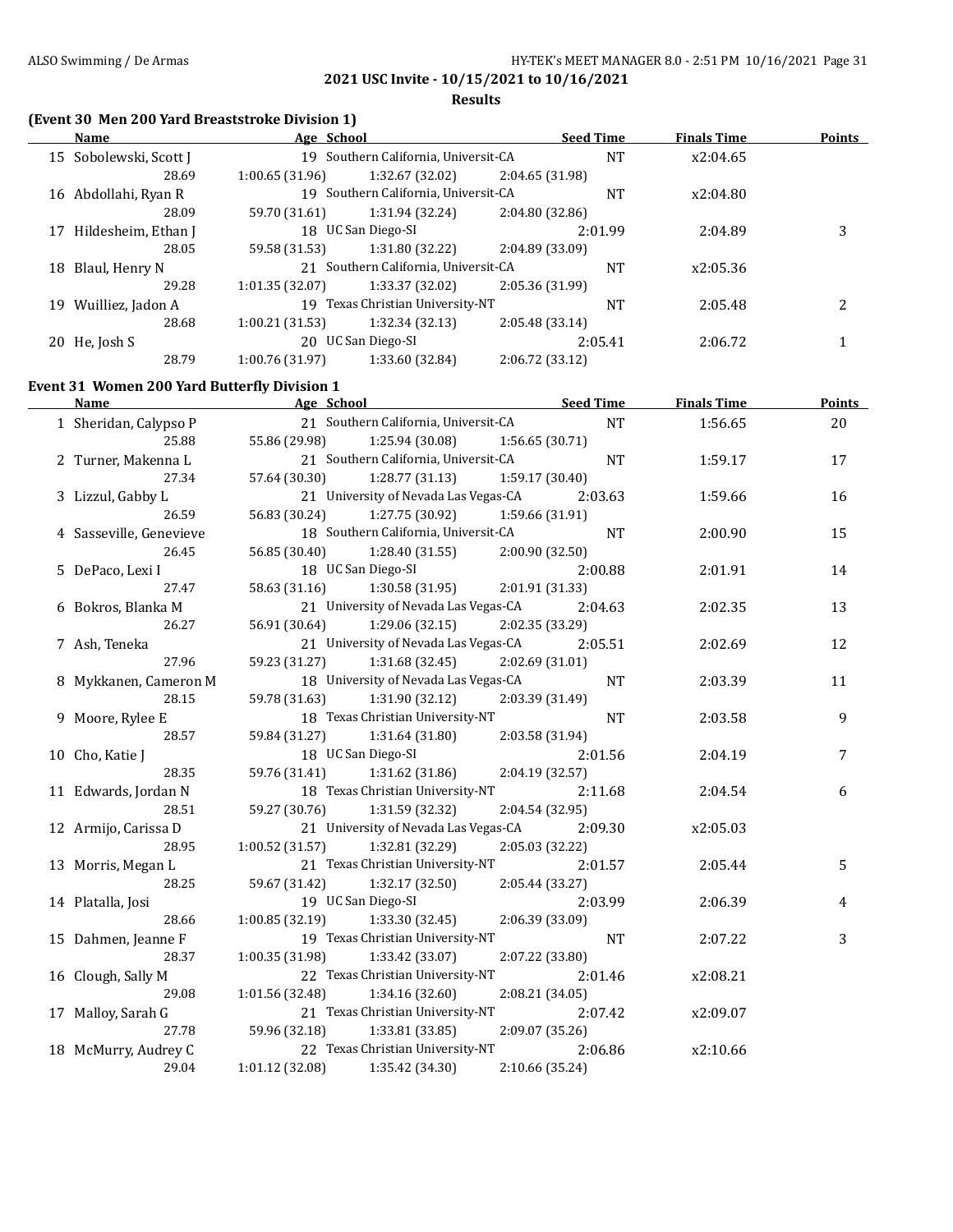## 2021 USC Invite - 10/15/2021 to 10/16/2021

### Results

### (Event 30 Men 200 Yard Breaststroke Division 1)

| | Name | Age | School | Seed Time | Finals Time | Points |
|---|---|---|---|---|---|---|
| 15 | Sobolewski, Scott J | 19 | Southern California, Universit-CA | NT | x2:04.65 | |
| | 28.69 | 1:00.65 (31.96) | 1:32.67 (32.02) | 2:04.65 (31.98) | | |
| 16 | Abdollahi, Ryan R | 19 | Southern California, Universit-CA | NT | x2:04.80 | |
| | 28.09 | 59.70 (31.61) | 1:31.94 (32.24) | 2:04.80 (32.86) | | |
| 17 | Hildesheim, Ethan J | 18 | UC San Diego-SI | 2:01.99 | 2:04.89 | 3 |
| | 28.05 | 59.58 (31.53) | 1:31.80 (32.22) | 2:04.89 (33.09) | | |
| 18 | Blaul, Henry N | 21 | Southern California, Universit-CA | NT | x2:05.36 | |
| | 29.28 | 1:01.35 (32.07) | 1:33.37 (32.02) | 2:05.36 (31.99) | | |
| 19 | Wuilliez, Jadon A | 19 | Texas Christian University-NT | NT | 2:05.48 | 2 |
| | 28.68 | 1:00.21 (31.53) | 1:32.34 (32.13) | 2:05.48 (33.14) | | |
| 20 | He, Josh S | 20 | UC San Diego-SI | 2:05.41 | 2:06.72 | 1 |
| | 28.79 | 1:00.76 (31.97) | 1:33.60 (32.84) | 2:06.72 (33.12) | | |

### Event 31 Women 200 Yard Butterfly Division 1

| | Name | Age | School | Seed Time | Finals Time | Points |
|---|---|---|---|---|---|---|
| 1 | Sheridan, Calypso P | 21 | Southern California, Universit-CA | NT | 1:56.65 | 20 |
| | 25.88 | 55.86 (29.98) | 1:25.94 (30.08) | 1:56.65 (30.71) | | |
| 2 | Turner, Makenna L | 21 | Southern California, Universit-CA | NT | 1:59.17 | 17 |
| | 27.34 | 57.64 (30.30) | 1:28.77 (31.13) | 1:59.17 (30.40) | | |
| 3 | Lizzul, Gabby L | 21 | University of Nevada Las Vegas-CA | 2:03.63 | 1:59.66 | 16 |
| | 26.59 | 56.83 (30.24) | 1:27.75 (30.92) | 1:59.66 (31.91) | | |
| 4 | Sasseville, Genevieve | 18 | Southern California, Universit-CA | NT | 2:00.90 | 15 |
| | 26.45 | 56.85 (30.40) | 1:28.40 (31.55) | 2:00.90 (32.50) | | |
| 5 | DePaco, Lexi I | 18 | UC San Diego-SI | 2:00.88 | 2:01.91 | 14 |
| | 27.47 | 58.63 (31.16) | 1:30.58 (31.95) | 2:01.91 (31.33) | | |
| 6 | Bokros, Blanka M | 21 | University of Nevada Las Vegas-CA | 2:04.63 | 2:02.35 | 13 |
| | 26.27 | 56.91 (30.64) | 1:29.06 (32.15) | 2:02.35 (33.29) | | |
| 7 | Ash, Teneka | 21 | University of Nevada Las Vegas-CA | 2:05.51 | 2:02.69 | 12 |
| | 27.96 | 59.23 (31.27) | 1:31.68 (32.45) | 2:02.69 (31.01) | | |
| 8 | Mykkanen, Cameron M | 18 | University of Nevada Las Vegas-CA | NT | 2:03.39 | 11 |
| | 28.15 | 59.78 (31.63) | 1:31.90 (32.12) | 2:03.39 (31.49) | | |
| 9 | Moore, Rylee E | 18 | Texas Christian University-NT | NT | 2:03.58 | 9 |
| | 28.57 | 59.84 (31.27) | 1:31.64 (31.80) | 2:03.58 (31.94) | | |
| 10 | Cho, Katie J | 18 | UC San Diego-SI | 2:01.56 | 2:04.19 | 7 |
| | 28.35 | 59.76 (31.41) | 1:31.62 (31.86) | 2:04.19 (32.57) | | |
| 11 | Edwards, Jordan N | 18 | Texas Christian University-NT | 2:11.68 | 2:04.54 | 6 |
| | 28.51 | 59.27 (30.76) | 1:31.59 (32.32) | 2:04.54 (32.95) | | |
| 12 | Armijo, Carissa D | 21 | University of Nevada Las Vegas-CA | 2:09.30 | x2:05.03 | |
| | 28.95 | 1:00.52 (31.57) | 1:32.81 (32.29) | 2:05.03 (32.22) | | |
| 13 | Morris, Megan L | 21 | Texas Christian University-NT | 2:01.57 | 2:05.44 | 5 |
| | 28.25 | 59.67 (31.42) | 1:32.17 (32.50) | 2:05.44 (33.27) | | |
| 14 | Platalla, Josi | 19 | UC San Diego-SI | 2:03.99 | 2:06.39 | 4 |
| | 28.66 | 1:00.85 (32.19) | 1:33.30 (32.45) | 2:06.39 (33.09) | | |
| 15 | Dahmen, Jeanne F | 19 | Texas Christian University-NT | NT | 2:07.22 | 3 |
| | 28.37 | 1:00.35 (31.98) | 1:33.42 (33.07) | 2:07.22 (33.80) | | |
| 16 | Clough, Sally M | 22 | Texas Christian University-NT | 2:01.46 | x2:08.21 | |
| | 29.08 | 1:01.56 (32.48) | 1:34.16 (32.60) | 2:08.21 (34.05) | | |
| 17 | Malloy, Sarah G | 21 | Texas Christian University-NT | 2:07.42 | x2:09.07 | |
| | 27.78 | 59.96 (32.18) | 1:33.81 (33.85) | 2:09.07 (35.26) | | |
| 18 | McMurry, Audrey C | 22 | Texas Christian University-NT | 2:06.86 | x2:10.66 | |
| | 29.04 | 1:01.12 (32.08) | 1:35.42 (34.30) | 2:10.66 (35.24) | | |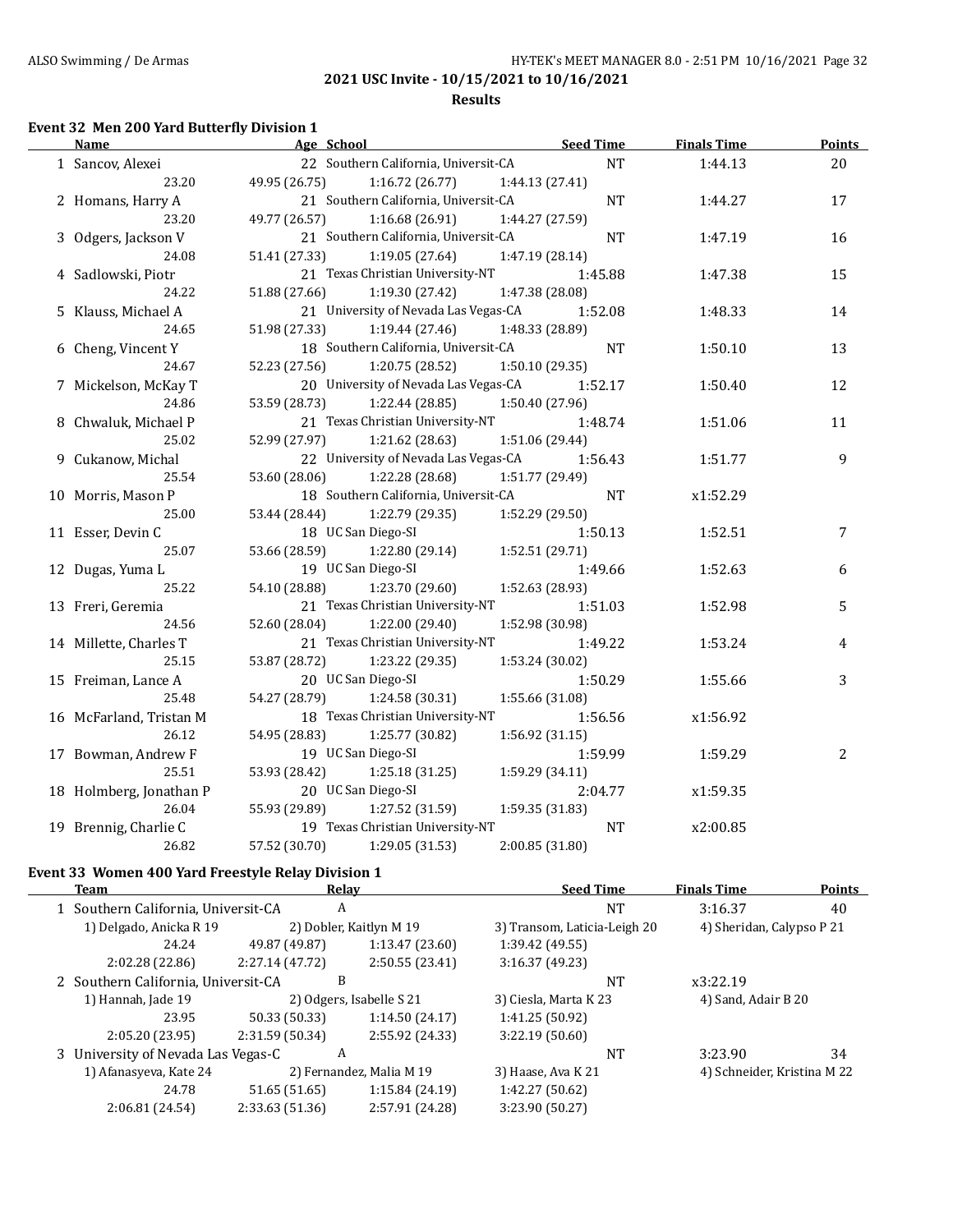## 2021 USC Invite - 10/15/2021 to 10/16/2021

### Results

#### Event 32 Men 200 Yard Butterfly Division 1

| Name | Age | School | Seed Time | Finals Time | Points |
|---|---|---|---|---|---|
| 1 Sancov, Alexei | 22 | Southern California, Universit-CA | NT | 1:44.13 | 20 |
| 23.20 | 49.95 (26.75) | 1:16.72 (26.77) | 1:44.13 (27.41) | | |
| 2 Homans, Harry A | 21 | Southern California, Universit-CA | NT | 1:44.27 | 17 |
| 23.20 | 49.77 (26.57) | 1:16.68 (26.91) | 1:44.27 (27.59) | | |
| 3 Odgers, Jackson V | 21 | Southern California, Universit-CA | NT | 1:47.19 | 16 |
| 24.08 | 51.41 (27.33) | 1:19.05 (27.64) | 1:47.19 (28.14) | | |
| 4 Sadlowski, Piotr | 21 | Texas Christian University-NT | 1:45.88 | 1:47.38 | 15 |
| 24.22 | 51.88 (27.66) | 1:19.30 (27.42) | 1:47.38 (28.08) | | |
| 5 Klauss, Michael A | 21 | University of Nevada Las Vegas-CA | 1:52.08 | 1:48.33 | 14 |
| 24.65 | 51.98 (27.33) | 1:19.44 (27.46) | 1:48.33 (28.89) | | |
| 6 Cheng, Vincent Y | 18 | Southern California, Universit-CA | NT | 1:50.10 | 13 |
| 24.67 | 52.23 (27.56) | 1:20.75 (28.52) | 1:50.10 (29.35) | | |
| 7 Mickelson, McKay T | 20 | University of Nevada Las Vegas-CA | 1:52.17 | 1:50.40 | 12 |
| 24.86 | 53.59 (28.73) | 1:22.44 (28.85) | 1:50.40 (27.96) | | |
| 8 Chwaluk, Michael P | 21 | Texas Christian University-NT | 1:48.74 | 1:51.06 | 11 |
| 25.02 | 52.99 (27.97) | 1:21.62 (28.63) | 1:51.06 (29.44) | | |
| 9 Cukanow, Michal | 22 | University of Nevada Las Vegas-CA | 1:56.43 | 1:51.77 | 9 |
| 25.54 | 53.60 (28.06) | 1:22.28 (28.68) | 1:51.77 (29.49) | | |
| 10 Morris, Mason P | 18 | Southern California, Universit-CA | NT | x1:52.29 | |
| 25.00 | 53.44 (28.44) | 1:22.79 (29.35) | 1:52.29 (29.50) | | |
| 11 Esser, Devin C | 18 | UC San Diego-SI | 1:50.13 | 1:52.51 | 7 |
| 25.07 | 53.66 (28.59) | 1:22.80 (29.14) | 1:52.51 (29.71) | | |
| 12 Dugas, Yuma L | 19 | UC San Diego-SI | 1:49.66 | 1:52.63 | 6 |
| 25.22 | 54.10 (28.88) | 1:23.70 (29.60) | 1:52.63 (28.93) | | |
| 13 Freri, Geremia | 21 | Texas Christian University-NT | 1:51.03 | 1:52.98 | 5 |
| 24.56 | 52.60 (28.04) | 1:22.00 (29.40) | 1:52.98 (30.98) | | |
| 14 Millette, Charles T | 21 | Texas Christian University-NT | 1:49.22 | 1:53.24 | 4 |
| 25.15 | 53.87 (28.72) | 1:23.22 (29.35) | 1:53.24 (30.02) | | |
| 15 Freiman, Lance A | 20 | UC San Diego-SI | 1:50.29 | 1:55.66 | 3 |
| 25.48 | 54.27 (28.79) | 1:24.58 (30.31) | 1:55.66 (31.08) | | |
| 16 McFarland, Tristan M | 18 | Texas Christian University-NT | 1:56.56 | x1:56.92 | |
| 26.12 | 54.95 (28.83) | 1:25.77 (30.82) | 1:56.92 (31.15) | | |
| 17 Bowman, Andrew F | 19 | UC San Diego-SI | 1:59.99 | 1:59.29 | 2 |
| 25.51 | 53.93 (28.42) | 1:25.18 (31.25) | 1:59.29 (34.11) | | |
| 18 Holmberg, Jonathan P | 20 | UC San Diego-SI | 2:04.77 | x1:59.35 | |
| 26.04 | 55.93 (29.89) | 1:27.52 (31.59) | 1:59.35 (31.83) | | |
| 19 Brennig, Charlie C | 19 | Texas Christian University-NT | NT | x2:00.85 | |
| 26.82 | 57.52 (30.70) | 1:29.05 (31.53) | 2:00.85 (31.80) | | |

#### Event 33 Women 400 Yard Freestyle Relay Division 1

| Team | Relay | | Seed Time | Finals Time | Points |
|---|---|---|---|---|---|
| 1 Southern California, Universit-CA | A | | NT | 3:16.37 | 40 |
| 1) Delgado, Anicka R 19 | 2) Dobler, Kaitlyn M 19 | | 3) Transom, Laticia-Leigh 20 | 4) Sheridan, Calypso P 21 | |
| 24.24 | 49.87 (49.87) | 1:13.47 (23.60) | 1:39.42 (49.55) | | |
| 2:02.28 (22.86) | 2:27.14 (47.72) | 2:50.55 (23.41) | 3:16.37 (49.23) | | |
| 2 Southern California, Universit-CA | B | | NT | x3:22.19 | |
| 1) Hannah, Jade 19 | 2) Odgers, Isabelle S 21 | | 3) Ciesla, Marta K 23 | 4) Sand, Adair B 20 | |
| 23.95 | 50.33 (50.33) | 1:14.50 (24.17) | 1:41.25 (50.92) | | |
| 2:05.20 (23.95) | 2:31.59 (50.34) | 2:55.92 (24.33) | 3:22.19 (50.60) | | |
| 3 University of Nevada Las Vegas-C | A | | NT | 3:23.90 | 34 |
| 1) Afanasyeva, Kate 24 | 2) Fernandez, Malia M 19 | | 3) Haase, Ava K 21 | 4) Schneider, Kristina M 22 | |
| 24.78 | 51.65 (51.65) | 1:15.84 (24.19) | 1:42.27 (50.62) | | |
| 2:06.81 (24.54) | 2:33.63 (51.36) | 2:57.91 (24.28) | 3:23.90 (50.27) | | |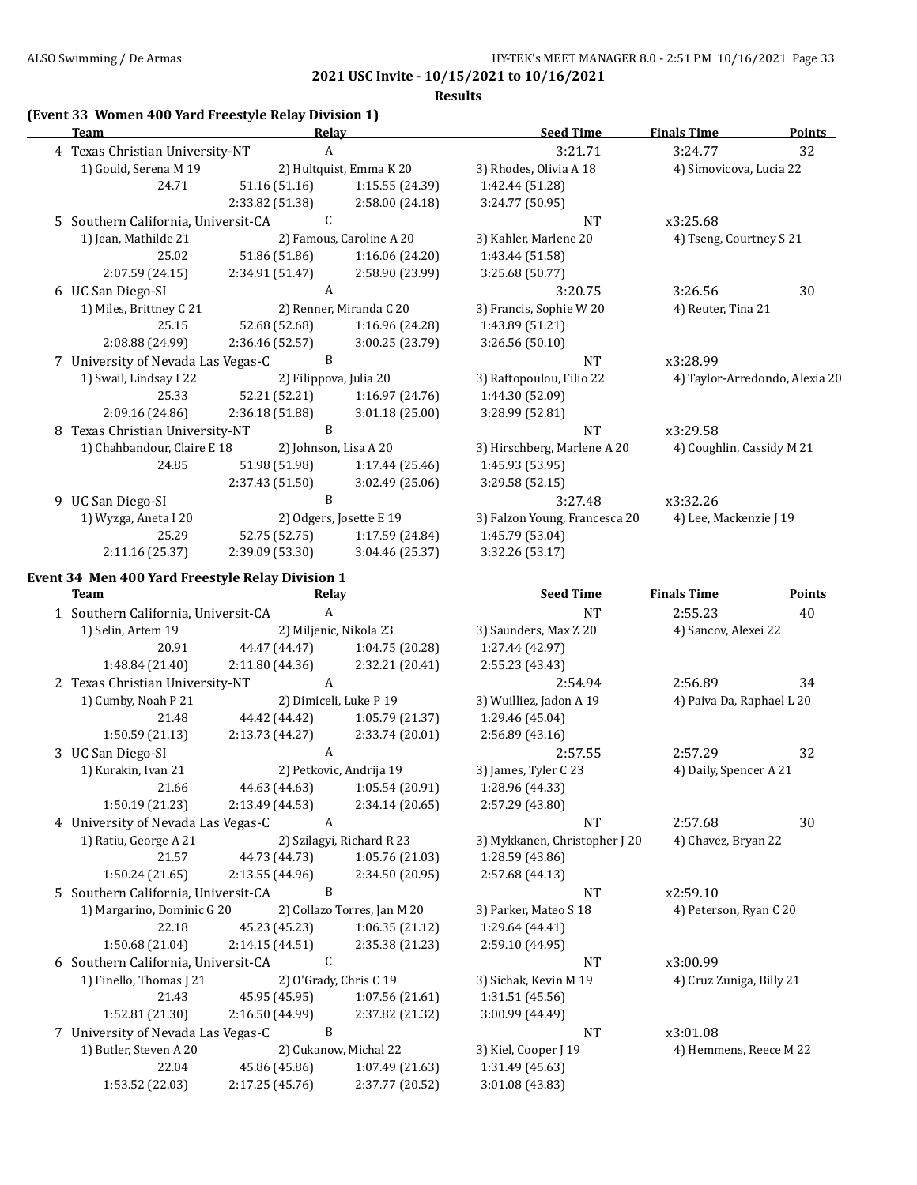## 2021 USC Invite - 10/15/2021 to 10/16/2021

### Results

#### (Event 33 Women 400 Yard Freestyle Relay Division 1)

| | Team | Relay | Seed Time | Finals Time | Points |
|---|---|---|---|---|---|
| 4 | Texas Christian University-NT | A | 3:21.71 | 3:24.77 | 32 |
| | 1) Gould, Serena M 19 | 2) Hultquist, Emma K 20 | 3) Rhodes, Olivia A 18 | 4) Simovicova, Lucia 22 | |
| | 24.71 | 51.16 (51.16) | 1:15.55 (24.39) | 1:42.44 (51.28) | |
| | | 2:33.82 (51.38) | 2:58.00 (24.18) | 3:24.77 (50.95) | |
| 5 | Southern California, Universit-CA | C | NT | x3:25.68 | |
| | 1) Jean, Mathilde 21 | 2) Famous, Caroline A 20 | 3) Kahler, Marlene 20 | 4) Tseng, Courtney S 21 | |
| | 25.02 | 51.86 (51.86) | 1:16.06 (24.20) | 1:43.44 (51.58) | |
| | 2:07.59 (24.15) | 2:34.91 (51.47) | 2:58.90 (23.99) | 3:25.68 (50.77) | |
| 6 | UC San Diego-SI | A | 3:20.75 | 3:26.56 | 30 |
| | 1) Miles, Brittney C 21 | 2) Renner, Miranda C 20 | 3) Francis, Sophie W 20 | 4) Reuter, Tina 21 | |
| | 25.15 | 52.68 (52.68) | 1:16.96 (24.28) | 1:43.89 (51.21) | |
| | 2:08.88 (24.99) | 2:36.46 (52.57) | 3:00.25 (23.79) | 3:26.56 (50.10) | |
| 7 | University of Nevada Las Vegas-C | B | NT | x3:28.99 | |
| | 1) Swail, Lindsay I 22 | 2) Filippova, Julia 20 | 3) Raftopoulou, Filio 22 | 4) Taylor-Arredondo, Alexia 20 | |
| | 25.33 | 52.21 (52.21) | 1:16.97 (24.76) | 1:44.30 (52.09) | |
| | 2:09.16 (24.86) | 2:36.18 (51.88) | 3:01.18 (25.00) | 3:28.99 (52.81) | |
| 8 | Texas Christian University-NT | B | NT | x3:29.58 | |
| | 1) Chahbandour, Claire E 18 | 2) Johnson, Lisa A 20 | 3) Hirschberg, Marlene A 20 | 4) Coughlin, Cassidy M 21 | |
| | 24.85 | 51.98 (51.98) | 1:17.44 (25.46) | 1:45.93 (53.95) | |
| | | 2:37.43 (51.50) | 3:02.49 (25.06) | 3:29.58 (52.15) | |
| 9 | UC San Diego-SI | B | 3:27.48 | x3:32.26 | |
| | 1) Wyzga, Aneta I 20 | 2) Odgers, Josette E 19 | 3) Falzon Young, Francesca 20 | 4) Lee, Mackenzie J 19 | |
| | 25.29 | 52.75 (52.75) | 1:17.59 (24.84) | 1:45.79 (53.04) | |
| | 2:11.16 (25.37) | 2:39.09 (53.30) | 3:04.46 (25.37) | 3:32.26 (53.17) | |

#### Event 34 Men 400 Yard Freestyle Relay Division 1

| | Team | Relay | Seed Time | Finals Time | Points |
|---|---|---|---|---|---|
| 1 | Southern California, Universit-CA | A | NT | 2:55.23 | 40 |
| | 1) Selin, Artem 19 | 2) Miljenic, Nikola 23 | 3) Saunders, Max Z 20 | 4) Sancov, Alexei 22 | |
| | 20.91 | 44.47 (44.47) | 1:04.75 (20.28) | 1:27.44 (42.97) | |
| | 1:48.84 (21.40) | 2:11.80 (44.36) | 2:32.21 (20.41) | 2:55.23 (43.43) | |
| 2 | Texas Christian University-NT | A | 2:54.94 | 2:56.89 | 34 |
| | 1) Cumby, Noah P 21 | 2) Dimiceli, Luke P 19 | 3) Wuilliez, Jadon A 19 | 4) Paiva Da, Raphael L 20 | |
| | 21.48 | 44.42 (44.42) | 1:05.79 (21.37) | 1:29.46 (45.04) | |
| | 1:50.59 (21.13) | 2:13.73 (44.27) | 2:33.74 (20.01) | 2:56.89 (43.16) | |
| 3 | UC San Diego-SI | A | 2:57.55 | 2:57.29 | 32 |
| | 1) Kurakin, Ivan 21 | 2) Petkovic, Andrija 19 | 3) James, Tyler C 23 | 4) Daily, Spencer A 21 | |
| | 21.66 | 44.63 (44.63) | 1:05.54 (20.91) | 1:28.96 (44.33) | |
| | 1:50.19 (21.23) | 2:13.49 (44.53) | 2:34.14 (20.65) | 2:57.29 (43.80) | |
| 4 | University of Nevada Las Vegas-C | A | NT | 2:57.68 | 30 |
| | 1) Ratiu, George A 21 | 2) Szilagyi, Richard R 23 | 3) Mykkanen, Christopher J 20 | 4) Chavez, Bryan 22 | |
| | 21.57 | 44.73 (44.73) | 1:05.76 (21.03) | 1:28.59 (43.86) | |
| | 1:50.24 (21.65) | 2:13.55 (44.96) | 2:34.50 (20.95) | 2:57.68 (44.13) | |
| 5 | Southern California, Universit-CA | B | NT | x2:59.10 | |
| | 1) Margarino, Dominic G 20 | 2) Collazo Torres, Jan M 20 | 3) Parker, Mateo S 18 | 4) Peterson, Ryan C 20 | |
| | 22.18 | 45.23 (45.23) | 1:06.35 (21.12) | 1:29.64 (44.41) | |
| | 1:50.68 (21.04) | 2:14.15 (44.51) | 2:35.38 (21.23) | 2:59.10 (44.95) | |
| 6 | Southern California, Universit-CA | C | NT | x3:00.99 | |
| | 1) Finello, Thomas J 21 | 2) O'Grady, Chris C 19 | 3) Sichak, Kevin M 19 | 4) Cruz Zuniga, Billy 21 | |
| | 21.43 | 45.95 (45.95) | 1:07.56 (21.61) | 1:31.51 (45.56) | |
| | 1:52.81 (21.30) | 2:16.50 (44.99) | 2:37.82 (21.32) | 3:00.99 (44.49) | |
| 7 | University of Nevada Las Vegas-C | B | NT | x3:01.08 | |
| | 1) Butler, Steven A 20 | 2) Cukanow, Michal 22 | 3) Kiel, Cooper J 19 | 4) Hemmens, Reece M 22 | |
| | 22.04 | 45.86 (45.86) | 1:07.49 (21.63) | 1:31.49 (45.63) | |
| | 1:53.52 (22.03) | 2:17.25 (45.76) | 2:37.77 (20.52) | 3:01.08 (43.83) | |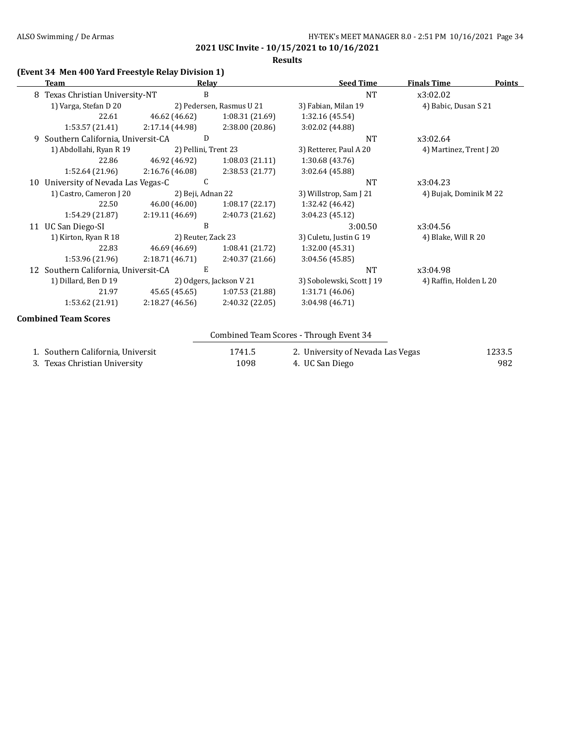## 2021 USC Invite - 10/15/2021 to 10/16/2021

### Results

**(Event 34 Men 400 Yard Freestyle Relay Division 1)**

| | Team | Relay | | Seed Time | Finals Time | Points |
|---|---|---|---|---|---|---|
| 8 | Texas Christian University-NT | B | | NT | x3:02.02 | |
| | 1) Varga, Stefan D 20 | 2) Pedersen, Rasmus U 21 | | 3) Fabian, Milan 19 | 4) Babic, Dusan S 21 | |
| | 22.61 | 46.62 (46.62) | 1:08.31 (21.69) | 1:32.16 (45.54) | | |
| | 1:53.57 (21.41) | 2:17.14 (44.98) | 2:38.00 (20.86) | 3:02.02 (44.88) | | |
| 9 | Southern California, Universit-CA | D | | NT | x3:02.64 | |
| | 1) Abdollahi, Ryan R 19 | 2) Pellini, Trent 23 | | 3) Retterer, Paul A 20 | 4) Martinez, Trent J 20 | |
| | 22.86 | 46.92 (46.92) | 1:08.03 (21.11) | 1:30.68 (43.76) | | |
| | 1:52.64 (21.96) | 2:16.76 (46.08) | 2:38.53 (21.77) | 3:02.64 (45.88) | | |
| 10 | University of Nevada Las Vegas-C | C | | NT | x3:04.23 | |
| | 1) Castro, Cameron J 20 | 2) Beji, Adnan 22 | | 3) Willstrop, Sam J 21 | 4) Bujak, Dominik M 22 | |
| | 22.50 | 46.00 (46.00) | 1:08.17 (22.17) | 1:32.42 (46.42) | | |
| | 1:54.29 (21.87) | 2:19.11 (46.69) | 2:40.73 (21.62) | 3:04.23 (45.12) | | |
| 11 | UC San Diego-SI | B | | 3:00.50 | x3:04.56 | |
| | 1) Kirton, Ryan R 18 | 2) Reuter, Zack 23 | | 3) Culetu, Justin G 19 | 4) Blake, Will R 20 | |
| | 22.83 | 46.69 (46.69) | 1:08.41 (21.72) | 1:32.00 (45.31) | | |
| | 1:53.96 (21.96) | 2:18.71 (46.71) | 2:40.37 (21.66) | 3:04.56 (45.85) | | |
| 12 | Southern California, Universit-CA | E | | NT | x3:04.98 | |
| | 1) Dillard, Ben D 19 | 2) Odgers, Jackson V 21 | | 3) Sobolewski, Scott J 19 | 4) Raffin, Holden L 20 | |
| | 21.97 | 45.65 (45.65) | 1:07.53 (21.88) | 1:31.71 (46.06) | | |
| | 1:53.62 (21.91) | 2:18.27 (46.56) | 2:40.32 (22.05) | 3:04.98 (46.71) | | |

### Combined Team Scores

Combined Team Scores - Through Event 34

| | | | |
|---|---|---|---|
| 1. Southern California, Universit | 1741.5 | 2. University of Nevada Las Vegas | 1233.5 |
| 3. Texas Christian University | 1098 | 4. UC San Diego | 982 |